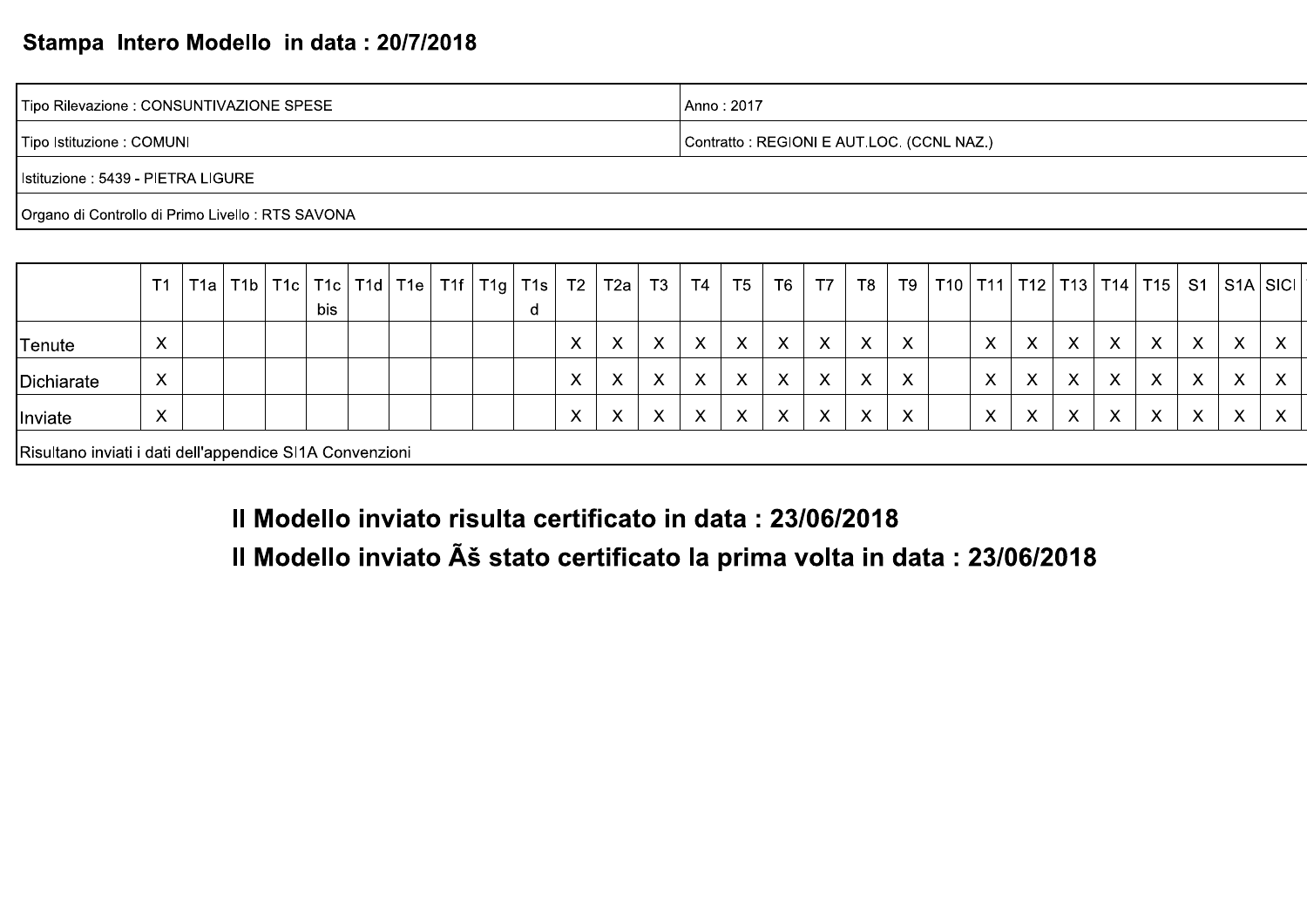# Stampa Intero Modello in data : 20/7/2018

| Tipo Rilevazione : CONSUNTIVAZIONE SPESE | Anno : 2017 |
|---|---|
| Tipo Istituzione : COMUNI | Contratto : REGIONI E AUT.LOC. (CCNL NAZ.) |
| Istituzione : 5439 - PIETRA LIGURE | |
| Organo di Controllo di Primo Livello : RTS SAVONA | |

| | T1 | T1a | T1b | T1c | T1c bis | T1d | T1e | T1f | T1g | T1s d | T2 | T2a | T3 | T4 | T5 | T6 | T7 | T8 | T9 | T10 | T11 | T12 | T13 | T14 | T15 | S1 | S1A | SICI |
|---|---|---|---|---|---|---|---|---|---|---|---|---|---|---|---|---|---|---|---|---|---|---|---|---|---|---|---|---|
| Tenute | X | | | | | | | | | | X | X | X | X | X | X | X | X | X | | X | X | X | X | X | X | X | X |
| Dichiarate | X | | | | | | | | | | X | X | X | X | X | X | X | X | X | | X | X | X | X | X | X | X | X |
| Inviate | X | | | | | | | | | | X | X | X | X | X | X | X | X | X | | X | X | X | X | X | X | X | X |

Risultano inviati i dati dell'appendice SI1A Convenzioni

**Il Modello inviato risulta certificato in data : 23/06/2018**

**Il Modello inviato Ãš stato certificato la prima volta in data : 23/06/2018**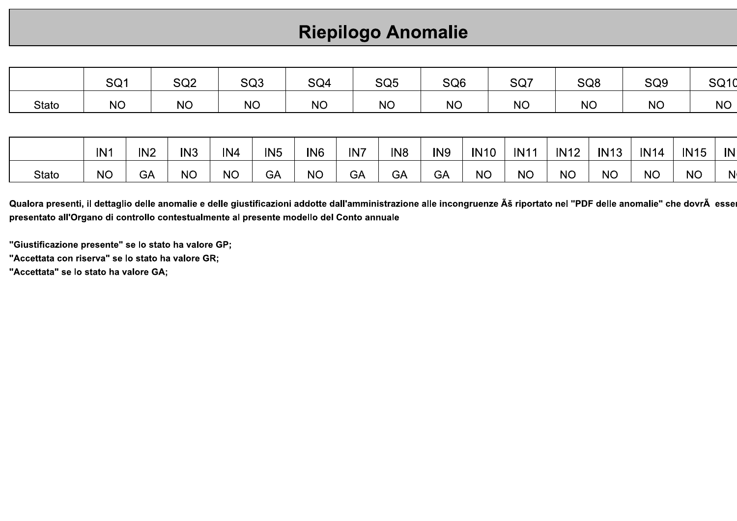# Riepilogo Anomalie

| | SQ1 | SQ2 | SQ3 | SQ4 | SQ5 | SQ6 | SQ7 | SQ8 | SQ9 | SQ10 |
|---|---|---|---|---|---|---|---|---|---|---|
| Stato | NO | NO | NO | NO | NO | NO | NO | NO | NO | NO |

| | IN1 | IN2 | IN3 | IN4 | IN5 | IN6 | IN7 | IN8 | IN9 | IN10 | IN11 | IN12 | IN13 | IN14 | IN15 | IN |
|---|---|---|---|---|---|---|---|---|---|---|---|---|---|---|---|---|
| Stato | NO | GA | NO | NO | GA | NO | GA | GA | GA | NO | NO | NO | NO | NO | NO | N |

**Qualora presenti, il dettaglio delle anomalie e delle giustificazioni addotte dall'amministrazione alle incongruenze Ãš riportato nel "PDF delle anomalie" che dovrÃ esser presentato all'Organo di controllo contestualmente al presente modello del Conto annuale**

**"Giustificazione presente" se lo stato ha valore GP;**
**"Accettata con riserva" se lo stato ha valore GR;**
**"Accettata" se lo stato ha valore GA;**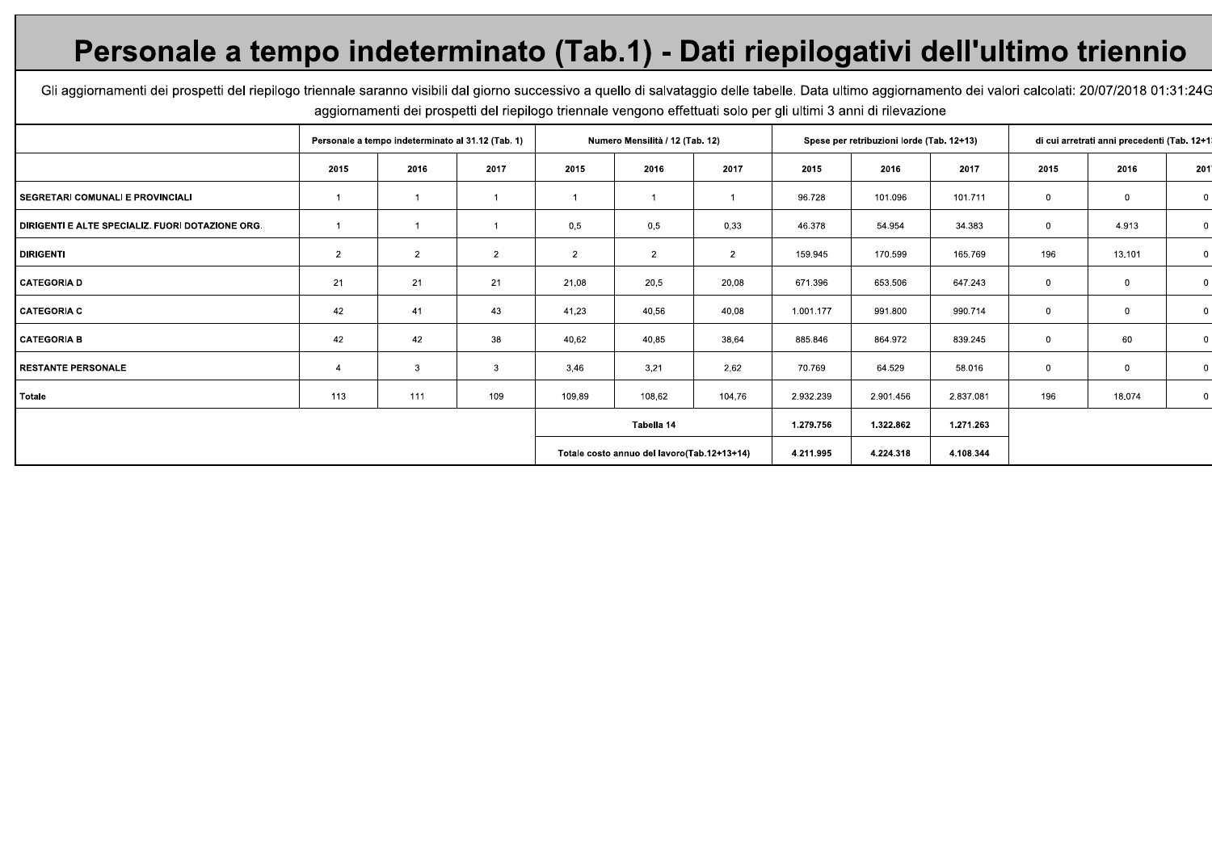# Personale a tempo indeterminato (Tab.1) - Dati riepilogativi dell'ultimo triennio

Gli aggiornamenti dei prospetti del riepilogo triennale saranno visibili dal giorno successivo a quello di salvataggio delle tabelle. Data ultimo aggiornamento dei valori calcolati: 20/07/2018 01:31:24G aggiornamenti dei prospetti del riepilogo triennale vengono effettuati solo per gli ultimi 3 anni di rilevazione

| | Personale a tempo indeterminato al 31.12 (Tab. 1) | | | Numero Mensilità / 12 (Tab. 12) | | | Spese per retribuzioni lorde (Tab. 12+13) | | | di cui arretrati anni precedenti (Tab. 12+1 | | |
|---|---|---|---|---|---|---|---|---|---|---|---|---|
| | 2015 | 2016 | 2017 | 2015 | 2016 | 2017 | 2015 | 2016 | 2017 | 2015 | 2016 | 201 |
| SEGRETARI COMUNALI E PROVINCIALI | 1 | 1 | 1 | 1 | 1 | 1 | 96.728 | 101.096 | 101.711 | 0 | 0 | 0 |
| DIRIGENTI E ALTE SPECIALIZ. FUORI DOTAZIONE ORG. | 1 | 1 | 1 | 0,5 | 0,5 | 0,33 | 46.378 | 54.954 | 34.383 | 0 | 4.913 | 0 |
| DIRIGENTI | 2 | 2 | 2 | 2 | 2 | 2 | 159.945 | 170.599 | 165.769 | 196 | 13.101 | 0 |
| CATEGORIA D | 21 | 21 | 21 | 21,08 | 20,5 | 20,08 | 671.396 | 653.506 | 647.243 | 0 | 0 | 0 |
| CATEGORIA C | 42 | 41 | 43 | 41,23 | 40,56 | 40,08 | 1.001.177 | 991.800 | 990.714 | 0 | 0 | 0 |
| CATEGORIA B | 42 | 42 | 38 | 40,62 | 40,85 | 38,64 | 885.846 | 864.972 | 839.245 | 0 | 60 | 0 |
| RESTANTE PERSONALE | 4 | 3 | 3 | 3,46 | 3,21 | 2,62 | 70.769 | 64.529 | 58.016 | 0 | 0 | 0 |
| Totale | 113 | 111 | 109 | 109,89 | 108,62 | 104,76 | 2.932.239 | 2.901.456 | 2.837.081 | 196 | 18.074 | 0 |
| | | | | Tabella 14 | | | 1.279.756 | 1.322.862 | 1.271.263 | | | |
| | | | | Totale costo annuo del lavoro(Tab.12+13+14) | | | 4.211.995 | 4.224.318 | 4.108.344 | | | |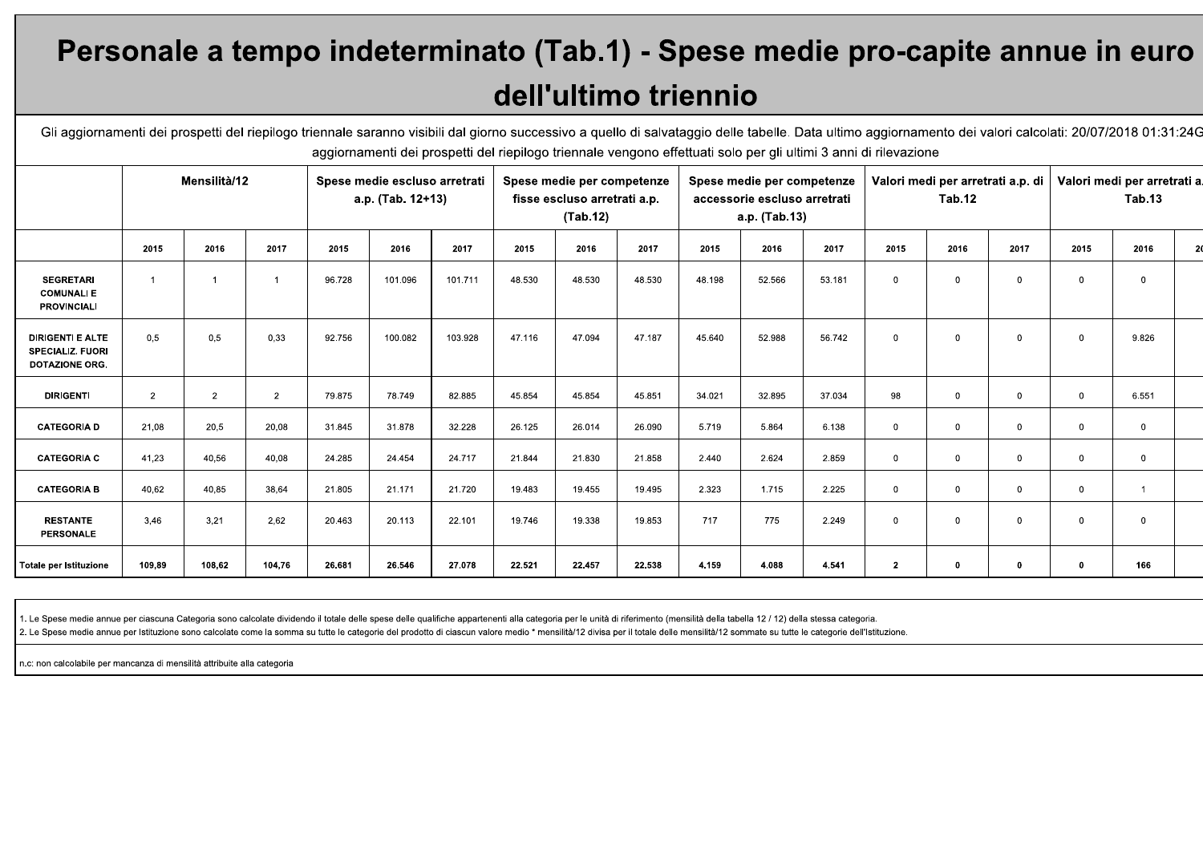# Personale a tempo indeterminato (Tab.1) - Spese medie pro-capite annue in euro dell'ultimo triennio

Gli aggiornamenti dei prospetti del riepilogo triennale saranno visibili dal giorno successivo a quello di salvataggio delle tabelle. Data ultimo aggiornamento dei valori calcolati: 20/07/2018 01:31:24G aggiornamenti dei prospetti del riepilogo triennale vengono effettuati solo per gli ultimi 3 anni di rilevazione

| | Mensilità/12 | | | Spese medie escluso arretrati a.p. (Tab. 12+13) | | | Spese medie per competenze fisse escluso arretrati a.p. (Tab.12) | | | Spese medie per competenze accessorie escluso arretrati a.p. (Tab.13) | | | Valori medi per arretrati a.p. di Tab.12 | | | Valori medi per arretrati a. Tab.13 | | |
|---|---|---|---|---|---|---|---|---|---|---|---|---|---|---|---|---|---|---|
| | 2015 | 2016 | 2017 | 2015 | 2016 | 2017 | 2015 | 2016 | 2017 | 2015 | 2016 | 2017 | 2015 | 2016 | 2017 | 2015 | 2016 | 20 |
| SEGRETARI COMUNALI E PROVINCIALI | 1 | 1 | 1 | 96.728 | 101.096 | 101.711 | 48.530 | 48.530 | 48.530 | 48.198 | 52.566 | 53.181 | 0 | 0 | 0 | 0 | 0 | |
| DIRIGENTI E ALTE SPECIALIZ. FUORI DOTAZIONE ORG. | 0,5 | 0,5 | 0,33 | 92.756 | 100.082 | 103.928 | 47.116 | 47.094 | 47.187 | 45.640 | 52.988 | 56.742 | 0 | 0 | 0 | 0 | 9.826 | |
| DIRIGENTI | 2 | 2 | 2 | 79.875 | 78.749 | 82.885 | 45.854 | 45.854 | 45.851 | 34.021 | 32.895 | 37.034 | 98 | 0 | 0 | 0 | 6.551 | |
| CATEGORIA D | 21,08 | 20,5 | 20,08 | 31.845 | 31.878 | 32.228 | 26.125 | 26.014 | 26.090 | 5.719 | 5.864 | 6.138 | 0 | 0 | 0 | 0 | 0 | |
| CATEGORIA C | 41,23 | 40,56 | 40,08 | 24.285 | 24.454 | 24.717 | 21.844 | 21.830 | 21.858 | 2.440 | 2.624 | 2.859 | 0 | 0 | 0 | 0 | 0 | |
| CATEGORIA B | 40,62 | 40,85 | 38,64 | 21.805 | 21.171 | 21.720 | 19.483 | 19.455 | 19.495 | 2.323 | 1.715 | 2.225 | 0 | 0 | 0 | 0 | 1 | |
| RESTANTE PERSONALE | 3,46 | 3,21 | 2,62 | 20.463 | 20.113 | 22.101 | 19.746 | 19.338 | 19.853 | 717 | 775 | 2.249 | 0 | 0 | 0 | 0 | 0 | |
| **Totale per Istituzione** | **109,89** | **108,62** | **104,76** | **26.681** | **26.546** | **27.078** | **22.521** | **22.457** | **22.538** | **4.159** | **4.088** | **4.541** | **2** | **0** | **0** | **0** | **166** | |

1. Le Spese medie annue per ciascuna Categoria sono calcolate dividendo il totale delle spese delle qualifiche appartenenti alla categoria per le unità di riferimento (mensilità della tabella 12 / 12) della stessa categoria.
2. Le Spese medie annue per Istituzione sono calcolate come la somma su tutte le categorie del prodotto di ciascun valore medio * mensilità/12 divisa per il totale delle mensilità/12 sommate su tutte le categorie dell'Istituzione.

n.c: non calcolabile per mancanza di mensilità attribuite alla categoria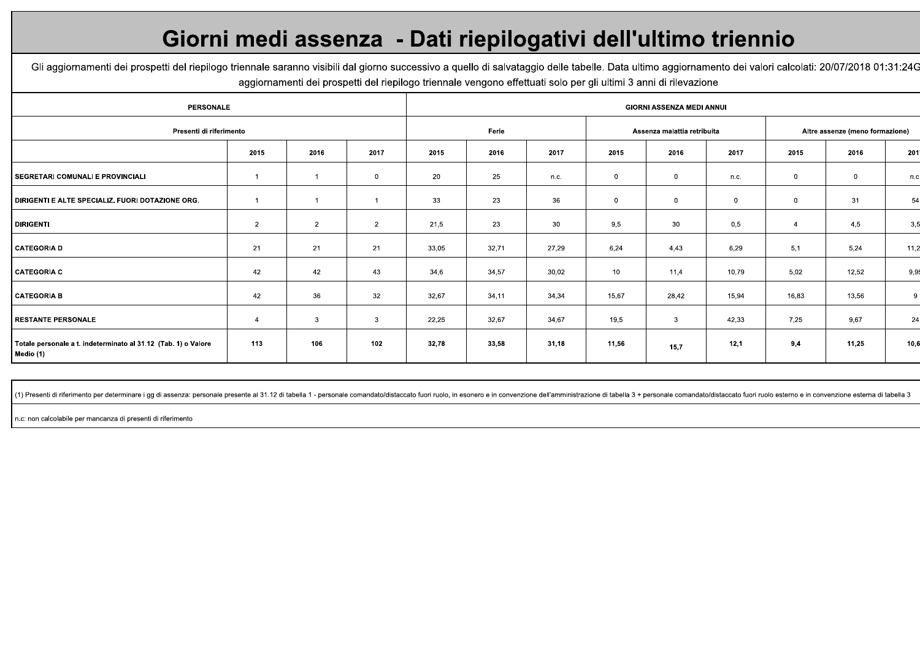# Giorni medi assenza - Dati riepilogativi dell'ultimo triennio

Gli aggiornamenti dei prospetti del riepilogo triennale saranno visibili dal giorno successivo a quello di salvataggio delle tabelle. Data ultimo aggiornamento dei valori calcolati: 20/07/2018 01:31:24G aggiornamenti dei prospetti del riepilogo triennale vengono effettuati solo per gli ultimi 3 anni di rilevazione

| PERSONALE | | | | GIORNI ASSENZA MEDI ANNUI | | | | | | | | |
|---|---|---|---|---|---|---|---|---|---|---|---|---|
| Presenti di riferimento | | | | Ferie | | | Assenza malattia retribuita | | | Altre assenze (meno formazione) | | |
| | 2015 | 2016 | 2017 | 2015 | 2016 | 2017 | 2015 | 2016 | 2017 | 2015 | 2016 | 201 |
| SEGRETARI COMUNALI E PROVINCIALI | 1 | 1 | 0 | 20 | 25 | n.c. | 0 | 0 | n.c. | 0 | 0 | n.c |
| DIRIGENTI E ALTE SPECIALIZ. FUORI DOTAZIONE ORG. | 1 | 1 | 1 | 33 | 23 | 36 | 0 | 0 | 0 | 0 | 31 | 54 |
| DIRIGENTI | 2 | 2 | 2 | 21,5 | 23 | 30 | 9,5 | 30 | 0,5 | 4 | 4,5 | 3,5 |
| CATEGORIA D | 21 | 21 | 21 | 33,05 | 32,71 | 27,29 | 6,24 | 4,43 | 6,29 | 5,1 | 5,24 | 11,2 |
| CATEGORIA C | 42 | 42 | 43 | 34,6 | 34,57 | 30,02 | 10 | 11,4 | 10,79 | 5,02 | 12,52 | 9,9 |
| CATEGORIA B | 42 | 36 | 32 | 32,67 | 34,11 | 34,34 | 15,67 | 28,42 | 15,94 | 16,83 | 13,56 | 9 |
| RESTANTE PERSONALE | 4 | 3 | 3 | 22,25 | 32,67 | 34,67 | 19,5 | 3 | 42,33 | 7,25 | 9,67 | 24 |
| **Totale personale a t. indeterminato al 31.12 (Tab. 1) o Valore Medio (1)** | **113** | **106** | **102** | **32,78** | **33,58** | **31,18** | **11,56** | **15,7** | **12,1** | **9,4** | **11,25** | **10,6** |

(1) Presenti di riferimento per determinare i gg di assenza: personale presente al 31.12 di tabella 1 - personale comandato/distaccato fuori ruolo, in esonero e in convenzione dell'amministrazione di tabella 3 + personale comandato/distaccato fuori ruolo esterno e in convenzione esterna di tabella 3

n.c: non calcolabile per mancanza di presenti di riferimento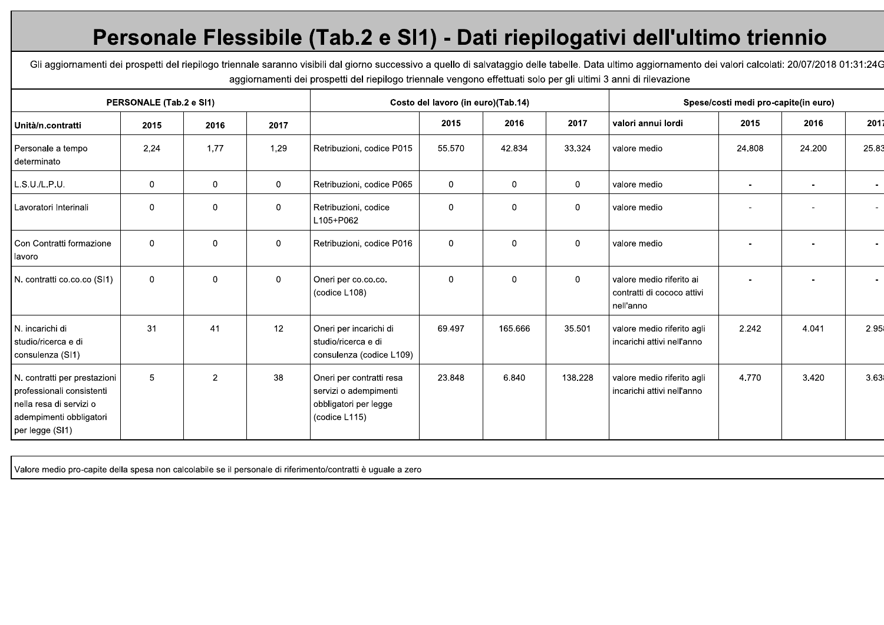# Personale Flessibile (Tab.2 e SI1) - Dati riepilogativi dell'ultimo triennio

Gli aggiornamenti dei prospetti del riepilogo triennale saranno visibili dal giorno successivo a quello di salvataggio delle tabelle. Data ultimo aggiornamento dei valori calcolati: 20/07/2018 01:31:24G aggiornamenti dei prospetti del riepilogo triennale vengono effettuati solo per gli ultimi 3 anni di rilevazione

| PERSONALE (Tab.2 e SI1) | | | | Costo del lavoro (in euro)(Tab.14) | | | | Spese/costi medi pro-capite(in euro) | | | |
|---|---|---|---|---|---|---|---|---|---|---|---|
| Unità/n.contratti | 2015 | 2016 | 2017 | | 2015 | 2016 | 2017 | valori annui lordi | 2015 | 2016 | 2017 |
| Personale a tempo determinato | 2,24 | 1,77 | 1,29 | Retribuzioni, codice P015 | 55.570 | 42.834 | 33.324 | valore medio | 24.808 | 24.200 | 25.83 |
| L.S.U./L.P.U. | 0 | 0 | 0 | Retribuzioni, codice P065 | 0 | 0 | 0 | valore medio | - | - | - |
| Lavoratori Interinali | 0 | 0 | 0 | Retribuzioni, codice L105+P062 | 0 | 0 | 0 | valore medio | - | - | - |
| Con Contratti formazione lavoro | 0 | 0 | 0 | Retribuzioni, codice P016 | 0 | 0 | 0 | valore medio | - | - | - |
| N. contratti co.co.co (SI1) | 0 | 0 | 0 | Oneri per co.co.co. (codice L108) | 0 | 0 | 0 | valore medio riferito ai contratti di cococo attivi nell'anno | - | - | - |
| N. incarichi di studio/ricerca e di consulenza (SI1) | 31 | 41 | 12 | Oneri per incarichi di studio/ricerca e di consulenza (codice L109) | 69.497 | 165.666 | 35.501 | valore medio riferito agli incarichi attivi nell'anno | 2.242 | 4.041 | 2.95 |
| N. contratti per prestazioni professionali consistenti nella resa di servizi o adempimenti obbligatori per legge (SI1) | 5 | 2 | 38 | Oneri per contratti resa servizi o adempimenti obbligatori per legge (codice L115) | 23.848 | 6.840 | 138.228 | valore medio riferito agli incarichi attivi nell'anno | 4.770 | 3.420 | 3.63 |

Valore medio pro-capite della spesa non calcolabile se il personale di riferimento/contratti è uguale a zero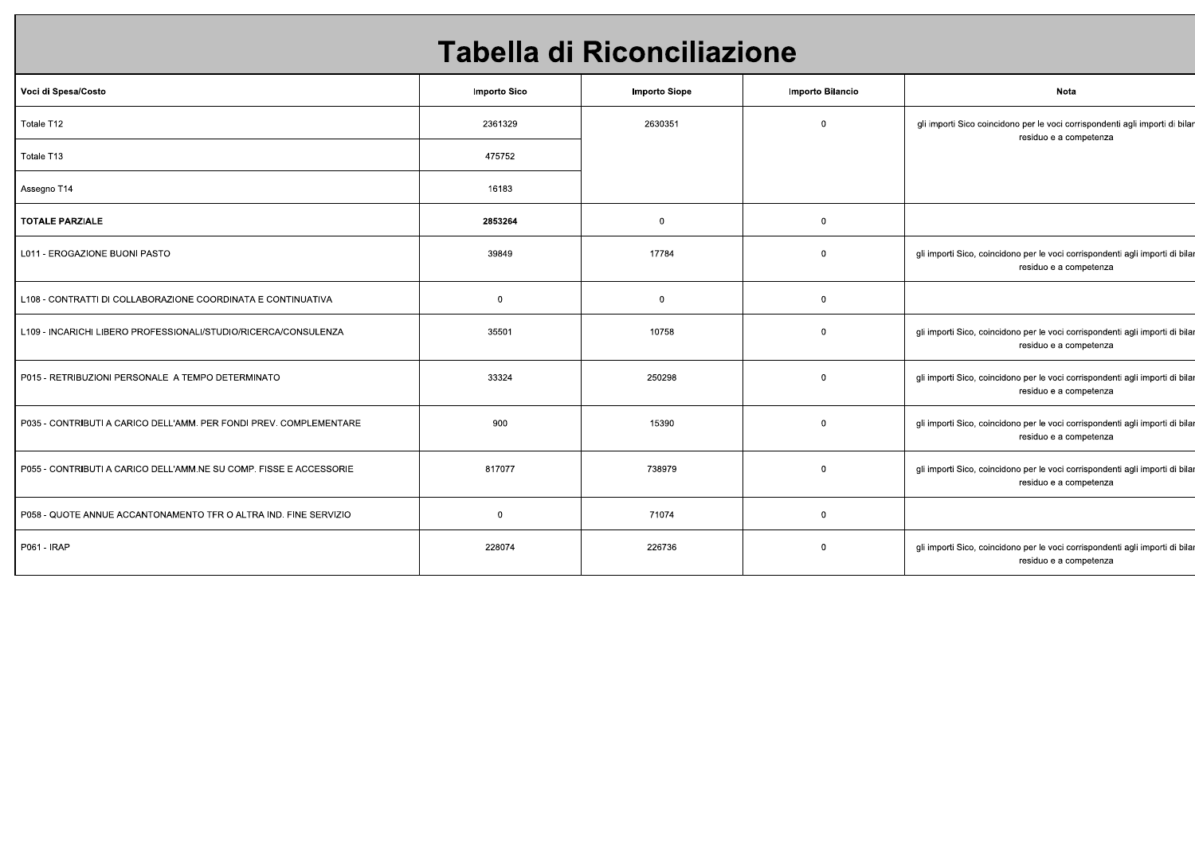# Tabella di Riconciliazione

| Voci di Spesa/Costo | Importo Sico | Importo Siope | Importo Bilancio | Nota |
|---|---|---|---|---|
| Totale T12 | 2361329 | 2630351 | 0 | gli importi Sico coincidono per le voci corrispondenti agli importi di bilar residuo e a competenza |
| Totale T13 | 475752 | | | |
| Assegno T14 | 16183 | | | |
| **TOTALE PARZIALE** | **2853264** | 0 | 0 | |
| L011 - EROGAZIONE BUONI PASTO | 39849 | 17784 | 0 | gli importi Sico, coincidono per le voci corrispondenti agli importi di bilar residuo e a competenza |
| L108 - CONTRATTI DI COLLABORAZIONE COORDINATA E CONTINUATIVA | 0 | 0 | 0 | |
| L109 - INCARICHI LIBERO PROFESSIONALI/STUDIO/RICERCA/CONSULENZA | 35501 | 10758 | 0 | gli importi Sico, coincidono per le voci corrispondenti agli importi di bilar residuo e a competenza |
| P015 - RETRIBUZIONI PERSONALE A TEMPO DETERMINATO | 33324 | 250298 | 0 | gli importi Sico, coincidono per le voci corrispondenti agli importi di bilar residuo e a competenza |
| P035 - CONTRIBUTI A CARICO DELL'AMM. PER FONDI PREV. COMPLEMENTARE | 900 | 15390 | 0 | gli importi Sico, coincidono per le voci corrispondenti agli importi di bilar residuo e a competenza |
| P055 - CONTRIBUTI A CARICO DELL'AMM.NE SU COMP. FISSE E ACCESSORIE | 817077 | 738979 | 0 | gli importi Sico, coincidono per le voci corrispondenti agli importi di bilar residuo e a competenza |
| P058 - QUOTE ANNUE ACCANTONAMENTO TFR O ALTRA IND. FINE SERVIZIO | 0 | 71074 | 0 | |
| P061 - IRAP | 228074 | 226736 | 0 | gli importi Sico, coincidono per le voci corrispondenti agli importi di bilar residuo e a competenza |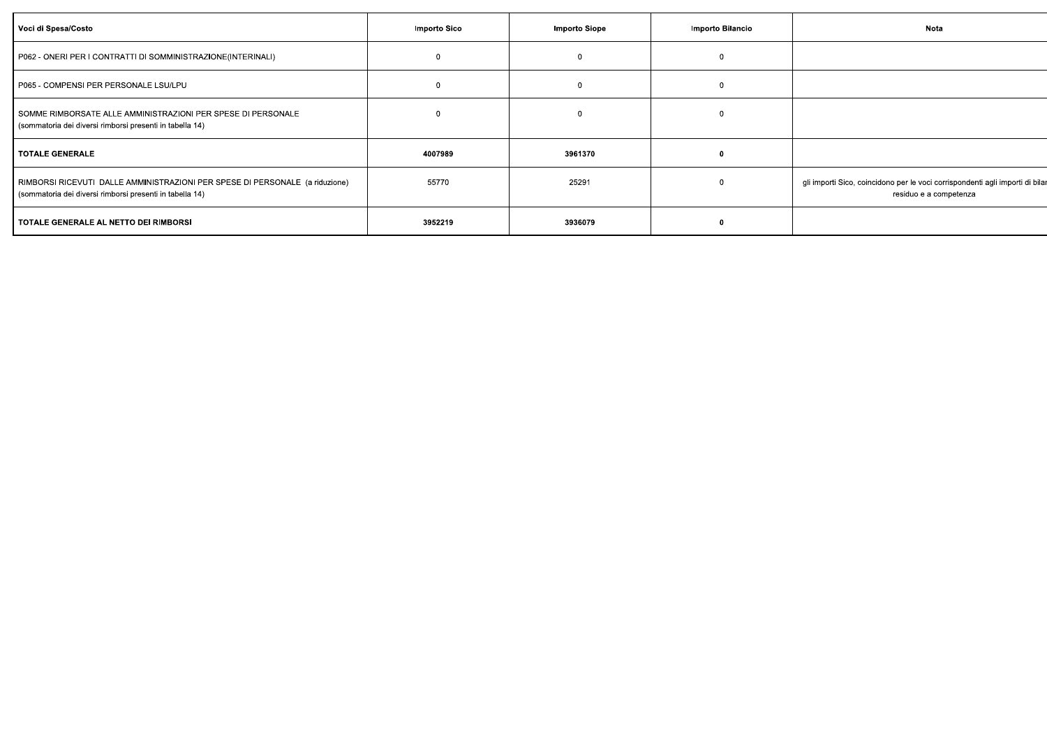| Voci di Spesa/Costo | Importo Sico | Importo Siope | Importo Bilancio | Nota |
|---|---|---|---|---|
| P062 - ONERI PER I CONTRATTI DI SOMMINISTRAZIONE(INTERINALI) | 0 | 0 | 0 | |
| P065 - COMPENSI PER PERSONALE LSU/LPU | 0 | 0 | 0 | |
| SOMME RIMBORSATE ALLE AMMINISTRAZIONI PER SPESE DI PERSONALE (sommatoria dei diversi rimborsi presenti in tabella 14) | 0 | 0 | 0 | |
| **TOTALE GENERALE** | **4007989** | **3961370** | **0** | |
| RIMBORSI RICEVUTI DALLE AMMINISTRAZIONI PER SPESE DI PERSONALE (a riduzione) (sommatoria dei diversi rimborsi presenti in tabella 14) | 55770 | 25291 | 0 | gli importi Sico, coincidono per le voci corrispondenti agli importi di bilan residuo e a competenza |
| **TOTALE GENERALE AL NETTO DEI RIMBORSI** | **3952219** | **3936079** | **0** | |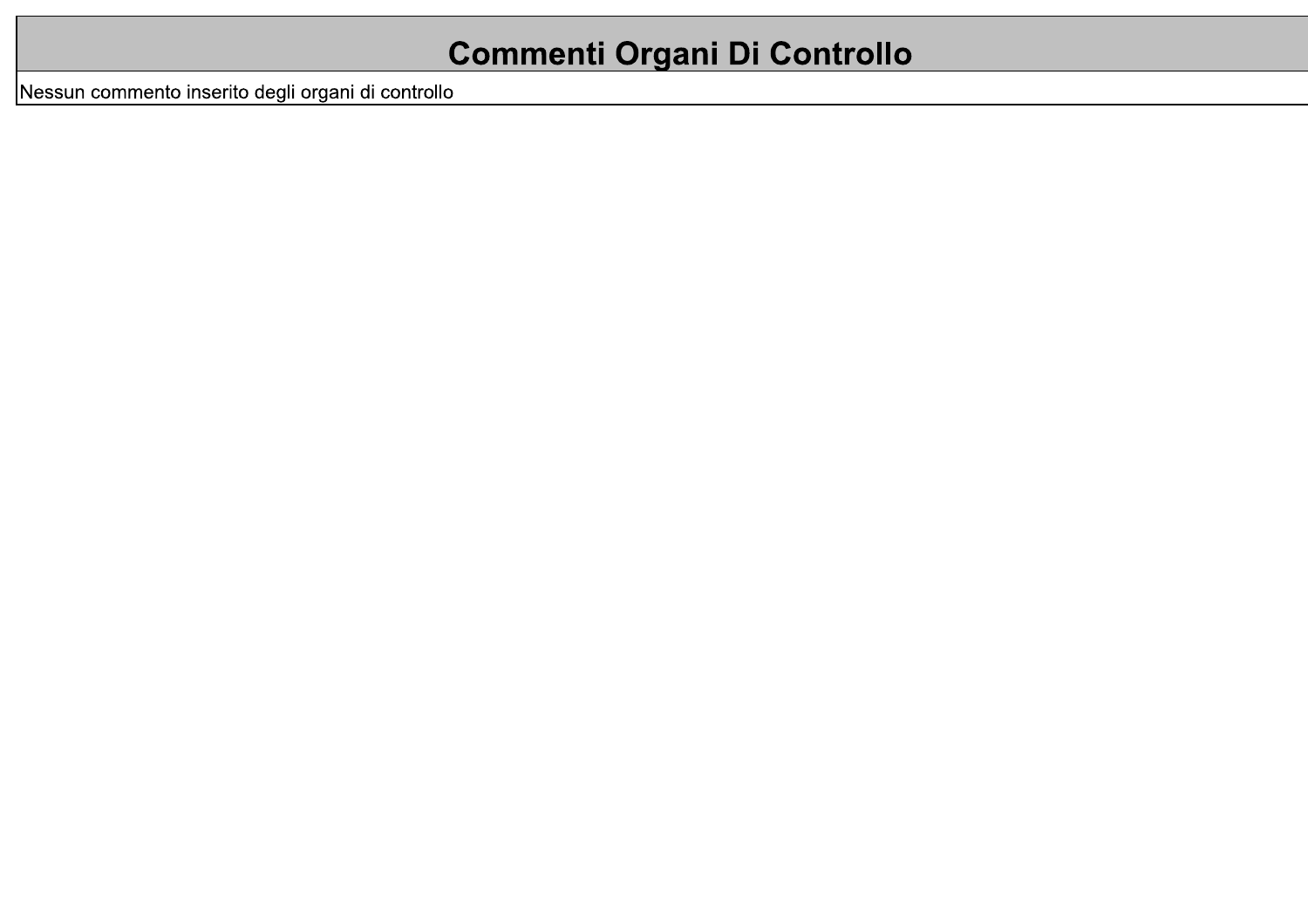# Commenti Organi Di Controllo

Nessun commento inserito degli organi di controllo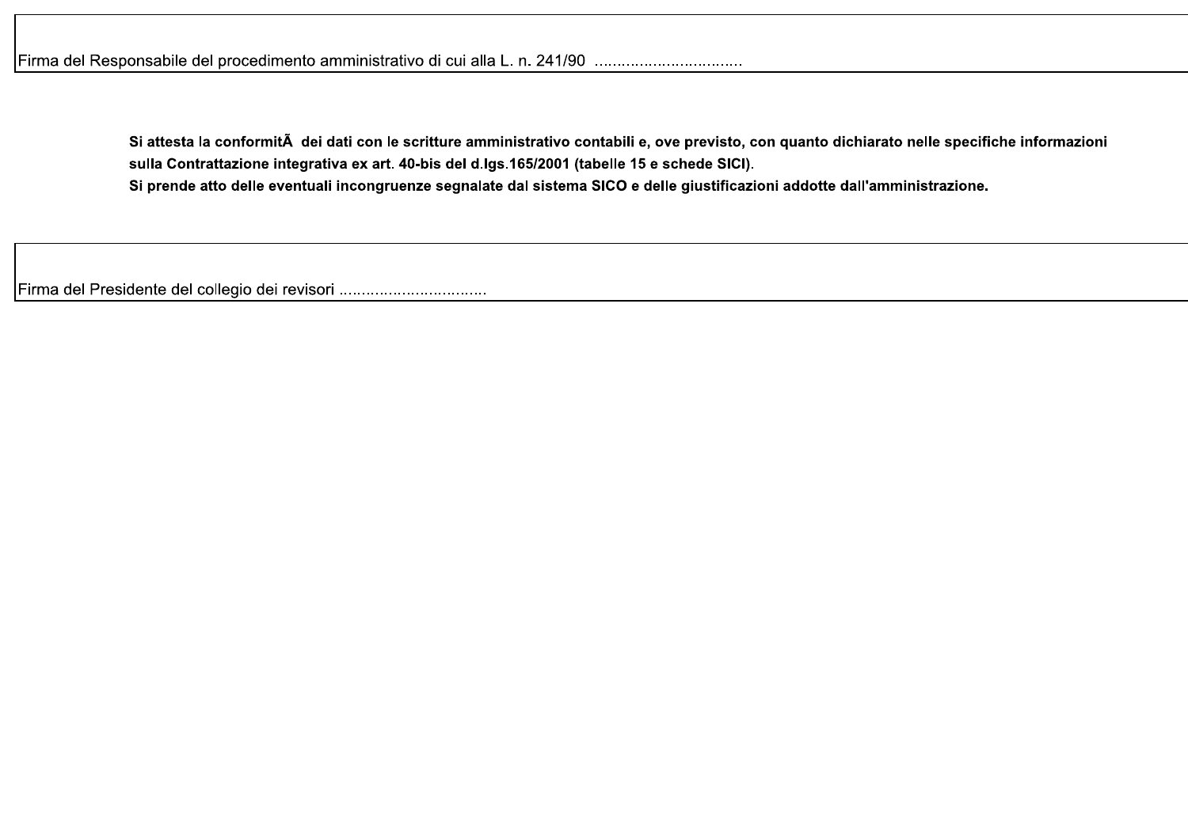Firma del Responsabile del procedimento amministrativo di cui alla L. n. 241/90 ................................

**Si attesta la conformitÃ  dei dati con le scritture amministrativo contabili e, ove previsto, con quanto dichiarato nelle specifiche informazioni sulla Contrattazione integrativa ex art. 40-bis del d.lgs.165/2001 (tabelle 15 e schede SICI).**
**Si prende atto delle eventuali incongruenze segnalate dal sistema SICO e delle giustificazioni addotte dall'amministrazione.**

Firma del Presidente del collegio dei revisori ................................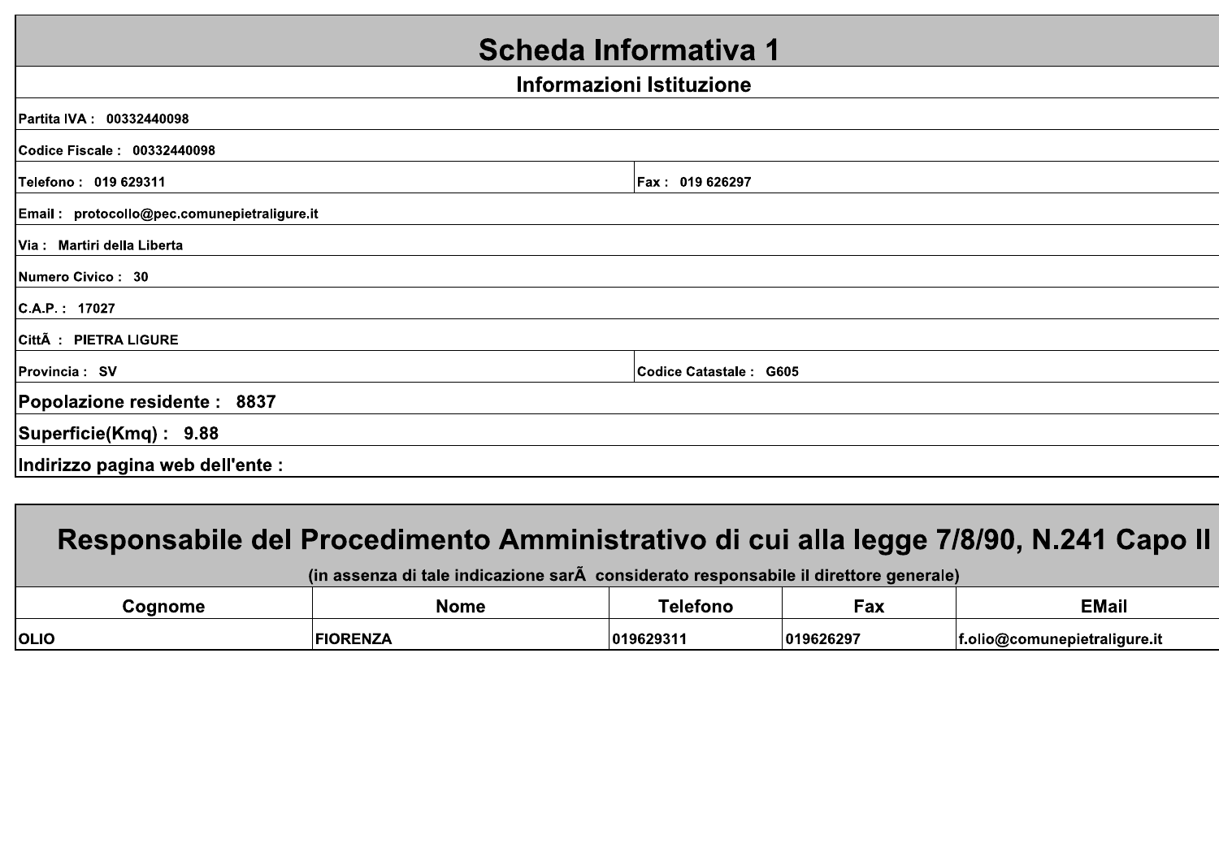# Scheda Informativa 1

## Informazioni Istituzione

| | |
|---|---|
| Partita IVA : 00332440098 | |
| Codice Fiscale : 00332440098 | |
| Telefono : 019 629311 | Fax : 019 626297 |
| Email : protocollo@pec.comunepietraligure.it | |
| Via : Martiri della Liberta | |
| Numero Civico : 30 | |
| C.A.P. : 17027 | |
| CittÃ : PIETRA LIGURE | |
| Provincia : SV | Codice Catastale : G605 |
| **Popolazione residente : 8837** | |
| **Superficie(Kmq) : 9.88** | |
| **Indirizzo pagina web dell'ente :** | |

## Responsabile del Procedimento Amministrativo di cui alla legge 7/8/90, N.241 Capo II

(in assenza di tale indicazione sarÃ considerato responsabile il direttore generale)

| Cognome | Nome | Telefono | Fax | EMail |
|---|---|---|---|---|
| OLIO | FIORENZA | 019629311 | 019626297 | f.olio@comunepietraligure.it |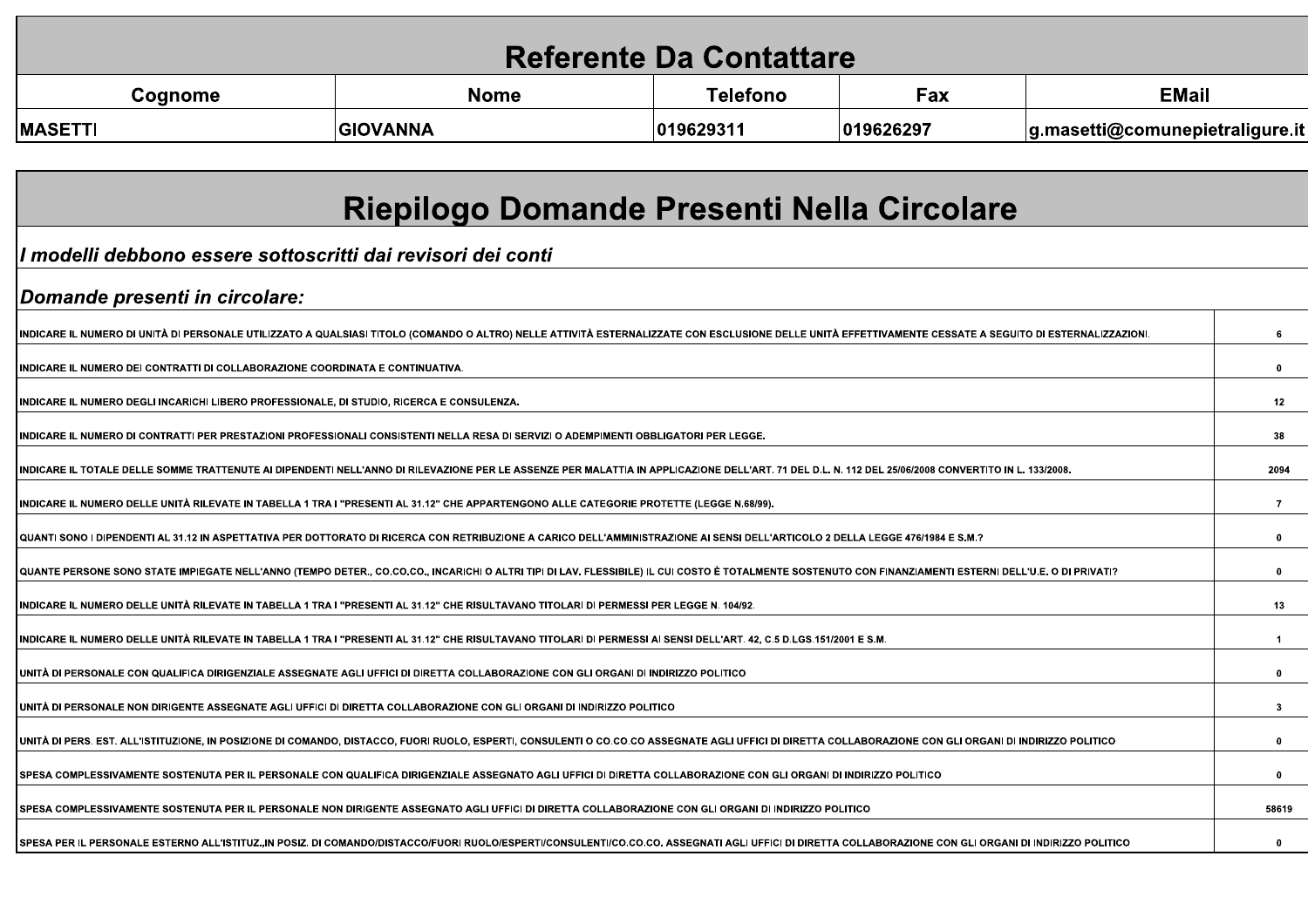## Referente Da Contattare

| Cognome | Nome | Telefono | Fax | EMail |
| --- | --- | --- | --- | --- |
| MASETTI | GIOVANNA | 019629311 | 019626297 | g.masetti@comunepietraligure.it |

## Riepilogo Domande Presenti Nella Circolare

***I modelli debbono essere sottoscritti dai revisori dei conti***

***Domande presenti in circolare:***

| Domanda | Valore |
| --- | --- |
| INDICARE IL NUMERO DI UNITÀ DI PERSONALE UTILIZZATO A QUALSIASI TITOLO (COMANDO O ALTRO) NELLE ATTIVITÀ ESTERNALIZZATE CON ESCLUSIONE DELLE UNITÀ EFFETTIVAMENTE CESSATE A SEGUITO DI ESTERNALIZZAZIONI. | 6 |
| INDICARE IL NUMERO DEI CONTRATTI DI COLLABORAZIONE COORDINATA E CONTINUATIVA. | 0 |
| INDICARE IL NUMERO DEGLI INCARICHI LIBERO PROFESSIONALE, DI STUDIO, RICERCA E CONSULENZA. | 12 |
| INDICARE IL NUMERO DI CONTRATTI PER PRESTAZIONI PROFESSIONALI CONSISTENTI NELLA RESA DI SERVIZI O ADEMPIMENTI OBBLIGATORI PER LEGGE. | 38 |
| INDICARE IL TOTALE DELLE SOMME TRATTENUTE AI DIPENDENTI NELL'ANNO DI RILEVAZIONE PER LE ASSENZE PER MALATTIA IN APPLICAZIONE DELL'ART. 71 DEL D.L. N. 112 DEL 25/06/2008 CONVERTITO IN L. 133/2008. | 2094 |
| INDICARE IL NUMERO DELLE UNITÀ RILEVATE IN TABELLA 1 TRA I "PRESENTI AL 31.12" CHE APPARTENGONO ALLE CATEGORIE PROTETTE (LEGGE N.68/99). | 7 |
| QUANTI SONO I DIPENDENTI AL 31.12 IN ASPETTATIVA PER DOTTORATO DI RICERCA CON RETRIBUZIONE A CARICO DELL'AMMINISTRAZIONE AI SENSI DELL'ARTICOLO 2 DELLA LEGGE 476/1984 E S.M.? | 0 |
| QUANTE PERSONE SONO STATE IMPIEGATE NELL'ANNO (TEMPO DETER., CO.CO.CO., INCARICHI O ALTRI TIPI DI LAV. FLESSIBILE) IL CUI COSTO È TOTALMENTE SOSTENUTO CON FINANZIAMENTI ESTERNI DELL'U.E. O DI PRIVATI? | 0 |
| INDICARE IL NUMERO DELLE UNITÀ RILEVATE IN TABELLA 1 TRA I "PRESENTI AL 31.12" CHE RISULTAVANO TITOLARI DI PERMESSI PER LEGGE N. 104/92. | 13 |
| INDICARE IL NUMERO DELLE UNITÀ RILEVATE IN TABELLA 1 TRA I "PRESENTI AL 31.12" CHE RISULTAVANO TITOLARI DI PERMESSI AI SENSI DELL'ART. 42, C.5 D.LGS.151/2001 E S.M. | 1 |
| UNITÀ DI PERSONALE CON QUALIFICA DIRIGENZIALE ASSEGNATE AGLI UFFICI DI DIRETTA COLLABORAZIONE CON GLI ORGANI DI INDIRIZZO POLITICO | 0 |
| UNITÀ DI PERSONALE NON DIRIGENTE ASSEGNATE AGLI UFFICI DI DIRETTA COLLABORAZIONE CON GLI ORGANI DI INDIRIZZO POLITICO | 3 |
| UNITÀ DI PERS. EST. ALL'ISTITUZIONE, IN POSIZIONE DI COMANDO, DISTACCO, FUORI RUOLO, ESPERTI, CONSULENTI O CO.CO.CO ASSEGNATE AGLI UFFICI DI DIRETTA COLLABORAZIONE CON GLI ORGANI DI INDIRIZZO POLITICO | 0 |
| SPESA COMPLESSIVAMENTE SOSTENUTA PER IL PERSONALE CON QUALIFICA DIRIGENZIALE ASSEGNATO AGLI UFFICI DI DIRETTA COLLABORAZIONE CON GLI ORGANI DI INDIRIZZO POLITICO | 0 |
| SPESA COMPLESSIVAMENTE SOSTENUTA PER IL PERSONALE NON DIRIGENTE ASSEGNATO AGLI UFFICI DI DIRETTA COLLABORAZIONE CON GLI ORGANI DI INDIRIZZO POLITICO | 58619 |
| SPESA PER IL PERSONALE ESTERNO ALL'ISTITUZ.,IN POSIZ. DI COMANDO/DISTACCO/FUORI RUOLO/ESPERTI/CONSULENTI/CO.CO.CO. ASSEGNATI AGLI UFFICI DI DIRETTA COLLABORAZIONE CON GLI ORGANI DI INDIRIZZO POLITICO | 0 |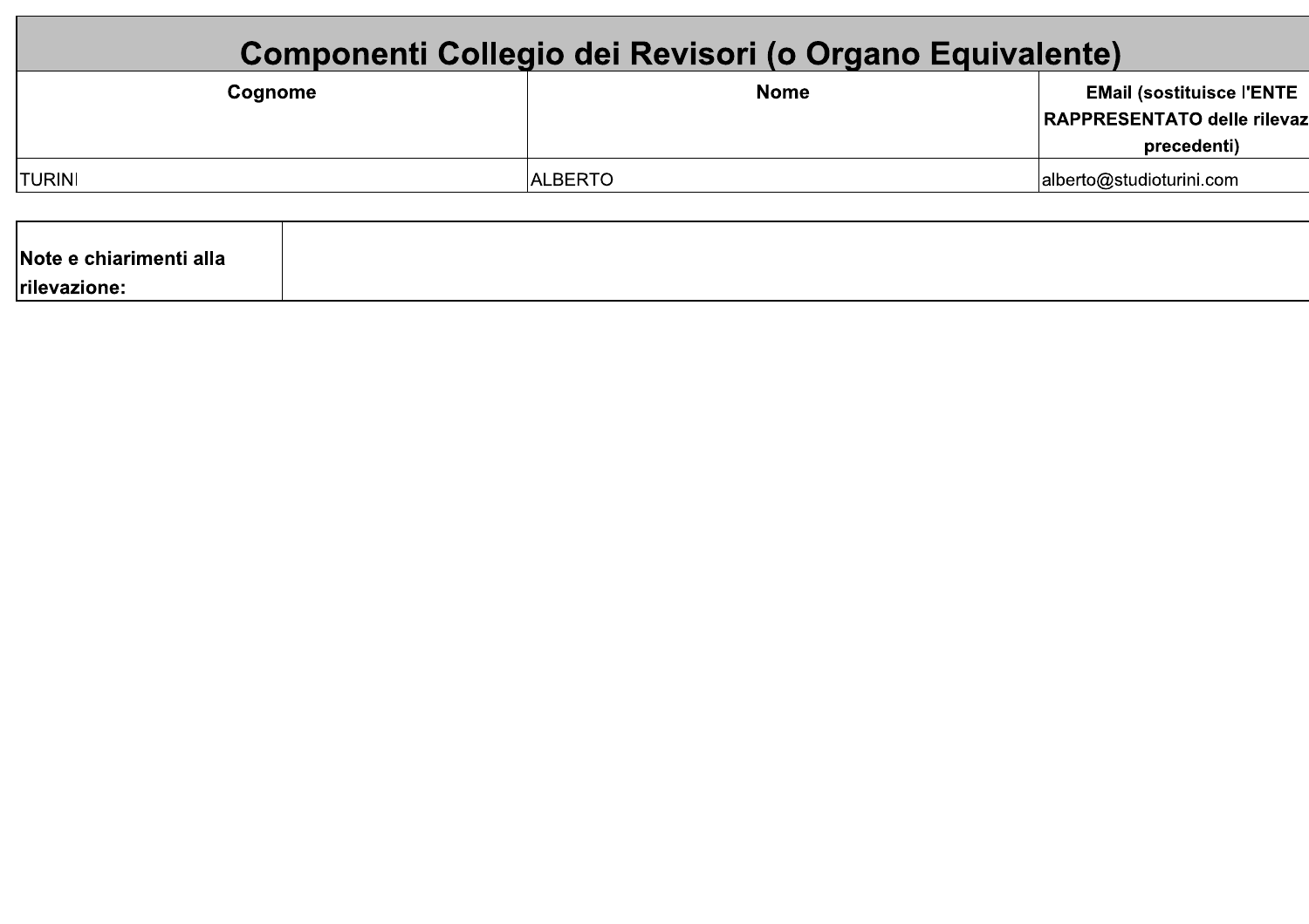# Componenti Collegio dei Revisori (o Organo Equivalente)

| Cognome | Nome | EMail (sostituisce l'ENTE RAPPRESENTATO delle rilevaz precedenti) |
| --- | --- | --- |
| TURINI | ALBERTO | alberto@studioturini.com |

| Note e chiarimenti alla rilevazione: | |
| --- | --- |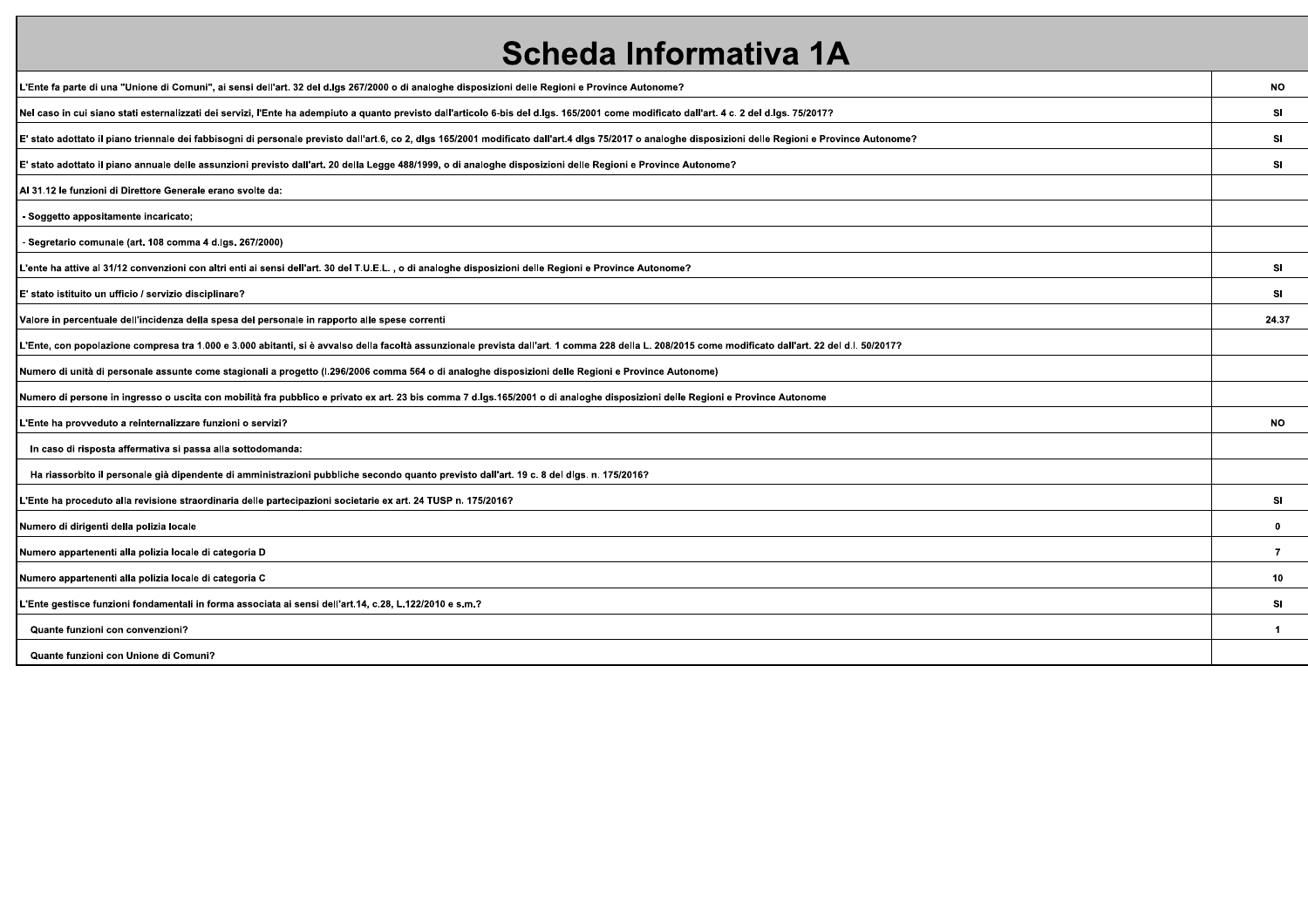# Scheda Informativa 1A

| | |
|---|---|
| L'Ente fa parte di una "Unione di Comuni", ai sensi dell'art. 32 del d.lgs 267/2000 o di analoghe disposizioni delle Regioni e Province Autonome? | NO |
| Nel caso in cui siano stati esternalizzati dei servizi, l'Ente ha adempiuto a quanto previsto dall'articolo 6-bis del d.lgs. 165/2001 come modificato dall'art. 4 c. 2 del d.lgs. 75/2017? | SI |
| E' stato adottato il piano triennale dei fabbisogni di personale previsto dall'art.6, co 2, dlgs 165/2001 modificato dall'art.4 dlgs 75/2017 o analoghe disposizioni delle Regioni e Province Autonome? | SI |
| E' stato adottato il piano annuale delle assunzioni previsto dall'art. 20 della Legge 488/1999, o di analoghe disposizioni delle Regioni e Province Autonome? | SI |
| Al 31.12 le funzioni di Direttore Generale erano svolte da: | |
| - Soggetto appositamente incaricato; | |
| - Segretario comunale (art. 108 comma 4 d.lgs. 267/2000) | |
| L'ente ha attive al 31/12 convenzioni con altri enti ai sensi dell'art. 30 del T.U.E.L. , o di analoghe disposizioni delle Regioni e Province Autonome? | SI |
| E' stato istituito un ufficio / servizio disciplinare? | SI |
| Valore in percentuale dell'incidenza della spesa del personale in rapporto alle spese correnti | 24.37 |
| L'Ente, con popolazione compresa tra 1.000 e 3.000 abitanti, si è avvalso della facoltà assunzionale prevista dall'art. 1 comma 228 della L. 208/2015 come modificato dall'art. 22 del d.l. 50/2017? | |
| Numero di unità di personale assunte come stagionali a progetto (l.296/2006 comma 564 o di analoghe disposizioni delle Regioni e Province Autonome) | |
| Numero di persone in ingresso o uscita con mobilità fra pubblico e privato ex art. 23 bis comma 7 d.lgs.165/2001 o di analoghe disposizioni delle Regioni e Province Autonome | |
| L'Ente ha provveduto a reinternalizzare funzioni o servizi? | NO |
| In caso di risposta affermativa si passa alla sottodomanda: | |
| Ha riassorbito il personale già dipendente di amministrazioni pubbliche secondo quanto previsto dall'art. 19 c. 8 del dlgs. n. 175/2016? | |
| L'Ente ha proceduto alla revisione straordinaria delle partecipazioni societarie ex art. 24 TUSP n. 175/2016? | SI |
| Numero di dirigenti della polizia locale | 0 |
| Numero appartenenti alla polizia locale di categoria D | 7 |
| Numero appartenenti alla polizia locale di categoria C | 10 |
| L'Ente gestisce funzioni fondamentali in forma associata ai sensi dell'art.14, c.28, L.122/2010 e s.m.? | SI |
| Quante funzioni con convenzioni? | 1 |
| Quante funzioni con Unione di Comuni? | |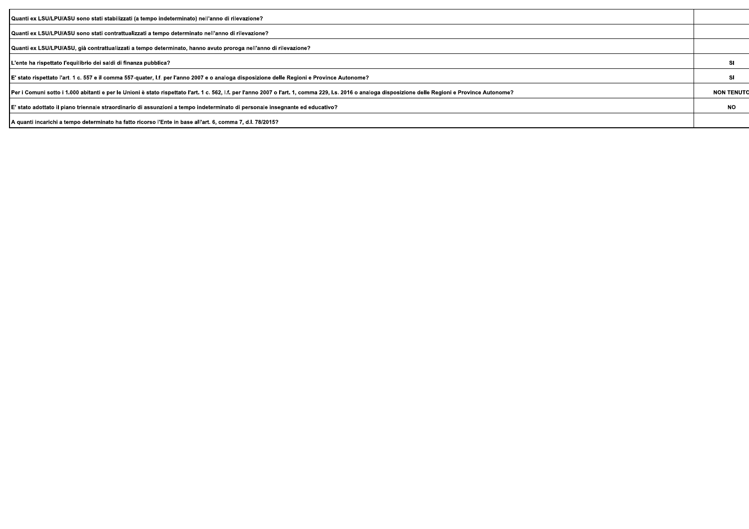| | |
|---|---|
| Quanti ex LSU/LPU/ASU sono stati stabilizzati (a tempo indeterminato) nell'anno di rilevazione? | |
| Quanti ex LSU/LPU/ASU sono stati contrattualizzati a tempo determinato nell'anno di rilevazione? | |
| Quanti ex LSU/LPU/ASU, già contrattualizzati a tempo determinato, hanno avuto proroga nell'anno di rilevazione? | |
| L'ente ha rispettato l'equilibrio dei saldi di finanza pubblica? | SI |
| E' stato rispettato l'art. 1 c. 557 e il comma 557-quater, l.f. per l'anno 2007 e o analoga disposizione delle Regioni e Province Autonome? | SI |
| Per i Comuni sotto i 1.000 abitanti e per le Unioni è stato rispettato l'art. 1 c. 562, l.f. per l'anno 2007 o l'art. 1, comma 229, l.s. 2016 o analoga disposizione delle Regioni e Province Autonome? | NON TENUTO |
| E' stato adottato il piano triennale straordinario di assunzioni a tempo indeterminato di personale insegnante ed educativo? | NO |
| A quanti incarichi a tempo determinato ha fatto ricorso l'Ente in base all'art. 6, comma 7, d.l. 78/2015? | |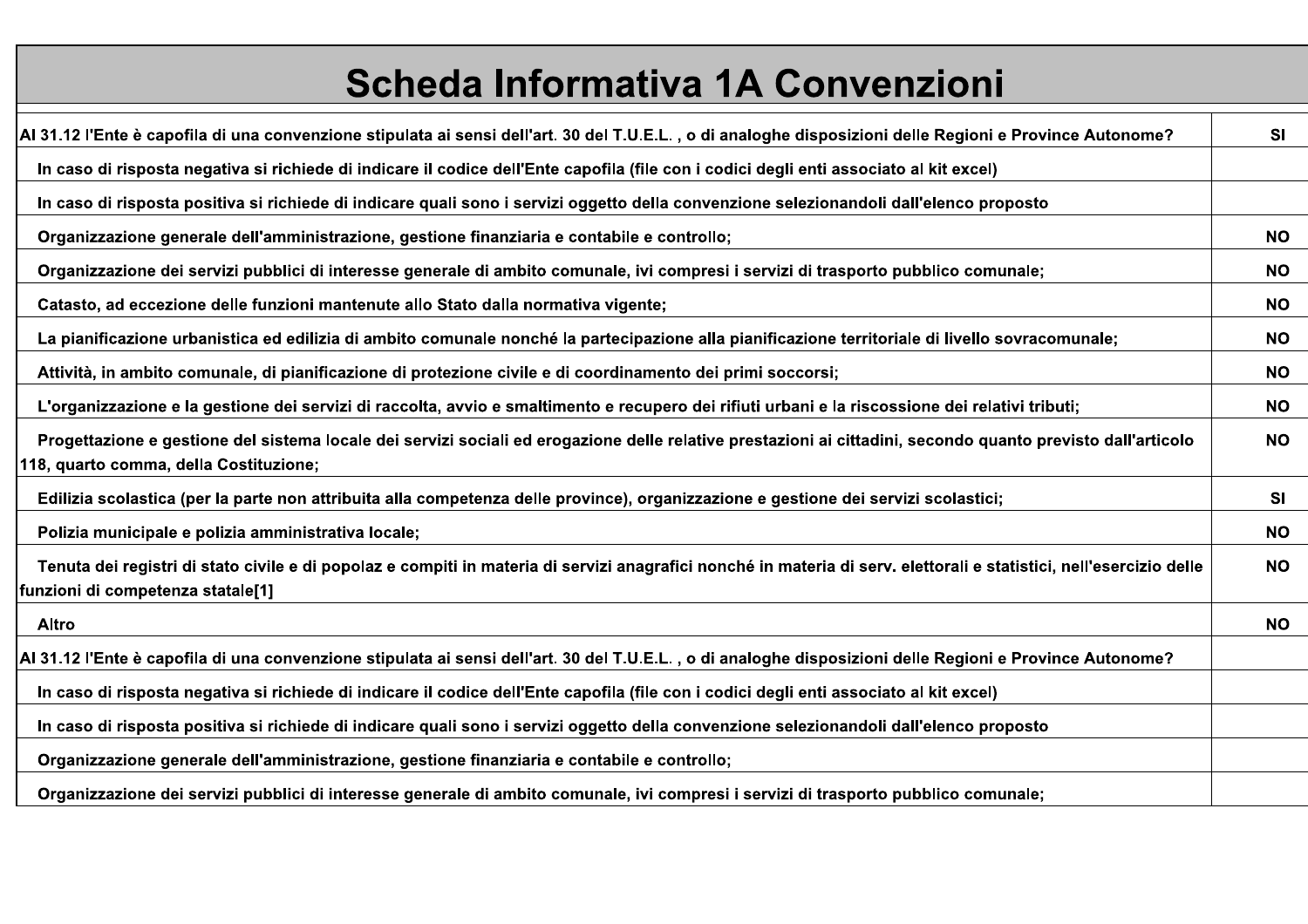# Scheda Informativa 1A Convenzioni

| | |
|---|---|
| Al 31.12 l'Ente è capofila di una convenzione stipulata ai sensi dell'art. 30 del T.U.E.L. , o di analoghe disposizioni delle Regioni e Province Autonome? | SI |
| In caso di risposta negativa si richiede di indicare il codice dell'Ente capofila (file con i codici degli enti associato al kit excel) | |
| In caso di risposta positiva si richiede di indicare quali sono i servizi oggetto della convenzione selezionandoli dall'elenco proposto | |
| Organizzazione generale dell'amministrazione, gestione finanziaria e contabile e controllo; | NO |
| Organizzazione dei servizi pubblici di interesse generale di ambito comunale, ivi compresi i servizi di trasporto pubblico comunale; | NO |
| Catasto, ad eccezione delle funzioni mantenute allo Stato dalla normativa vigente; | NO |
| La pianificazione urbanistica ed edilizia di ambito comunale nonché la partecipazione alla pianificazione territoriale di livello sovracomunale; | NO |
| Attività, in ambito comunale, di pianificazione di protezione civile e di coordinamento dei primi soccorsi; | NO |
| L'organizzazione e la gestione dei servizi di raccolta, avvio e smaltimento e recupero dei rifiuti urbani e la riscossione dei relativi tributi; | NO |
| Progettazione e gestione del sistema locale dei servizi sociali ed erogazione delle relative prestazioni ai cittadini, secondo quanto previsto dall'articolo 118, quarto comma, della Costituzione; | NO |
| Edilizia scolastica (per la parte non attribuita alla competenza delle province), organizzazione e gestione dei servizi scolastici; | SI |
| Polizia municipale e polizia amministrativa locale; | NO |
| Tenuta dei registri di stato civile e di popolaz e compiti in materia di servizi anagrafici nonché in materia di serv. elettorali e statistici, nell'esercizio delle funzioni di competenza statale[1] | NO |
| Altro | NO |
| Al 31.12 l'Ente è capofila di una convenzione stipulata ai sensi dell'art. 30 del T.U.E.L. , o di analoghe disposizioni delle Regioni e Province Autonome? | |
| In caso di risposta negativa si richiede di indicare il codice dell'Ente capofila (file con i codici degli enti associato al kit excel) | |
| In caso di risposta positiva si richiede di indicare quali sono i servizi oggetto della convenzione selezionandoli dall'elenco proposto | |
| Organizzazione generale dell'amministrazione, gestione finanziaria e contabile e controllo; | |
| Organizzazione dei servizi pubblici di interesse generale di ambito comunale, ivi compresi i servizi di trasporto pubblico comunale; | |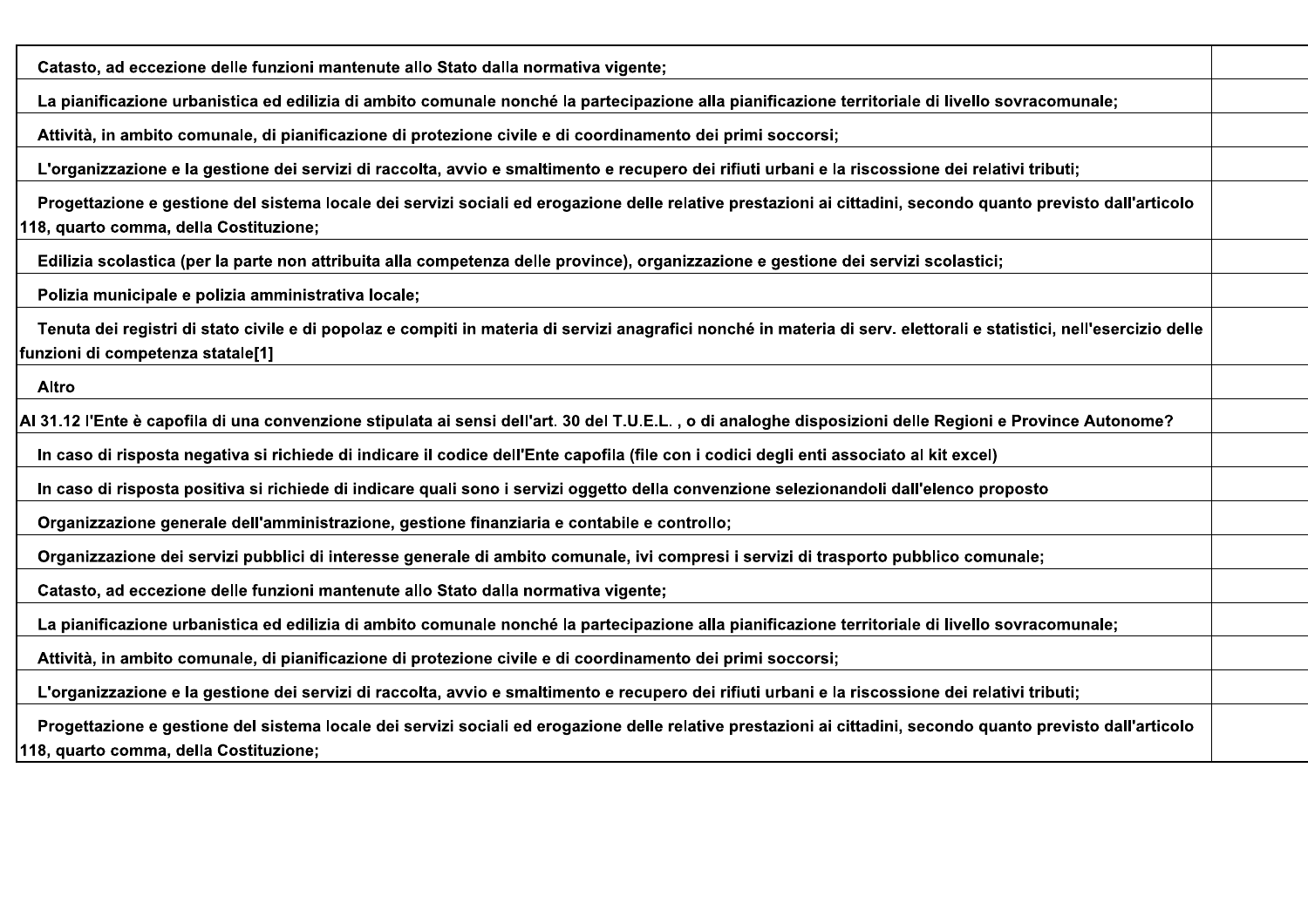| | |
|---|---|
| Catasto, ad eccezione delle funzioni mantenute allo Stato dalla normativa vigente; | |
| La pianificazione urbanistica ed edilizia di ambito comunale nonché la partecipazione alla pianificazione territoriale di livello sovracomunale; | |
| Attività, in ambito comunale, di pianificazione di protezione civile e di coordinamento dei primi soccorsi; | |
| L'organizzazione e la gestione dei servizi di raccolta, avvio e smaltimento e recupero dei rifiuti urbani e la riscossione dei relativi tributi; | |
| Progettazione e gestione del sistema locale dei servizi sociali ed erogazione delle relative prestazioni ai cittadini, secondo quanto previsto dall'articolo 118, quarto comma, della Costituzione; | |
| Edilizia scolastica (per la parte non attribuita alla competenza delle province), organizzazione e gestione dei servizi scolastici; | |
| Polizia municipale e polizia amministrativa locale; | |
| Tenuta dei registri di stato civile e di popolaz e compiti in materia di servizi anagrafici nonché in materia di serv. elettorali e statistici, nell'esercizio delle funzioni di competenza statale[1] | |
| Altro | |
| Al 31.12 l'Ente è capofila di una convenzione stipulata ai sensi dell'art. 30 del T.U.E.L. , o di analoghe disposizioni delle Regioni e Province Autonome? | |
| In caso di risposta negativa si richiede di indicare il codice dell'Ente capofila (file con i codici degli enti associato al kit excel) | |
| In caso di risposta positiva si richiede di indicare quali sono i servizi oggetto della convenzione selezionandoli dall'elenco proposto | |
| Organizzazione generale dell'amministrazione, gestione finanziaria e contabile e controllo; | |
| Organizzazione dei servizi pubblici di interesse generale di ambito comunale, ivi compresi i servizi di trasporto pubblico comunale; | |
| Catasto, ad eccezione delle funzioni mantenute allo Stato dalla normativa vigente; | |
| La pianificazione urbanistica ed edilizia di ambito comunale nonché la partecipazione alla pianificazione territoriale di livello sovracomunale; | |
| Attività, in ambito comunale, di pianificazione di protezione civile e di coordinamento dei primi soccorsi; | |
| L'organizzazione e la gestione dei servizi di raccolta, avvio e smaltimento e recupero dei rifiuti urbani e la riscossione dei relativi tributi; | |
| Progettazione e gestione del sistema locale dei servizi sociali ed erogazione delle relative prestazioni ai cittadini, secondo quanto previsto dall'articolo 118, quarto comma, della Costituzione; | |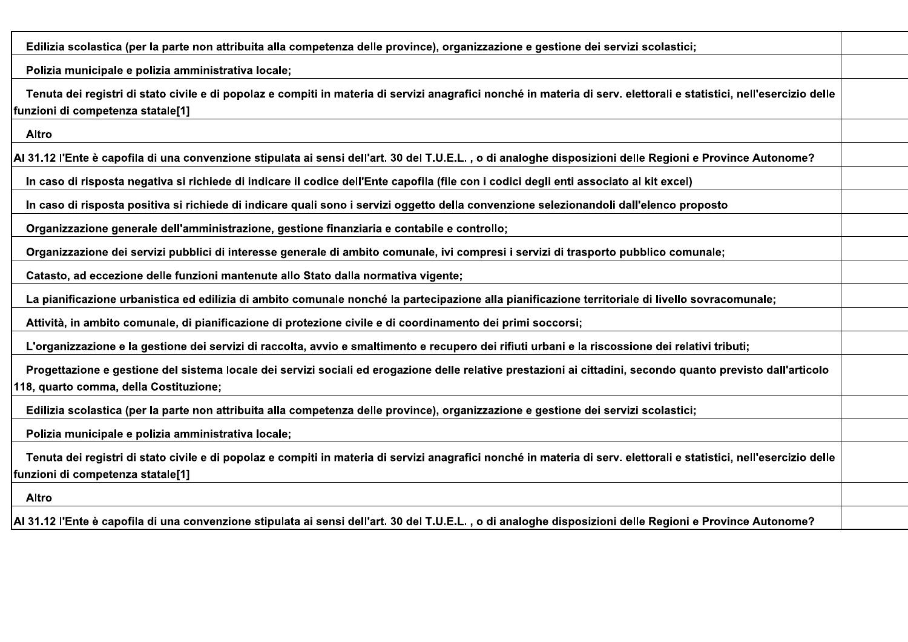| | |
|---|---|
| Edilizia scolastica (per la parte non attribuita alla competenza delle province), organizzazione e gestione dei servizi scolastici; | |
| Polizia municipale e polizia amministrativa locale; | |
| Tenuta dei registri di stato civile e di popolaz e compiti in materia di servizi anagrafici nonché in materia di serv. elettorali e statistici, nell'esercizio delle funzioni di competenza statale[1] | |
| Altro | |
| Al 31.12 l'Ente è capofila di una convenzione stipulata ai sensi dell'art. 30 del T.U.E.L. , o di analoghe disposizioni delle Regioni e Province Autonome? | |
| In caso di risposta negativa si richiede di indicare il codice dell'Ente capofila (file con i codici degli enti associato al kit excel) | |
| In caso di risposta positiva si richiede di indicare quali sono i servizi oggetto della convenzione selezionandoli dall'elenco proposto | |
| Organizzazione generale dell'amministrazione, gestione finanziaria e contabile e controllo; | |
| Organizzazione dei servizi pubblici di interesse generale di ambito comunale, ivi compresi i servizi di trasporto pubblico comunale; | |
| Catasto, ad eccezione delle funzioni mantenute allo Stato dalla normativa vigente; | |
| La pianificazione urbanistica ed edilizia di ambito comunale nonché la partecipazione alla pianificazione territoriale di livello sovracomunale; | |
| Attività, in ambito comunale, di pianificazione di protezione civile e di coordinamento dei primi soccorsi; | |
| L'organizzazione e la gestione dei servizi di raccolta, avvio e smaltimento e recupero dei rifiuti urbani e la riscossione dei relativi tributi; | |
| Progettazione e gestione del sistema locale dei servizi sociali ed erogazione delle relative prestazioni ai cittadini, secondo quanto previsto dall'articolo 118, quarto comma, della Costituzione; | |
| Edilizia scolastica (per la parte non attribuita alla competenza delle province), organizzazione e gestione dei servizi scolastici; | |
| Polizia municipale e polizia amministrativa locale; | |
| Tenuta dei registri di stato civile e di popolaz e compiti in materia di servizi anagrafici nonché in materia di serv. elettorali e statistici, nell'esercizio delle funzioni di competenza statale[1] | |
| Altro | |
| Al 31.12 l'Ente è capofila di una convenzione stipulata ai sensi dell'art. 30 del T.U.E.L. , o di analoghe disposizioni delle Regioni e Province Autonome? | |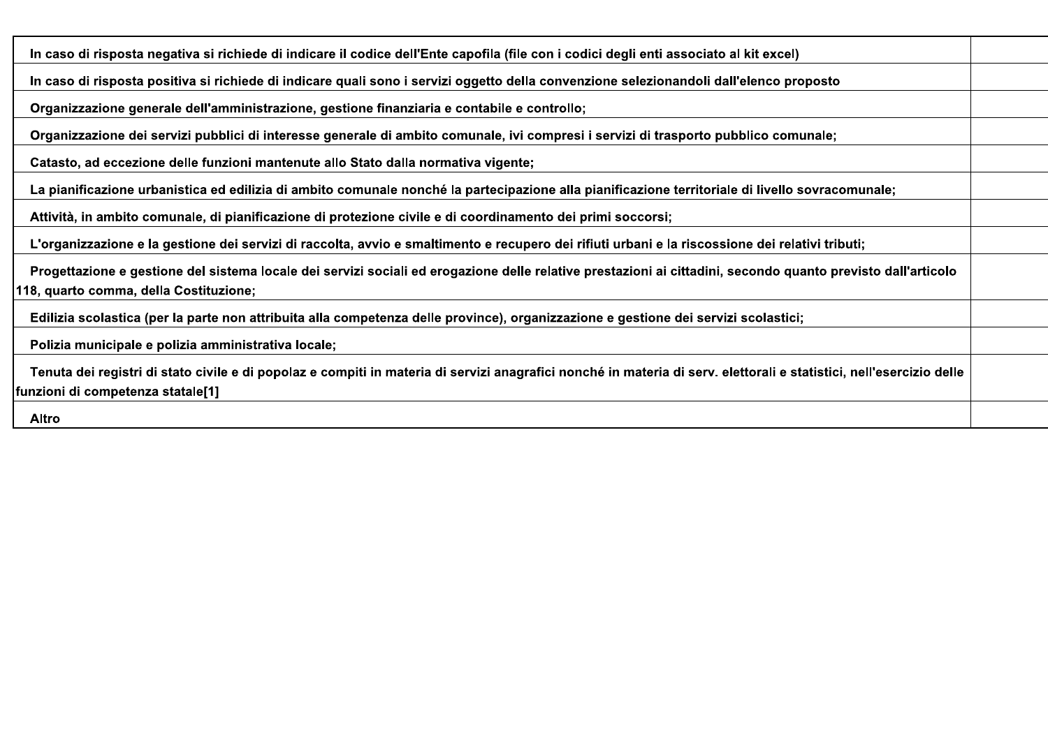| | |
|---|---|
| In caso di risposta negativa si richiede di indicare il codice dell'Ente capofila (file con i codici degli enti associato al kit excel) | |
| In caso di risposta positiva si richiede di indicare quali sono i servizi oggetto della convenzione selezionandoli dall'elenco proposto | |
| Organizzazione generale dell'amministrazione, gestione finanziaria e contabile e controllo; | |
| Organizzazione dei servizi pubblici di interesse generale di ambito comunale, ivi compresi i servizi di trasporto pubblico comunale; | |
| Catasto, ad eccezione delle funzioni mantenute allo Stato dalla normativa vigente; | |
| La pianificazione urbanistica ed edilizia di ambito comunale nonché la partecipazione alla pianificazione territoriale di livello sovracomunale; | |
| Attività, in ambito comunale, di pianificazione di protezione civile e di coordinamento dei primi soccorsi; | |
| L'organizzazione e la gestione dei servizi di raccolta, avvio e smaltimento e recupero dei rifiuti urbani e la riscossione dei relativi tributi; | |
| Progettazione e gestione del sistema locale dei servizi sociali ed erogazione delle relative prestazioni ai cittadini, secondo quanto previsto dall'articolo 118, quarto comma, della Costituzione; | |
| Edilizia scolastica (per la parte non attribuita alla competenza delle province), organizzazione e gestione dei servizi scolastici; | |
| Polizia municipale e polizia amministrativa locale; | |
| Tenuta dei registri di stato civile e di popolaz e compiti in materia di servizi anagrafici nonché in materia di serv. elettorali e statistici, nell'esercizio delle funzioni di competenza statale[1] | |
| Altro | |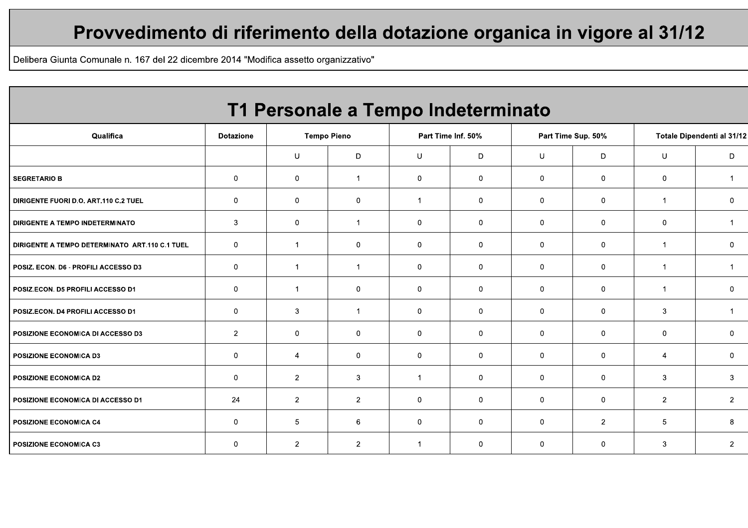# Provvedimento di riferimento della dotazione organica in vigore al 31/12

Delibera Giunta Comunale n. 167 del 22 dicembre 2014 "Modifica assetto organizzativo"

## T1 Personale a Tempo Indeterminato

| Qualifica | Dotazione | Tempo Pieno | | Part Time Inf. 50% | | Part Time Sup. 50% | | Totale Dipendenti al 31/12 | |
|---|---|---|---|---|---|---|---|---|---|
| | | U | D | U | D | U | D | U | D |
| SEGRETARIO B | 0 | 0 | 1 | 0 | 0 | 0 | 0 | 0 | 1 |
| DIRIGENTE FUORI D.O. ART.110 C.2 TUEL | 0 | 0 | 0 | 1 | 0 | 0 | 0 | 1 | 0 |
| DIRIGENTE A TEMPO INDETERMINATO | 3 | 0 | 1 | 0 | 0 | 0 | 0 | 0 | 1 |
| DIRIGENTE A TEMPO DETERMINATO ART.110 C.1 TUEL | 0 | 1 | 0 | 0 | 0 | 0 | 0 | 1 | 0 |
| POSIZ. ECON. D6 - PROFILI ACCESSO D3 | 0 | 1 | 1 | 0 | 0 | 0 | 0 | 1 | 1 |
| POSIZ.ECON. D5 PROFILI ACCESSO D1 | 0 | 1 | 0 | 0 | 0 | 0 | 0 | 1 | 0 |
| POSIZ.ECON. D4 PROFILI ACCESSO D1 | 0 | 3 | 1 | 0 | 0 | 0 | 0 | 3 | 1 |
| POSIZIONE ECONOMICA DI ACCESSO D3 | 2 | 0 | 0 | 0 | 0 | 0 | 0 | 0 | 0 |
| POSIZIONE ECONOMICA D3 | 0 | 4 | 0 | 0 | 0 | 0 | 0 | 4 | 0 |
| POSIZIONE ECONOMICA D2 | 0 | 2 | 3 | 1 | 0 | 0 | 0 | 3 | 3 |
| POSIZIONE ECONOMICA DI ACCESSO D1 | 24 | 2 | 2 | 0 | 0 | 0 | 0 | 2 | 2 |
| POSIZIONE ECONOMICA C4 | 0 | 5 | 6 | 0 | 0 | 0 | 2 | 5 | 8 |
| POSIZIONE ECONOMICA C3 | 0 | 2 | 2 | 1 | 0 | 0 | 0 | 3 | 2 |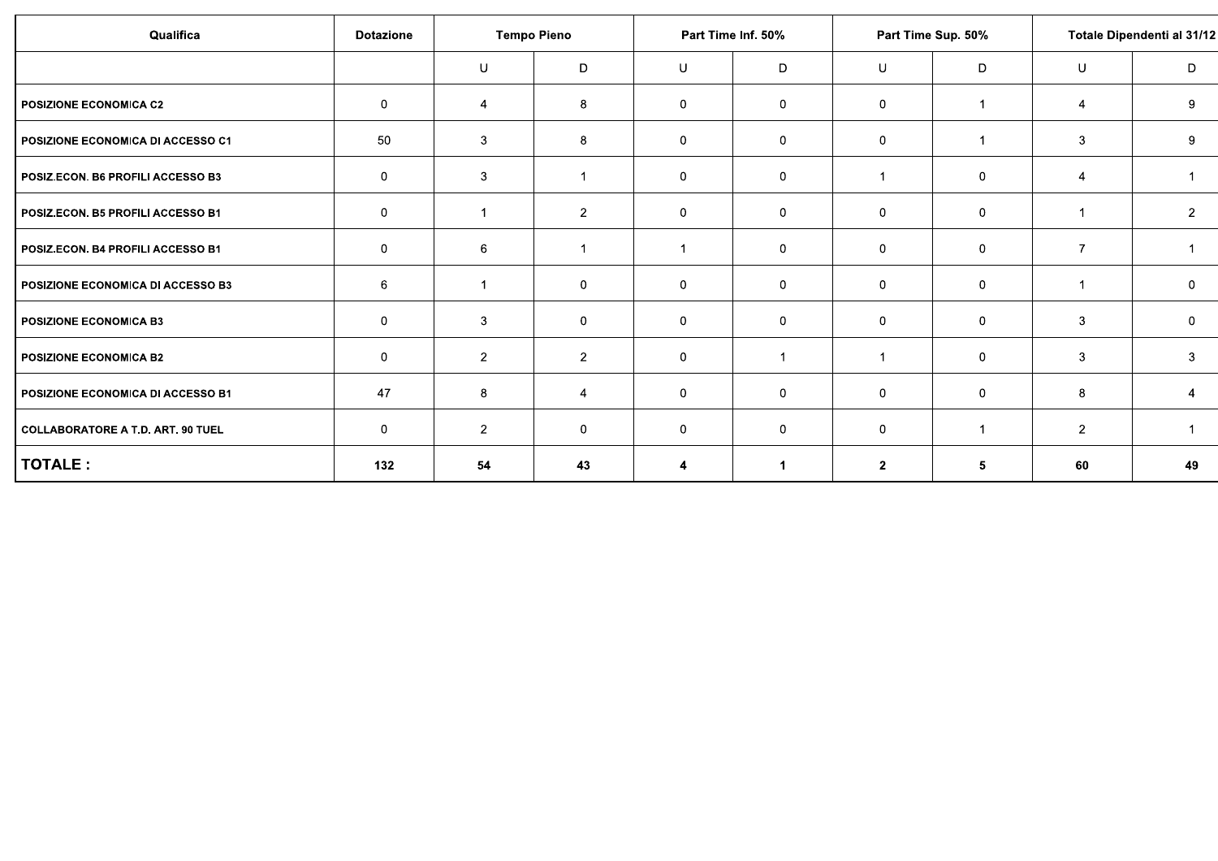| Qualifica | Dotazione | Tempo Pieno | | Part Time Inf. 50% | | Part Time Sup. 50% | | Totale Dipendenti al 31/12 | |
|---|---|---|---|---|---|---|---|---|---|
| | | U | D | U | D | U | D | U | D |
| POSIZIONE ECONOMICA C2 | 0 | 4 | 8 | 0 | 0 | 0 | 1 | 4 | 9 |
| POSIZIONE ECONOMICA DI ACCESSO C1 | 50 | 3 | 8 | 0 | 0 | 0 | 1 | 3 | 9 |
| POSIZ.ECON. B6 PROFILI ACCESSO B3 | 0 | 3 | 1 | 0 | 0 | 1 | 0 | 4 | 1 |
| POSIZ.ECON. B5 PROFILI ACCESSO B1 | 0 | 1 | 2 | 0 | 0 | 0 | 0 | 1 | 2 |
| POSIZ.ECON. B4 PROFILI ACCESSO B1 | 0 | 6 | 1 | 1 | 0 | 0 | 0 | 7 | 1 |
| POSIZIONE ECONOMICA DI ACCESSO B3 | 6 | 1 | 0 | 0 | 0 | 0 | 0 | 1 | 0 |
| POSIZIONE ECONOMICA B3 | 0 | 3 | 0 | 0 | 0 | 0 | 0 | 3 | 0 |
| POSIZIONE ECONOMICA B2 | 0 | 2 | 2 | 0 | 1 | 1 | 0 | 3 | 3 |
| POSIZIONE ECONOMICA DI ACCESSO B1 | 47 | 8 | 4 | 0 | 0 | 0 | 0 | 8 | 4 |
| COLLABORATORE A T.D. ART. 90 TUEL | 0 | 2 | 0 | 0 | 0 | 0 | 1 | 2 | 1 |
| **TOTALE :** | **132** | **54** | **43** | **4** | **1** | **2** | **5** | **60** | **49** |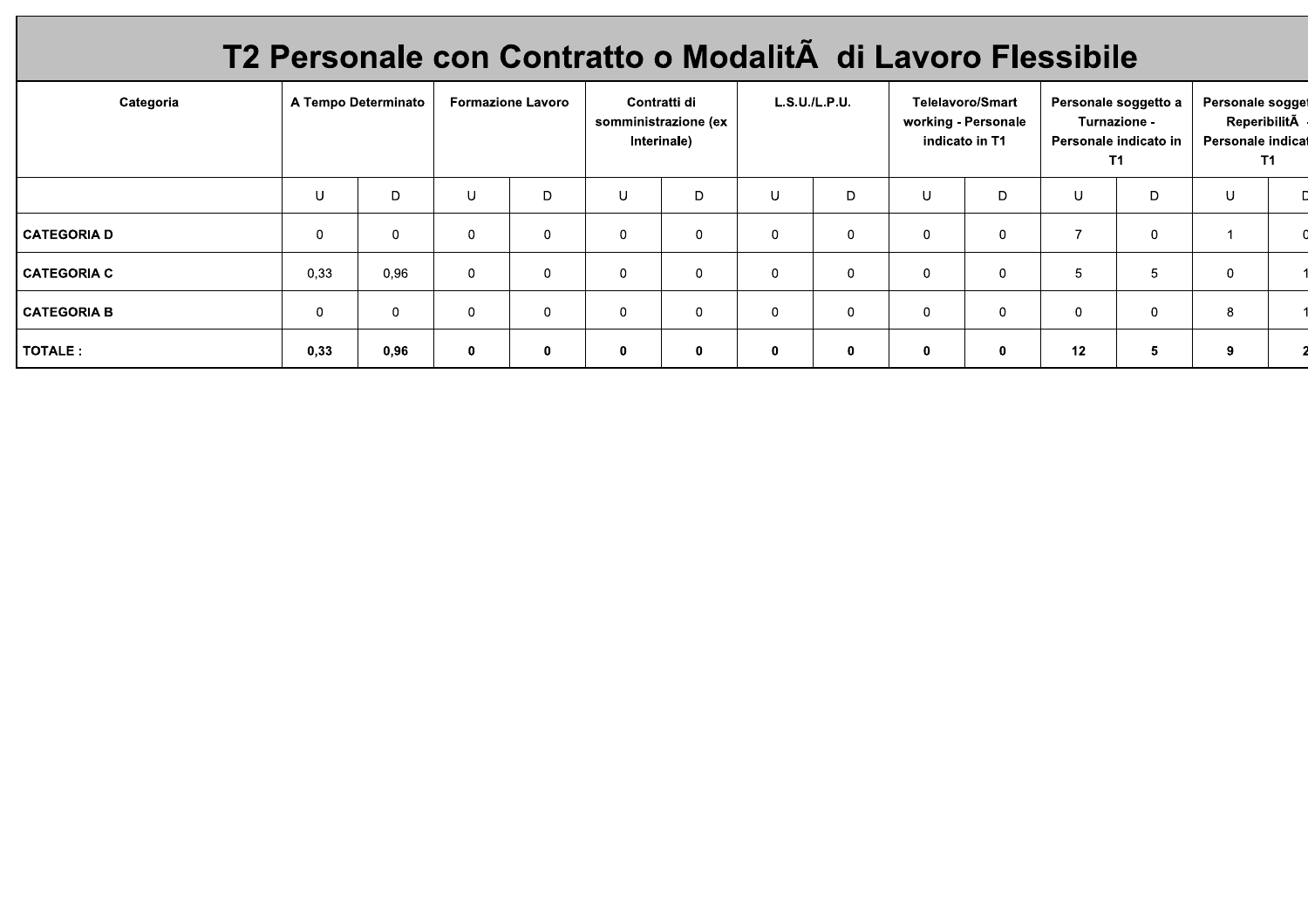# T2 Personale con Contratto o ModalitÃ  di Lavoro Flessibile

| Categoria | A Tempo Determinato | | Formazione Lavoro | | Contratti di somministrazione (ex Interinale) | | L.S.U./L.P.U. | | Telelavoro/Smart working - Personale indicato in T1 | | Personale soggetto a Turnazione - Personale indicato in T1 | | Personale sogget ReperibilitÃ - Personale indicat T1 | |
|---|---|---|---|---|---|---|---|---|---|---|---|---|---|---|
| | U | D | U | D | U | D | U | D | U | D | U | D | U | D |
| **CATEGORIA D** | 0 | 0 | 0 | 0 | 0 | 0 | 0 | 0 | 0 | 0 | 7 | 0 | 1 | 0 |
| **CATEGORIA C** | 0,33 | 0,96 | 0 | 0 | 0 | 0 | 0 | 0 | 0 | 0 | 5 | 5 | 0 | 1 |
| **CATEGORIA B** | 0 | 0 | 0 | 0 | 0 | 0 | 0 | 0 | 0 | 0 | 0 | 0 | 8 | 1 |
| **TOTALE :** | **0,33** | **0,96** | **0** | **0** | **0** | **0** | **0** | **0** | **0** | **0** | **12** | **5** | **9** | **2** |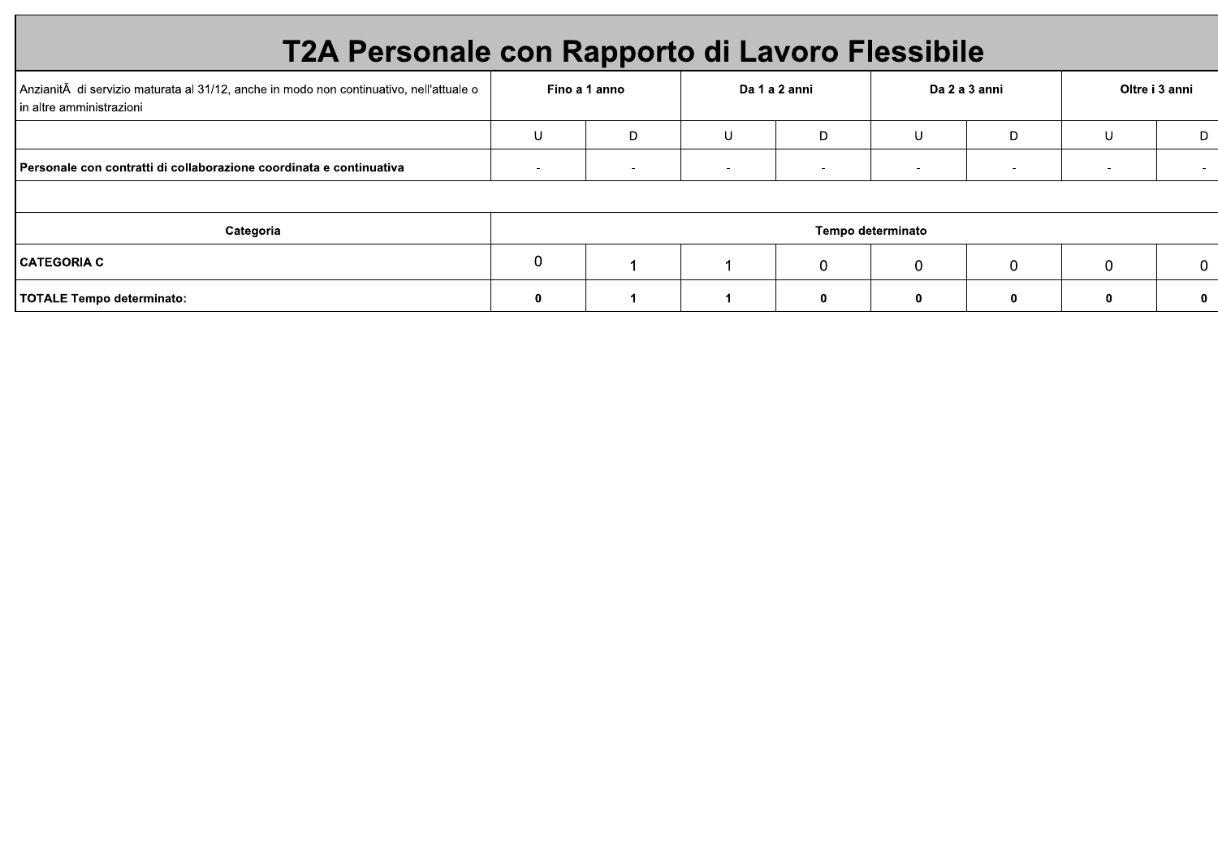# T2A Personale con Rapporto di Lavoro Flessibile

| AnzianitÃ  di servizio maturata al 31/12, anche in modo non continuativo, nell'attuale o in altre amministrazioni | Fino a 1 anno | | Da 1 a 2 anni | | Da 2 a 3 anni | | Oltre i 3 anni | |
|---|---|---|---|---|---|---|---|---|
| | U | D | U | D | U | D | U | D |
| **Personale con contratti di collaborazione coordinata e continuativa** | - | - | - | - | - | - | - | - |
| | | | | | | | | |
| **Categoria** | **Tempo determinato** | | | | | | | |
| **CATEGORIA C** | 0 | 1 | 1 | 0 | 0 | 0 | 0 | 0 |
| **TOTALE Tempo determinato:** | **0** | **1** | **1** | **0** | **0** | **0** | **0** | **0** |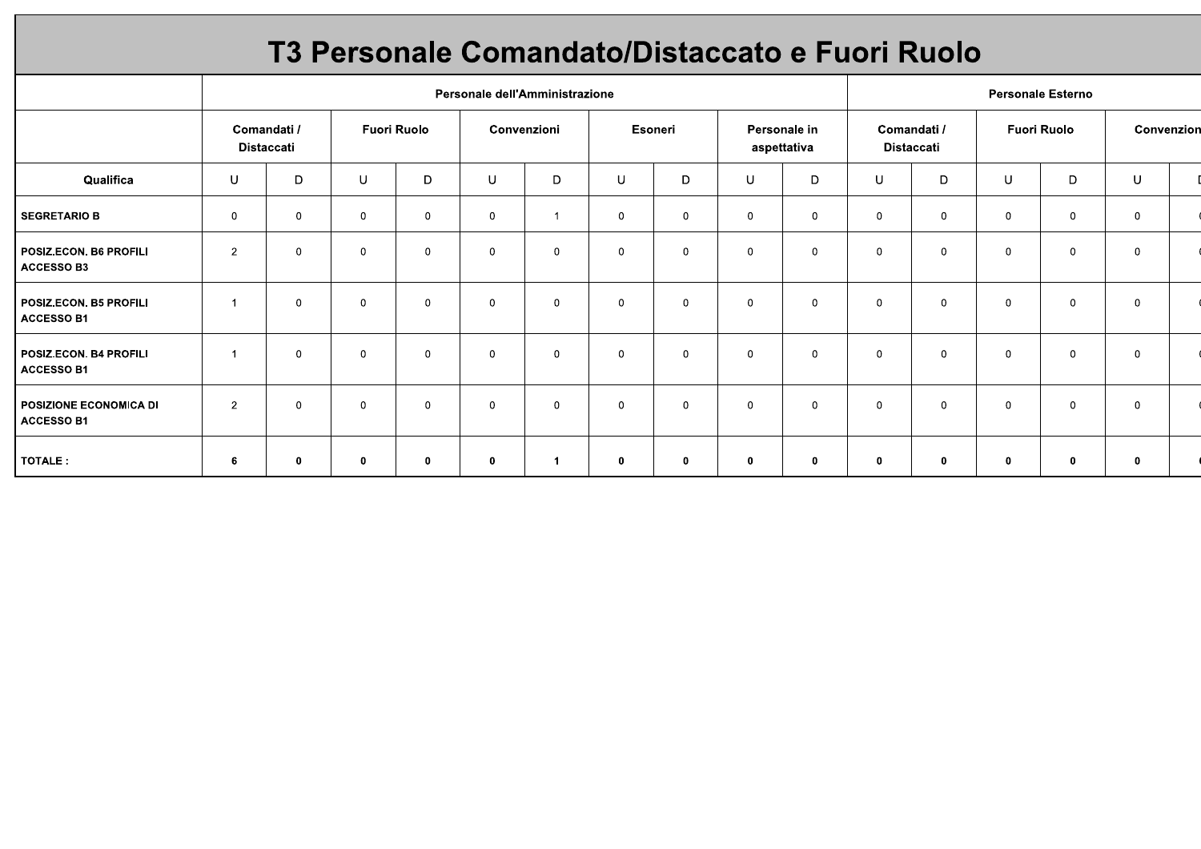# T3 Personale Comandato/Distaccato e Fuori Ruolo

| | Personale dell'Amministrazione | | | | | | | | | | Personale Esterno | | | | | |
|---|---|---|---|---|---|---|---|---|---|---|---|---|---|---|---|---|
| | Comandati / Distaccati | | Fuori Ruolo | | Convenzioni | | Esoneri | | Personale in aspettativa | | Comandati / Distaccati | | Fuori Ruolo | | Convenzion | |
| Qualifica | U | D | U | D | U | D | U | D | U | D | U | D | U | D | U | D |
| SEGRETARIO B | 0 | 0 | 0 | 0 | 0 | 1 | 0 | 0 | 0 | 0 | 0 | 0 | 0 | 0 | 0 | 0 |
| POSIZ.ECON. B6 PROFILI ACCESSO B3 | 2 | 0 | 0 | 0 | 0 | 0 | 0 | 0 | 0 | 0 | 0 | 0 | 0 | 0 | 0 | 0 |
| POSIZ.ECON. B5 PROFILI ACCESSO B1 | 1 | 0 | 0 | 0 | 0 | 0 | 0 | 0 | 0 | 0 | 0 | 0 | 0 | 0 | 0 | 0 |
| POSIZ.ECON. B4 PROFILI ACCESSO B1 | 1 | 0 | 0 | 0 | 0 | 0 | 0 | 0 | 0 | 0 | 0 | 0 | 0 | 0 | 0 | 0 |
| POSIZIONE ECONOMICA DI ACCESSO B1 | 2 | 0 | 0 | 0 | 0 | 0 | 0 | 0 | 0 | 0 | 0 | 0 | 0 | 0 | 0 | 0 |
| **TOTALE :** | **6** | **0** | **0** | **0** | **0** | **1** | **0** | **0** | **0** | **0** | **0** | **0** | **0** | **0** | **0** | **0** |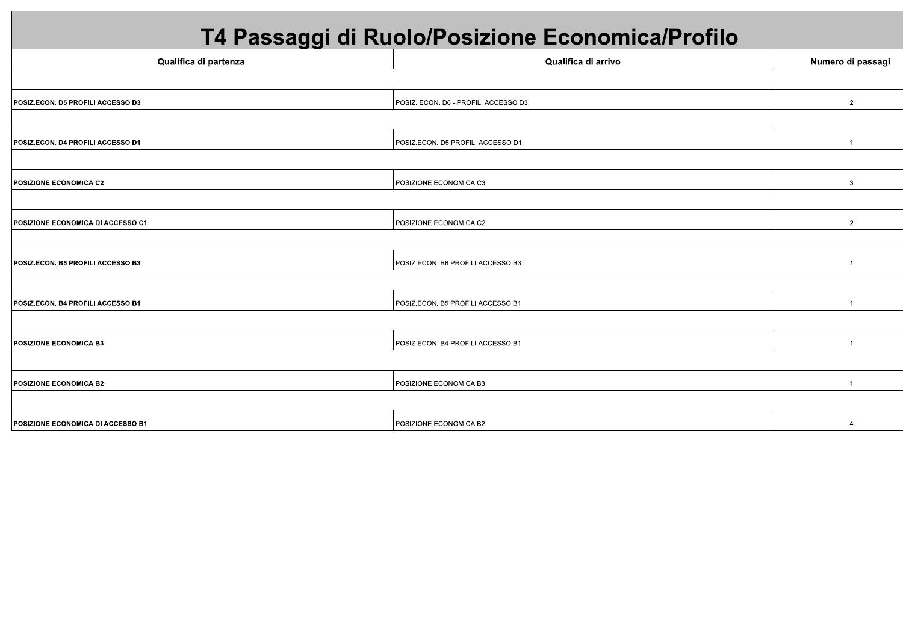# T4 Passaggi di Ruolo/Posizione Economica/Profilo

| Qualifica di partenza | Qualifica di arrivo | Numero di passagi |
|---|---|---|
| **POSIZ.ECON. D5 PROFILI ACCESSO D3** | POSIZ. ECON. D6 - PROFILI ACCESSO D3 | 2 |
| **POSIZ.ECON. D4 PROFILI ACCESSO D1** | POSIZ.ECON. D5 PROFILI ACCESSO D1 | 1 |
| **POSIZIONE ECONOMICA C2** | POSIZIONE ECONOMICA C3 | 3 |
| **POSIZIONE ECONOMICA DI ACCESSO C1** | POSIZIONE ECONOMICA C2 | 2 |
| **POSIZ.ECON. B5 PROFILI ACCESSO B3** | POSIZ.ECON. B6 PROFILI ACCESSO B3 | 1 |
| **POSIZ.ECON. B4 PROFILI ACCESSO B1** | POSIZ.ECON. B5 PROFILI ACCESSO B1 | 1 |
| **POSIZIONE ECONOMICA B3** | POSIZ.ECON. B4 PROFILI ACCESSO B1 | 1 |
| **POSIZIONE ECONOMICA B2** | POSIZIONE ECONOMICA B3 | 1 |
| **POSIZIONE ECONOMICA DI ACCESSO B1** | POSIZIONE ECONOMICA B2 | 4 |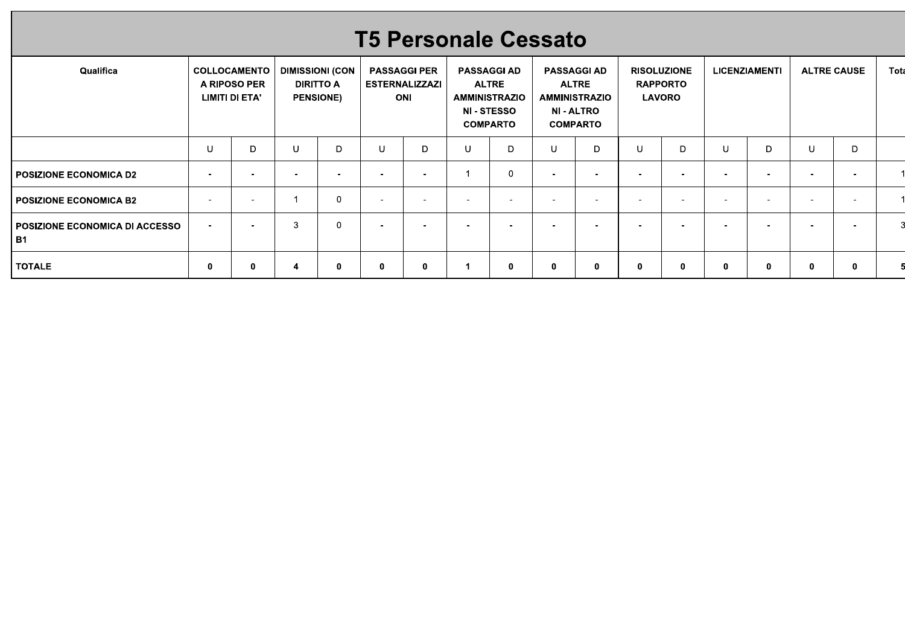# T5 Personale Cessato

| Qualifica | COLLOCAMENTO A RIPOSO PER LIMITI DI ETA' | | DIMISSIONI (CON DIRITTO A PENSIONE) | | PASSAGGI PER ESTERNALIZZAZIONI | | PASSAGGI AD ALTRE AMMINISTRAZIONI - STESSO COMPARTO | | PASSAGGI AD ALTRE AMMINISTRAZIONI - ALTRO COMPARTO | | RISOLUZIONE RAPPORTO LAVORO | | LICENZIAMENTI | | ALTRE CAUSE | | Tota |
|---|---|---|---|---|---|---|---|---|---|---|---|---|---|---|---|---|---|
| | U | D | U | D | U | D | U | D | U | D | U | D | U | D | U | D | |
| **POSIZIONE ECONOMICA D2** | - | - | - | - | - | - | 1 | 0 | - | - | - | - | - | - | - | - | 1 |
| **POSIZIONE ECONOMICA B2** | - | - | 1 | 0 | - | - | - | - | - | - | - | - | - | - | - | - | 1 |
| **POSIZIONE ECONOMICA DI ACCESSO B1** | - | - | 3 | 0 | - | - | - | - | - | - | - | - | - | - | - | - | 3 |
| **TOTALE** | **0** | **0** | **4** | **0** | **0** | **0** | **1** | **0** | **0** | **0** | **0** | **0** | **0** | **0** | **0** | **0** | **5** |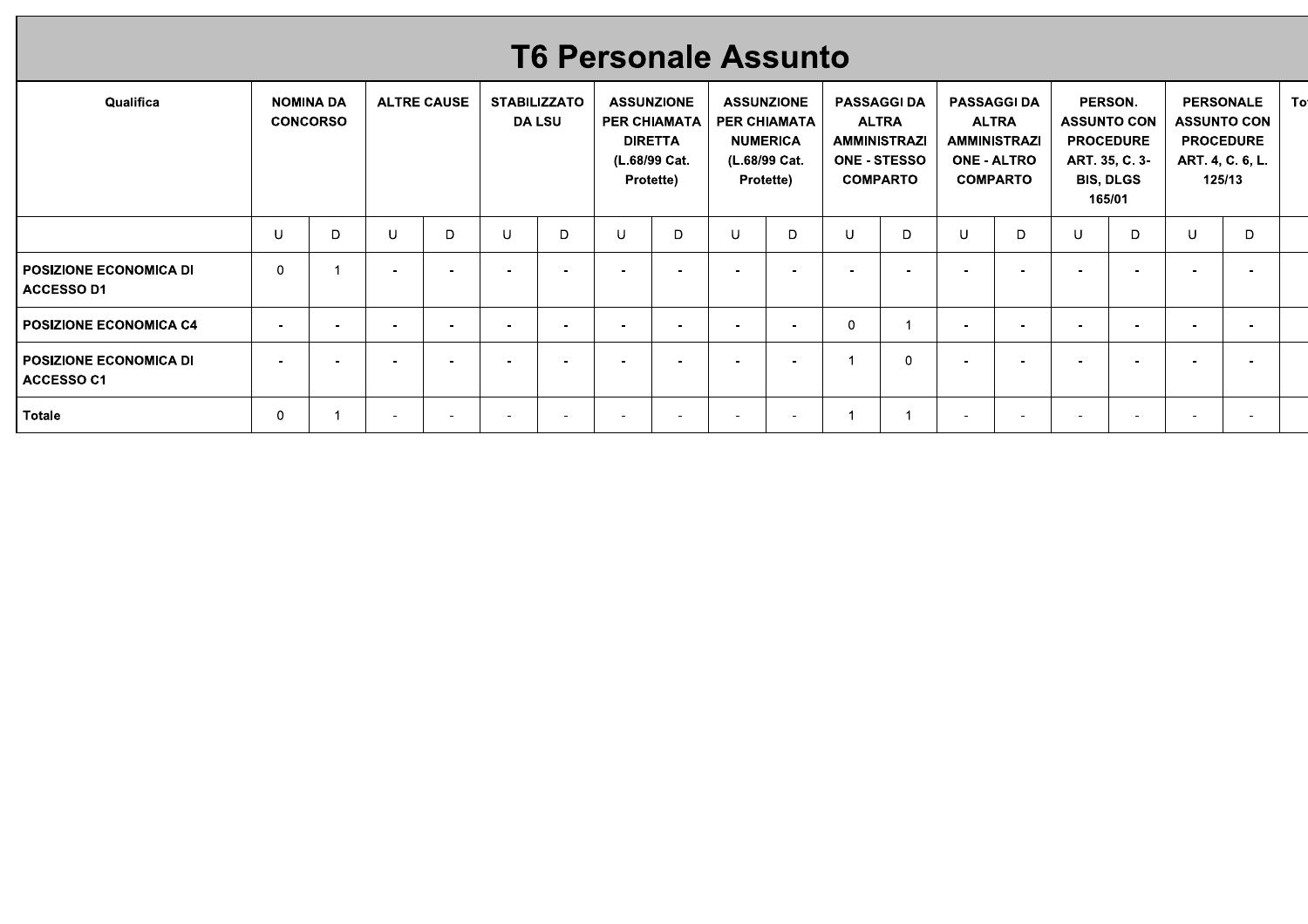# T6 Personale Assunto

| Qualifica | NOMINA DA CONCORSO | | ALTRE CAUSE | | STABILIZZATO DA LSU | | ASSUNZIONE PER CHIAMATA DIRETTA (L.68/99 Cat. Protette) | | ASSUNZIONE PER CHIAMATA NUMERICA (L.68/99 Cat. Protette) | | PASSAGGI DA ALTRA AMMINISTRAZIONE - STESSO COMPARTO | | PASSAGGI DA ALTRA AMMINISTRAZIONE - ALTRO COMPARTO | | PERSON. ASSUNTO CON PROCEDURE ART. 35, C. 3-BIS, DLGS 165/01 | | PERSONALE ASSUNTO CON PROCEDURE ART. 4, C. 6, L. 125/13 | | To |
|---|---|---|---|---|---|---|---|---|---|---|---|---|---|---|---|---|---|---|---|
| | U | D | U | D | U | D | U | D | U | D | U | D | U | D | U | D | U | D | |
| **POSIZIONE ECONOMICA DI ACCESSO D1** | 0 | 1 | - | - | - | - | - | - | - | - | - | - | - | - | - | - | - | - | |
| **POSIZIONE ECONOMICA C4** | - | - | - | - | - | - | - | - | - | - | 0 | 1 | - | - | - | - | - | - | |
| **POSIZIONE ECONOMICA DI ACCESSO C1** | - | - | - | - | - | - | - | - | - | - | 1 | 0 | - | - | - | - | - | - | |
| **Totale** | 0 | 1 | - | - | - | - | - | - | - | - | 1 | 1 | - | - | - | - | - | - | |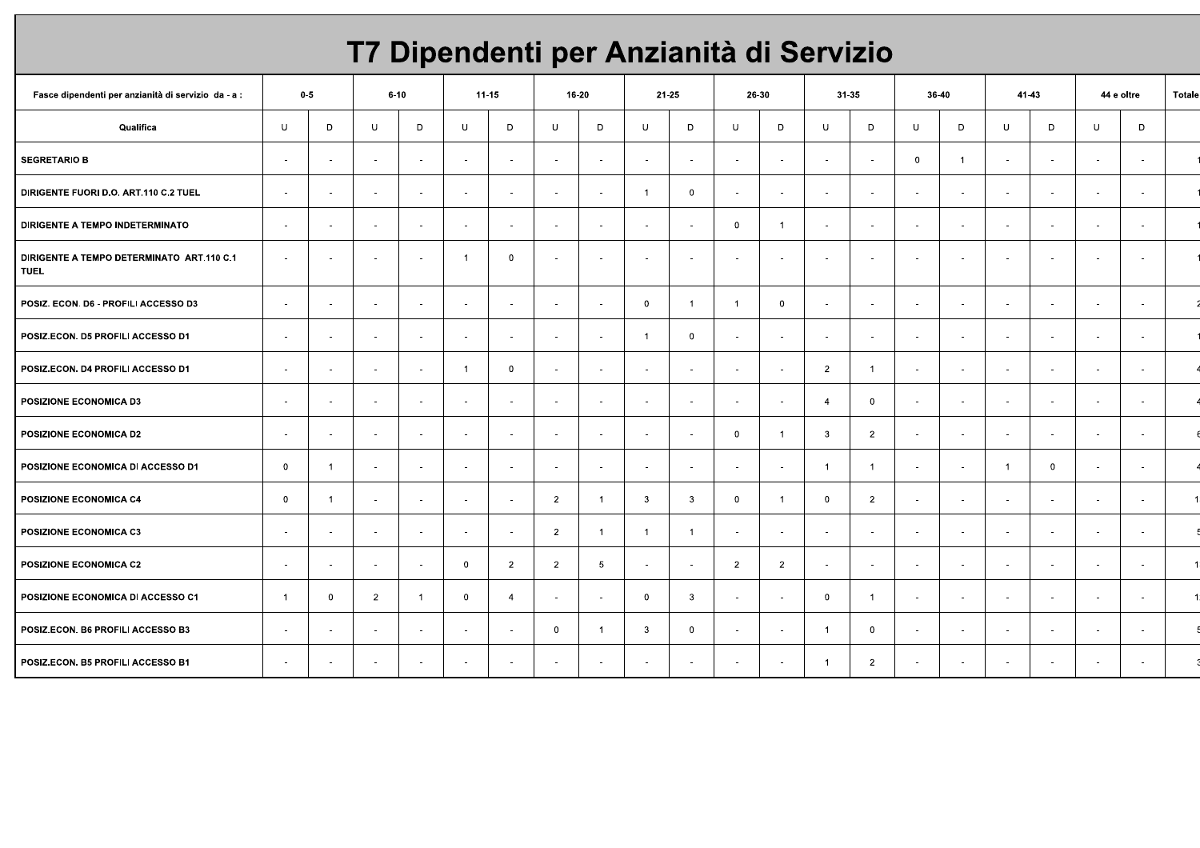# T7 Dipendenti per Anzianità di Servizio

| Fasce dipendenti per anzianità di servizio da - a : | 0-5 | | 6-10 | | 11-15 | | 16-20 | | 21-25 | | 26-30 | | 31-35 | | 36-40 | | 41-43 | | 44 e oltre | | Totale |
|---|---|---|---|---|---|---|---|---|---|---|---|---|---|---|---|---|---|---|---|---|---|
| **Qualifica** | U | D | U | D | U | D | U | D | U | D | U | D | U | D | U | D | U | D | U | D | |
| **SEGRETARIO B** | - | - | - | - | - | - | - | - | - | - | - | - | - | - | 0 | 1 | - | - | - | - | 1 |
| **DIRIGENTE FUORI D.O. ART.110 C.2 TUEL** | - | - | - | - | - | - | - | - | 1 | 0 | - | - | - | - | - | - | - | - | - | - | 1 |
| **DIRIGENTE A TEMPO INDETERMINATO** | - | - | - | - | - | - | - | - | - | - | 0 | 1 | - | - | - | - | - | - | - | - | 1 |
| **DIRIGENTE A TEMPO DETERMINATO ART.110 C.1 TUEL** | - | - | - | - | 1 | 0 | - | - | - | - | - | - | - | - | - | - | - | - | - | - | 1 |
| **POSIZ. ECON. D6 - PROFILI ACCESSO D3** | - | - | - | - | - | - | - | - | 0 | 1 | 1 | 0 | - | - | - | - | - | - | - | - | 2 |
| **POSIZ.ECON. D5 PROFILI ACCESSO D1** | - | - | - | - | - | - | - | - | 1 | 0 | - | - | - | - | - | - | - | - | - | - | 1 |
| **POSIZ.ECON. D4 PROFILI ACCESSO D1** | - | - | - | - | 1 | 0 | - | - | - | - | - | - | 2 | 1 | - | - | - | - | - | - | 4 |
| **POSIZIONE ECONOMICA D3** | - | - | - | - | - | - | - | - | - | - | - | - | 4 | 0 | - | - | - | - | - | - | 4 |
| **POSIZIONE ECONOMICA D2** | - | - | - | - | - | - | - | - | - | - | 0 | 1 | 3 | 2 | - | - | - | - | - | - | 6 |
| **POSIZIONE ECONOMICA DI ACCESSO D1** | 0 | 1 | - | - | - | - | - | - | - | - | - | - | 1 | 1 | - | - | 1 | 0 | - | - | 4 |
| **POSIZIONE ECONOMICA C4** | 0 | 1 | - | - | - | - | 2 | 1 | 3 | 3 | 0 | 1 | 0 | 2 | - | - | - | - | - | - | 13 |
| **POSIZIONE ECONOMICA C3** | - | - | - | - | - | - | 2 | 1 | 1 | 1 | - | - | - | - | - | - | - | - | - | - | 5 |
| **POSIZIONE ECONOMICA C2** | - | - | - | - | 0 | 2 | 2 | 5 | - | - | 2 | 2 | - | - | - | - | - | - | - | - | 13 |
| **POSIZIONE ECONOMICA DI ACCESSO C1** | 1 | 0 | 2 | 1 | 0 | 4 | - | - | 0 | 3 | - | - | 0 | 1 | - | - | - | - | - | - | 12 |
| **POSIZ.ECON. B6 PROFILI ACCESSO B3** | - | - | - | - | - | - | 0 | 1 | 3 | 0 | - | - | 1 | 0 | - | - | - | - | - | - | 5 |
| **POSIZ.ECON. B5 PROFILI ACCESSO B1** | - | - | - | - | - | - | - | - | - | - | - | - | 1 | 2 | - | - | - | - | - | - | 3 |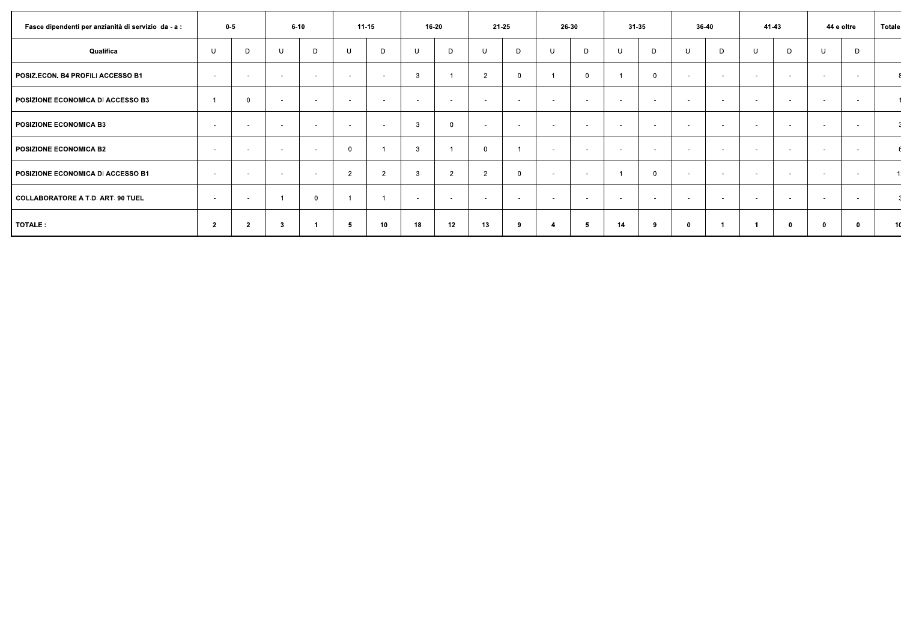| Fasce dipendenti per anzianità di servizio da - a : | 0-5 | | 6-10 | | 11-15 | | 16-20 | | 21-25 | | 26-30 | | 31-35 | | 36-40 | | 41-43 | | 44 e oltre | | Totale |
|---|---|---|---|---|---|---|---|---|---|---|---|---|---|---|---|---|---|---|---|---|---|
| Qualifica | U | D | U | D | U | D | U | D | U | D | U | D | U | D | U | D | U | D | U | D | |
| POSIZ.ECON. B4 PROFILI ACCESSO B1 | - | - | - | - | - | - | 3 | 1 | 2 | 0 | 1 | 0 | 1 | 0 | - | - | - | - | - | - | 8 |
| POSIZIONE ECONOMICA DI ACCESSO B3 | 1 | 0 | - | - | - | - | - | - | - | - | - | - | - | - | - | - | - | - | - | - | 1 |
| POSIZIONE ECONOMICA B3 | - | - | - | - | - | - | 3 | 0 | - | - | - | - | - | - | - | - | - | - | - | - | 3 |
| POSIZIONE ECONOMICA B2 | - | - | - | - | 0 | 1 | 3 | 1 | 0 | 1 | - | - | - | - | - | - | - | - | - | - | 6 |
| POSIZIONE ECONOMICA DI ACCESSO B1 | - | - | - | - | 2 | 2 | 3 | 2 | 2 | 0 | - | - | 1 | 0 | - | - | - | - | - | - | 1 |
| COLLABORATORE A T.D. ART. 90 TUEL | - | - | 1 | 0 | 1 | 1 | - | - | - | - | - | - | - | - | - | - | - | - | - | - | 3 |
| **TOTALE :** | **2** | **2** | **3** | **1** | **5** | **10** | **18** | **12** | **13** | **9** | **4** | **5** | **14** | **9** | **0** | **1** | **1** | **0** | **0** | **0** | **10** |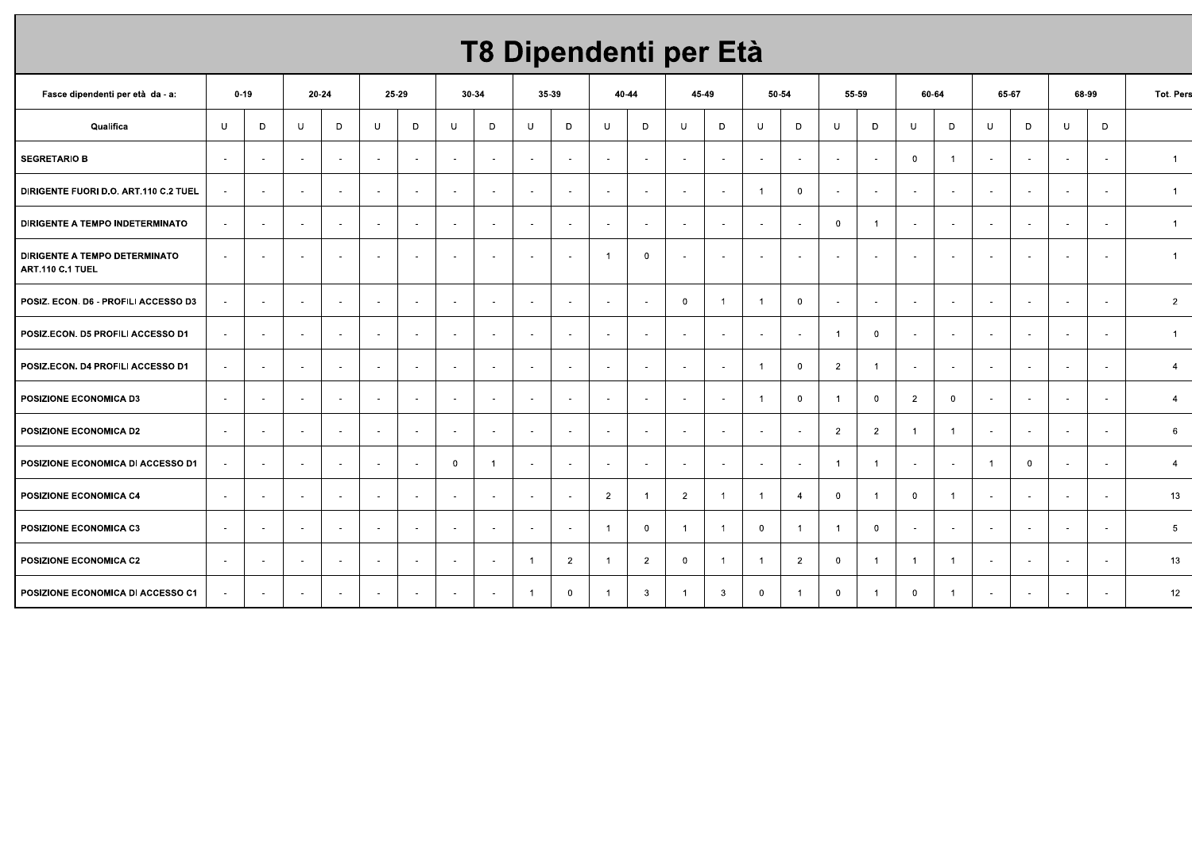# T8 Dipendenti per Età

| Fasce dipendenti per età da - a: | 0-19 | | 20-24 | | 25-29 | | 30-34 | | 35-39 | | 40-44 | | 45-49 | | 50-54 | | 55-59 | | 60-64 | | 65-67 | | 68-99 | | Tot. Pers |
|---|---|---|---|---|---|---|---|---|---|---|---|---|---|---|---|---|---|---|---|---|---|---|---|---|---|
| Qualifica | U | D | U | D | U | D | U | D | U | D | U | D | U | D | U | D | U | D | U | D | U | D | U | D | |
| SEGRETARIO B | - | - | - | - | - | - | - | - | - | - | - | - | - | - | - | - | - | - | 0 | 1 | - | - | - | - | 1 |
| DIRIGENTE FUORI D.O. ART.110 C.2 TUEL | - | - | - | - | - | - | - | - | - | - | - | - | - | - | 1 | 0 | - | - | - | - | - | - | - | - | 1 |
| DIRIGENTE A TEMPO INDETERMINATO | - | - | - | - | - | - | - | - | - | - | - | - | - | - | - | - | 0 | 1 | - | - | - | - | - | - | 1 |
| DIRIGENTE A TEMPO DETERMINATO ART.110 C.1 TUEL | - | - | - | - | - | - | - | - | - | - | 1 | 0 | - | - | - | - | - | - | - | - | - | - | - | - | 1 |
| POSIZ. ECON. D6 - PROFILI ACCESSO D3 | - | - | - | - | - | - | - | - | - | - | - | - | 0 | 1 | 1 | 0 | - | - | - | - | - | - | - | - | 2 |
| POSIZ.ECON. D5 PROFILI ACCESSO D1 | - | - | - | - | - | - | - | - | - | - | - | - | - | - | - | - | 1 | 0 | - | - | - | - | - | - | 1 |
| POSIZ.ECON. D4 PROFILI ACCESSO D1 | - | - | - | - | - | - | - | - | - | - | - | - | - | - | 1 | 0 | 2 | 1 | - | - | - | - | - | - | 4 |
| POSIZIONE ECONOMICA D3 | - | - | - | - | - | - | - | - | - | - | - | - | - | - | 1 | 0 | 1 | 0 | 2 | 0 | - | - | - | - | 4 |
| POSIZIONE ECONOMICA D2 | - | - | - | - | - | - | - | - | - | - | - | - | - | - | - | - | 2 | 2 | 1 | 1 | - | - | - | - | 6 |
| POSIZIONE ECONOMICA DI ACCESSO D1 | - | - | - | - | - | - | 0 | 1 | - | - | - | - | - | - | - | - | 1 | 1 | - | - | 1 | 0 | - | - | 4 |
| POSIZIONE ECONOMICA C4 | - | - | - | - | - | - | - | - | - | - | 2 | 1 | 2 | 1 | 1 | 4 | 0 | 1 | 0 | 1 | - | - | - | - | 13 |
| POSIZIONE ECONOMICA C3 | - | - | - | - | - | - | - | - | - | - | 1 | 0 | 1 | 1 | 0 | 1 | 1 | 0 | - | - | - | - | - | - | 5 |
| POSIZIONE ECONOMICA C2 | - | - | - | - | - | - | - | - | 1 | 2 | 1 | 2 | 0 | 1 | 1 | 2 | 0 | 1 | 1 | 1 | - | - | - | - | 13 |
| POSIZIONE ECONOMICA DI ACCESSO C1 | - | - | - | - | - | - | - | - | 1 | 0 | 1 | 3 | 1 | 3 | 0 | 1 | 0 | 1 | 0 | 1 | - | - | - | - | 12 |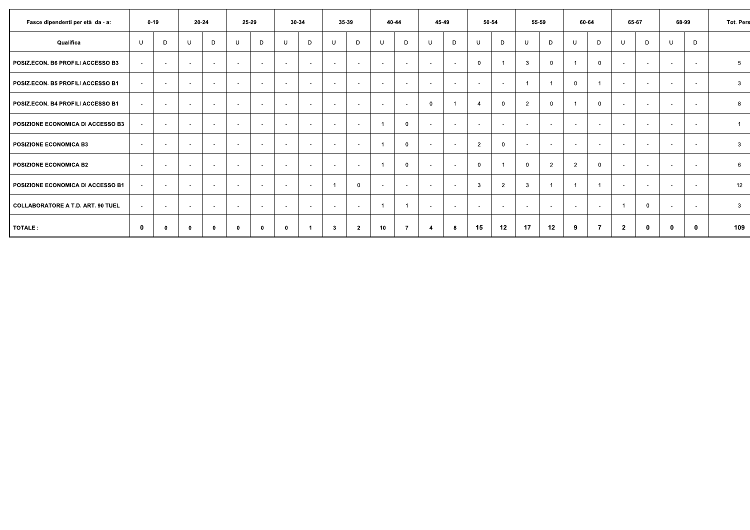| Fasce dipendenti per età da - a: | 0-19 | | 20-24 | | 25-29 | | 30-34 | | 35-39 | | 40-44 | | 45-49 | | 50-54 | | 55-59 | | 60-64 | | 65-67 | | 68-99 | | Tot. Pers |
|---|---|---|---|---|---|---|---|---|---|---|---|---|---|---|---|---|---|---|---|---|---|---|---|---|---|
| Qualifica | U | D | U | D | U | D | U | D | U | D | U | D | U | D | U | D | U | D | U | D | U | D | U | D | |
| POSIZ.ECON. B6 PROFILI ACCESSO B3 | - | - | - | - | - | - | - | - | - | - | - | - | - | - | 0 | 1 | 3 | 0 | 1 | 0 | - | - | - | - | 5 |
| POSIZ.ECON. B5 PROFILI ACCESSO B1 | - | - | - | - | - | - | - | - | - | - | - | - | - | - | - | - | 1 | 1 | 0 | 1 | - | - | - | - | 3 |
| POSIZ.ECON. B4 PROFILI ACCESSO B1 | - | - | - | - | - | - | - | - | - | - | - | - | 0 | 1 | 4 | 0 | 2 | 0 | 1 | 0 | - | - | - | - | 8 |
| POSIZIONE ECONOMICA DI ACCESSO B3 | - | - | - | - | - | - | - | - | - | - | 1 | 0 | - | - | - | - | - | - | - | - | - | - | - | - | 1 |
| POSIZIONE ECONOMICA B3 | - | - | - | - | - | - | - | - | - | - | 1 | 0 | - | - | 2 | 0 | - | - | - | - | - | - | - | - | 3 |
| POSIZIONE ECONOMICA B2 | - | - | - | - | - | - | - | - | - | - | 1 | 0 | - | - | 0 | 1 | 0 | 2 | 2 | 0 | - | - | - | - | 6 |
| POSIZIONE ECONOMICA DI ACCESSO B1 | - | - | - | - | - | - | - | - | 1 | 0 | - | - | - | - | 3 | 2 | 3 | 1 | 1 | 1 | - | - | - | - | 12 |
| COLLABORATORE A T.D. ART. 90 TUEL | - | - | - | - | - | - | - | - | - | - | 1 | 1 | - | - | - | - | - | - | - | - | 1 | 0 | - | - | 3 |
| **TOTALE :** | **0** | **0** | **0** | **0** | **0** | **0** | **0** | **1** | **3** | **2** | **10** | **7** | **4** | **8** | **15** | **12** | **17** | **12** | **9** | **7** | **2** | **0** | **0** | **0** | **109** |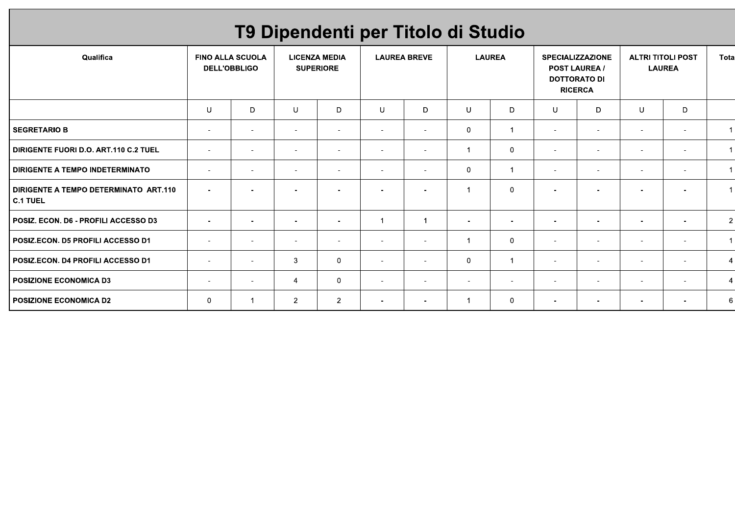# T9 Dipendenti per Titolo di Studio

| Qualifica | FINO ALLA SCUOLA DELL'OBBLIGO | | LICENZA MEDIA SUPERIORE | | LAUREA BREVE | | LAUREA | | SPECIALIZZAZIONE POST LAUREA / DOTTORATO DI RICERCA | | ALTRI TITOLI POST LAUREA | | Tota |
|---|---|---|---|---|---|---|---|---|---|---|---|---|---|
| | U | D | U | D | U | D | U | D | U | D | U | D | |
| **SEGRETARIO B** | - | - | - | - | - | - | 0 | 1 | - | - | - | - | 1 |
| **DIRIGENTE FUORI D.O. ART.110 C.2 TUEL** | - | - | - | - | - | - | 1 | 0 | - | - | - | - | 1 |
| **DIRIGENTE A TEMPO INDETERMINATO** | - | - | - | - | - | - | 0 | 1 | - | - | - | - | 1 |
| **DIRIGENTE A TEMPO DETERMINATO ART.110 C.1 TUEL** | - | - | - | - | - | - | 1 | 0 | - | - | - | - | 1 |
| **POSIZ. ECON. D6 - PROFILI ACCESSO D3** | - | - | - | - | 1 | 1 | - | - | - | - | - | - | 2 |
| **POSIZ.ECON. D5 PROFILI ACCESSO D1** | - | - | - | - | - | - | 1 | 0 | - | - | - | - | 1 |
| **POSIZ.ECON. D4 PROFILI ACCESSO D1** | - | - | 3 | 0 | - | - | 0 | 1 | - | - | - | - | 4 |
| **POSIZIONE ECONOMICA D3** | - | - | 4 | 0 | - | - | - | - | - | - | - | - | 4 |
| **POSIZIONE ECONOMICA D2** | 0 | 1 | 2 | 2 | - | - | 1 | 0 | - | - | - | - | 6 |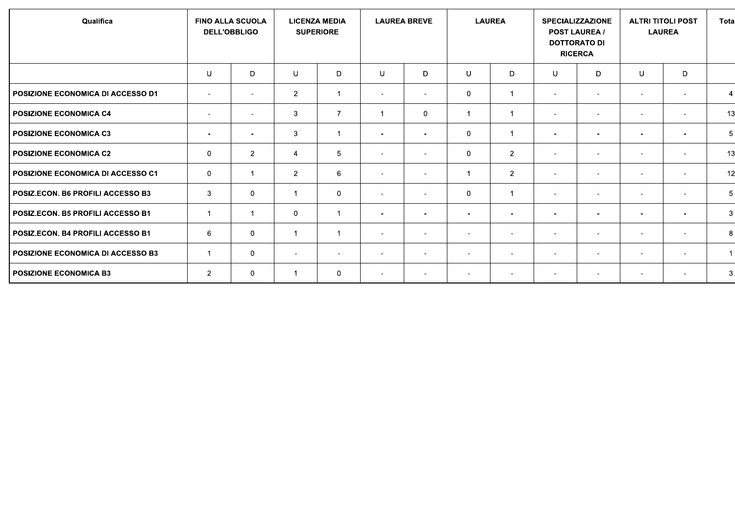| Qualifica | FINO ALLA SCUOLA DELL'OBBLIGO | | LICENZA MEDIA SUPERIORE | | LAUREA BREVE | | LAUREA | | SPECIALIZZAZIONE POST LAUREA / DOTTORATO DI RICERCA | | ALTRI TITOLI POST LAUREA | | Tota |
|---|---|---|---|---|---|---|---|---|---|---|---|---|---|
| | U | D | U | D | U | D | U | D | U | D | U | D | |
| **POSIZIONE ECONOMICA DI ACCESSO D1** | - | - | 2 | 1 | - | - | 0 | 1 | - | - | - | - | 4 |
| **POSIZIONE ECONOMICA C4** | - | - | 3 | 7 | 1 | 0 | 1 | 1 | - | - | - | - | 13 |
| **POSIZIONE ECONOMICA C3** | - | - | 3 | 1 | - | - | 0 | 1 | - | - | - | - | 5 |
| **POSIZIONE ECONOMICA C2** | 0 | 2 | 4 | 5 | - | - | 0 | 2 | - | - | - | - | 13 |
| **POSIZIONE ECONOMICA DI ACCESSO C1** | 0 | 1 | 2 | 6 | - | - | 1 | 2 | - | - | - | - | 12 |
| **POSIZ.ECON. B6 PROFILI ACCESSO B3** | 3 | 0 | 1 | 0 | - | - | 0 | 1 | - | - | - | - | 5 |
| **POSIZ.ECON. B5 PROFILI ACCESSO B1** | 1 | 1 | 0 | 1 | - | - | - | - | - | - | - | - | 3 |
| **POSIZ.ECON. B4 PROFILI ACCESSO B1** | 6 | 0 | 1 | 1 | - | - | - | - | - | - | - | - | 8 |
| **POSIZIONE ECONOMICA DI ACCESSO B3** | 1 | 0 | - | - | - | - | - | - | - | - | - | - | 1 |
| **POSIZIONE ECONOMICA B3** | 2 | 0 | 1 | 0 | - | - | - | - | - | - | - | - | 3 |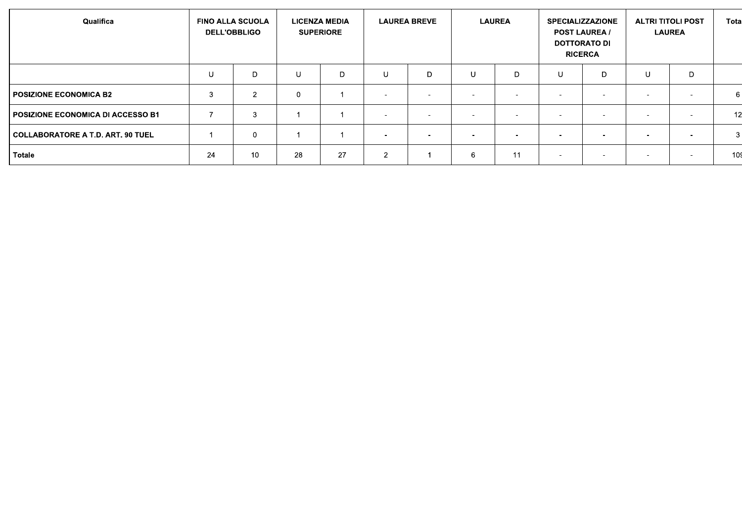| Qualifica | FINO ALLA SCUOLA DELL'OBBLIGO | | LICENZA MEDIA SUPERIORE | | LAUREA BREVE | | LAUREA | | SPECIALIZZAZIONE POST LAUREA / DOTTORATO DI RICERCA | | ALTRI TITOLI POST LAUREA | | Tota |
|---|---|---|---|---|---|---|---|---|---|---|---|---|---|
| | U | D | U | D | U | D | U | D | U | D | U | D | |
| **POSIZIONE ECONOMICA B2** | 3 | 2 | 0 | 1 | - | - | - | - | - | - | - | - | 6 |
| **POSIZIONE ECONOMICA DI ACCESSO B1** | 7 | 3 | 1 | 1 | - | - | - | - | - | - | - | - | 12 |
| **COLLABORATORE A T.D. ART. 90 TUEL** | 1 | 0 | 1 | 1 | - | - | - | - | - | - | - | - | 3 |
| **Totale** | 24 | 10 | 28 | 27 | 2 | 1 | 6 | 11 | - | - | - | - | 109 |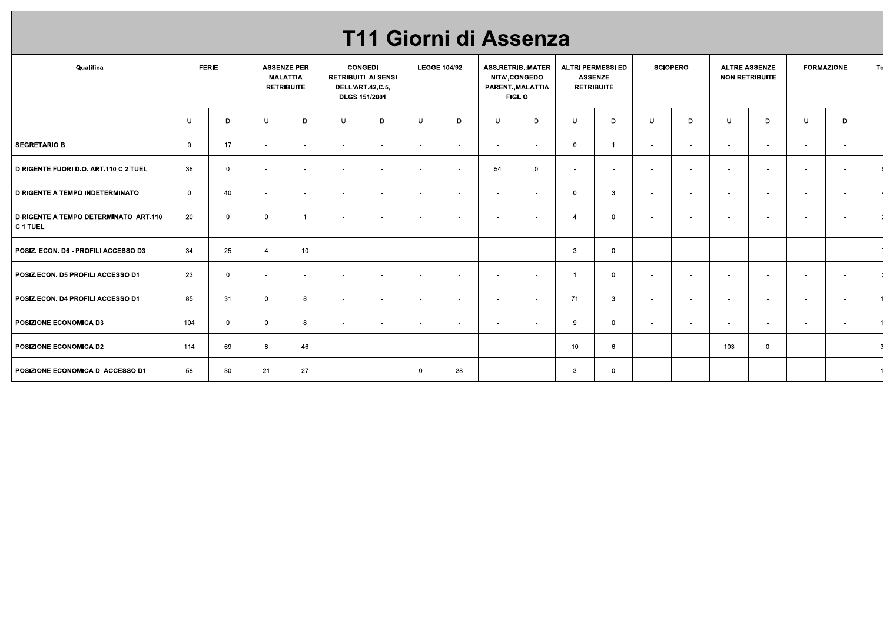# T11 Giorni di Assenza

| Qualifica | FERIE | | ASSENZE PER MALATTIA RETRIBUITE | | CONGEDI RETRIBUITI AI SENSI DELL'ART.42,C.5, DLGS 151/2001 | | LEGGE 104/92 | | ASS.RETRIB.:MATERNITA',CONGEDO PARENT.,MALATTIA FIGLIO | | ALTRI PERMESSI ED ASSENZE RETRIBUITE | | SCIOPERO | | ALTRE ASSENZE NON RETRIBUITE | | FORMAZIONE | | To |
|---|---|---|---|---|---|---|---|---|---|---|---|---|---|---|---|---|---|---|---|
| | U | D | U | D | U | D | U | D | U | D | U | D | U | D | U | D | U | D | |
| SEGRETARIO B | 0 | 17 | - | - | - | - | - | - | - | - | 0 | 1 | - | - | - | - | - | - | |
| DIRIGENTE FUORI D.O. ART.110 C.2 TUEL | 36 | 0 | - | - | - | - | - | - | 54 | 0 | - | - | - | - | - | - | - | - | |
| DIRIGENTE A TEMPO INDETERMINATO | 0 | 40 | - | - | - | - | - | - | - | - | 0 | 3 | - | - | - | - | - | - | |
| DIRIGENTE A TEMPO DETERMINATO ART.110 C.1 TUEL | 20 | 0 | 0 | 1 | - | - | - | - | - | - | 4 | 0 | - | - | - | - | - | - | |
| POSIZ. ECON. D6 - PROFILI ACCESSO D3 | 34 | 25 | 4 | 10 | - | - | - | - | - | - | 3 | 0 | - | - | - | - | - | - | |
| POSIZ.ECON. D5 PROFILI ACCESSO D1 | 23 | 0 | - | - | - | - | - | - | - | - | 1 | 0 | - | - | - | - | - | - | |
| POSIZ.ECON. D4 PROFILI ACCESSO D1 | 85 | 31 | 0 | 8 | - | - | - | - | - | - | 71 | 3 | - | - | - | - | - | - | |
| POSIZIONE ECONOMICA D3 | 104 | 0 | 0 | 8 | - | - | - | - | - | - | 9 | 0 | - | - | - | - | - | - | |
| POSIZIONE ECONOMICA D2 | 114 | 69 | 8 | 46 | - | - | - | - | - | - | 10 | 6 | - | - | 103 | 0 | - | - | |
| POSIZIONE ECONOMICA DI ACCESSO D1 | 58 | 30 | 21 | 27 | - | - | 0 | 28 | - | - | 3 | 0 | - | - | - | - | - | - | |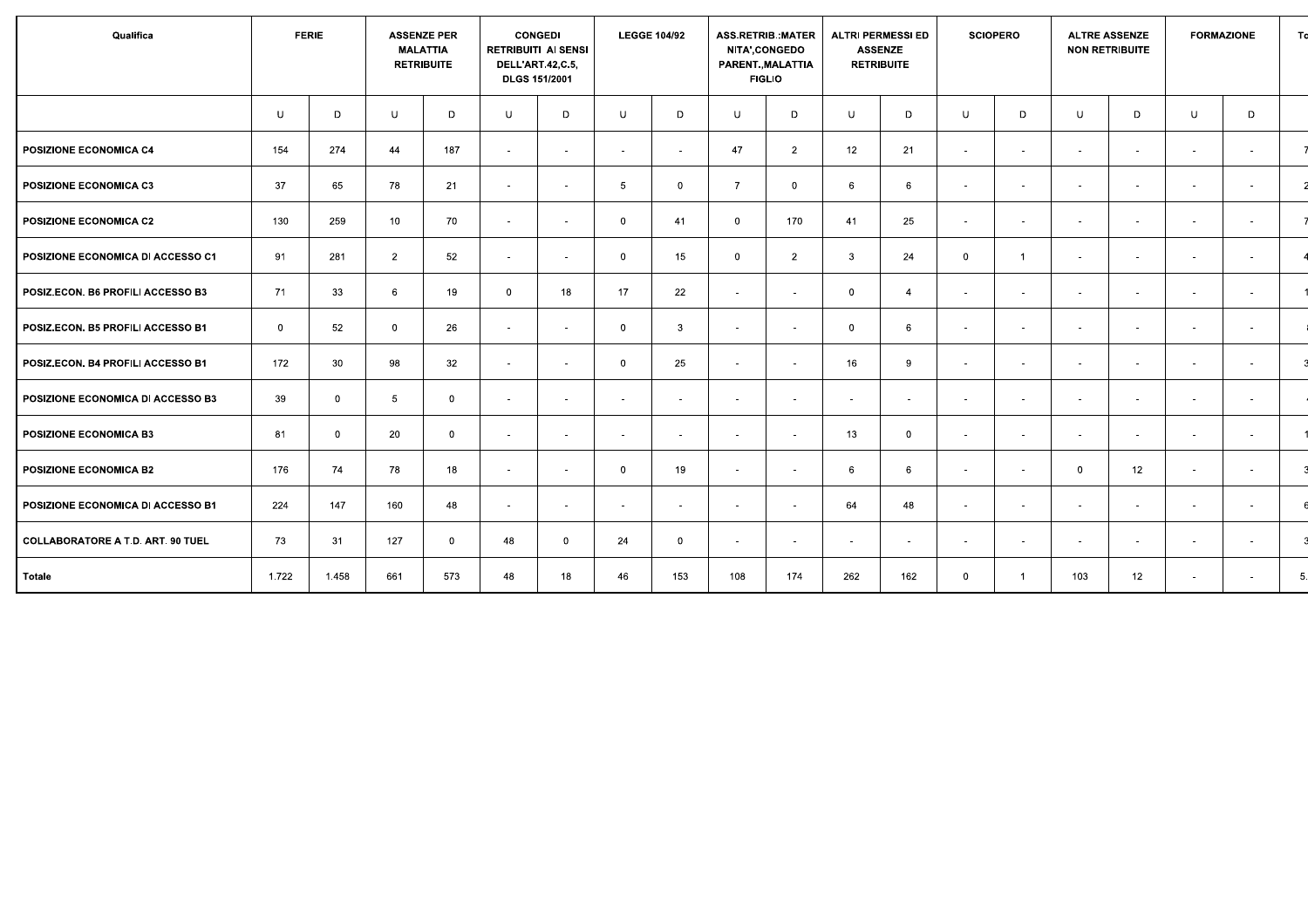| Qualifica | FERIE | | ASSENZE PER MALATTIA RETRIBUITE | | CONGEDI RETRIBUITI AI SENSI DELL'ART.42,C.5, DLGS 151/2001 | | LEGGE 104/92 | | ASS.RETRIB.:MATERNITA',CONGEDO PARENT.,MALATTIA FIGLIO | | ALTRI PERMESSI ED ASSENZE RETRIBUITE | | SCIOPERO | | ALTRE ASSENZE NON RETRIBUITE | | FORMAZIONE | | To |
|---|---|---|---|---|---|---|---|---|---|---|---|---|---|---|---|---|---|---|---|
| | U | D | U | D | U | D | U | D | U | D | U | D | U | D | U | D | U | D | |
| POSIZIONE ECONOMICA C4 | 154 | 274 | 44 | 187 | - | - | - | - | 47 | 2 | 12 | 21 | - | - | - | - | - | - | 7 |
| POSIZIONE ECONOMICA C3 | 37 | 65 | 78 | 21 | - | - | 5 | 0 | 7 | 0 | 6 | 6 | - | - | - | - | - | - | 2 |
| POSIZIONE ECONOMICA C2 | 130 | 259 | 10 | 70 | - | - | 0 | 41 | 0 | 170 | 41 | 25 | - | - | - | - | - | - | 7 |
| POSIZIONE ECONOMICA DI ACCESSO C1 | 91 | 281 | 2 | 52 | - | - | 0 | 15 | 0 | 2 | 3 | 24 | 0 | 1 | - | - | - | - | 4 |
| POSIZ.ECON. B6 PROFILI ACCESSO B3 | 71 | 33 | 6 | 19 | 0 | 18 | 17 | 22 | - | - | 0 | 4 | - | - | - | - | - | - | 1 |
| POSIZ.ECON. B5 PROFILI ACCESSO B1 | 0 | 52 | 0 | 26 | - | - | 0 | 3 | - | - | 0 | 6 | - | - | - | - | - | - | |
| POSIZ.ECON. B4 PROFILI ACCESSO B1 | 172 | 30 | 98 | 32 | - | - | 0 | 25 | - | - | 16 | 9 | - | - | - | - | - | - | 3 |
| POSIZIONE ECONOMICA DI ACCESSO B3 | 39 | 0 | 5 | 0 | - | - | - | - | - | - | - | - | - | - | - | - | - | - | |
| POSIZIONE ECONOMICA B3 | 81 | 0 | 20 | 0 | - | - | - | - | - | - | 13 | 0 | - | - | - | - | - | - | 1 |
| POSIZIONE ECONOMICA B2 | 176 | 74 | 78 | 18 | - | - | 0 | 19 | - | - | 6 | 6 | - | - | 0 | 12 | - | - | 3 |
| POSIZIONE ECONOMICA DI ACCESSO B1 | 224 | 147 | 160 | 48 | - | - | - | - | - | - | 64 | 48 | - | - | - | - | - | - | 6 |
| COLLABORATORE A T.D. ART. 90 TUEL | 73 | 31 | 127 | 0 | 48 | 0 | 24 | 0 | - | - | - | - | - | - | - | - | - | - | 3 |
| Totale | 1.722 | 1.458 | 661 | 573 | 48 | 18 | 46 | 153 | 108 | 174 | 262 | 162 | 0 | 1 | 103 | 12 | - | - | 5. |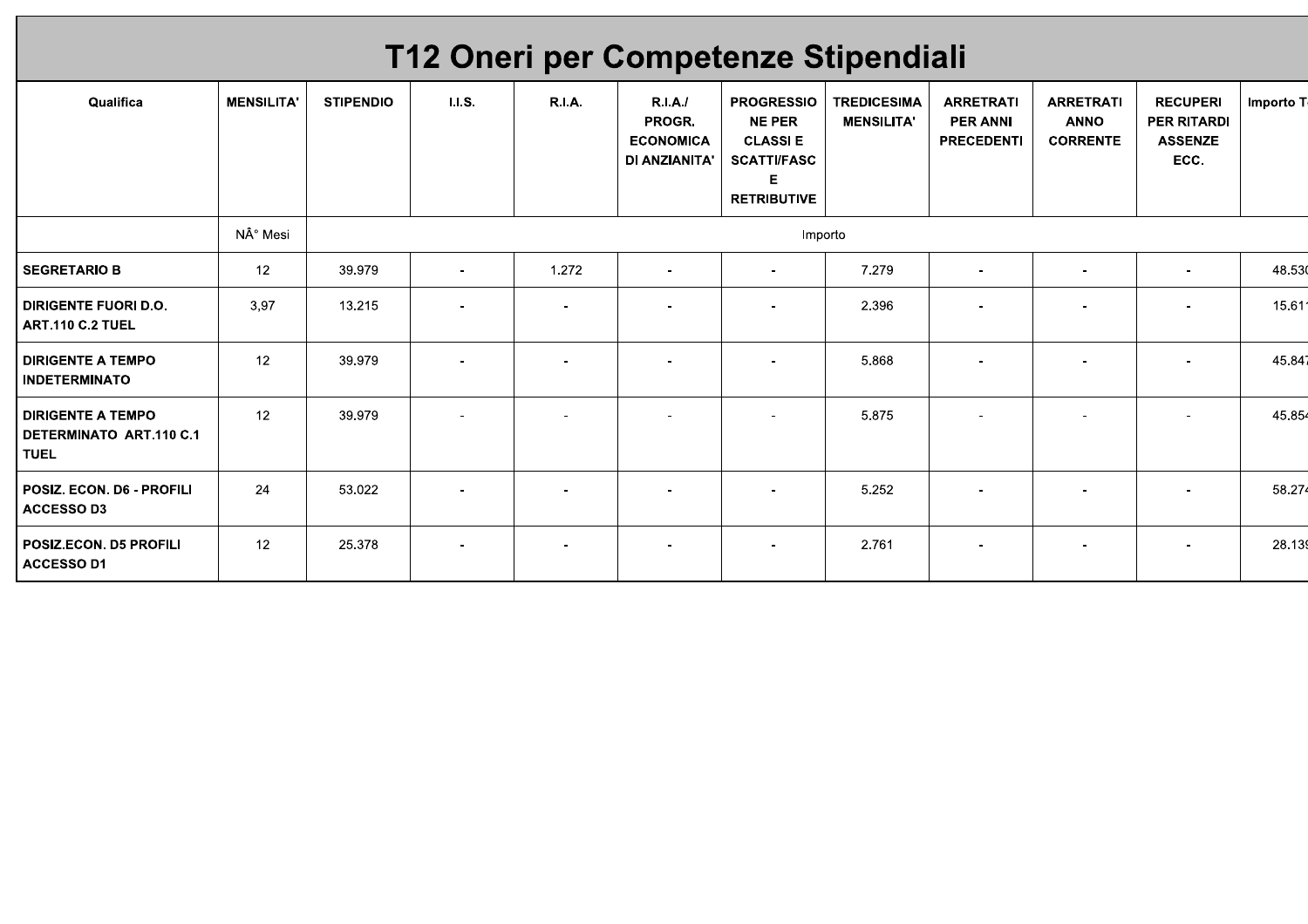# T12 Oneri per Competenze Stipendiali

| Qualifica | MENSILITA' | STIPENDIO | I.I.S. | R.I.A. | R.I.A./ PROGR. ECONOMICA DI ANZIANITA' | PROGRESSIONE PER CLASSI E SCATTI/FASCE RETRIBUTIVE | TREDICESIMA MENSILITA' | ARRETRATI PER ANNI PRECEDENTI | ARRETRATI ANNO CORRENTE | RECUPERI PER RITARDI ASSENZE ECC. | Importo T |
|---|---|---|---|---|---|---|---|---|---|---|---|
| | NÂ° Mesi | Importo | | | | | | | | | |
| **SEGRETARIO B** | 12 | 39.979 | - | 1.272 | - | - | 7.279 | - | - | - | 48.530 |
| **DIRIGENTE FUORI D.O. ART.110 C.2 TUEL** | 3,97 | 13.215 | - | - | - | - | 2.396 | - | - | - | 15.61 |
| **DIRIGENTE A TEMPO INDETERMINATO** | 12 | 39.979 | - | - | - | - | 5.868 | - | - | - | 45.847 |
| **DIRIGENTE A TEMPO DETERMINATO ART.110 C.1 TUEL** | 12 | 39.979 | - | - | - | - | 5.875 | - | - | - | 45.854 |
| **POSIZ. ECON. D6 - PROFILI ACCESSO D3** | 24 | 53.022 | - | - | - | - | 5.252 | - | - | - | 58.274 |
| **POSIZ.ECON. D5 PROFILI ACCESSO D1** | 12 | 25.378 | - | - | - | - | 2.761 | - | - | - | 28.139 |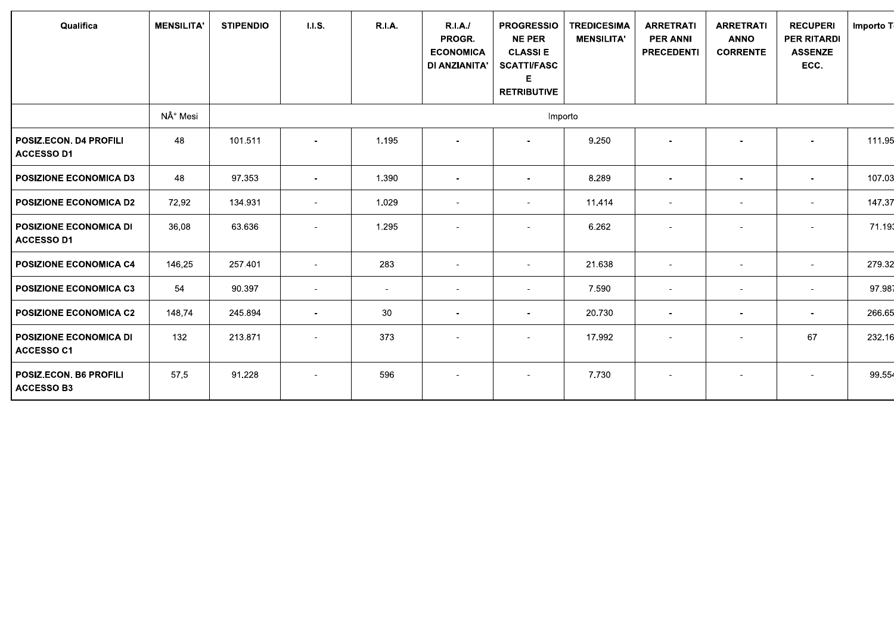| Qualifica | MENSILITA' | STIPENDIO | I.I.S. | R.I.A. | R.I.A./ PROGR. ECONOMICA DI ANZIANITA' | PROGRESSIONE PER CLASSI E SCATTI/FASCE RETRIBUTIVE | TREDICESIMA MENSILITA' | ARRETRATI PER ANNI PRECEDENTI | ARRETRATI ANNO CORRENTE | RECUPERI PER RITARDI ASSENZE ECC. | Importo T |
|---|---|---|---|---|---|---|---|---|---|---|---|
| | NÂ° Mesi | Importo | | | | | | | | | |
| POSIZ.ECON. D4 PROFILI ACCESSO D1 | 48 | 101.511 | - | 1.195 | - | - | 9.250 | - | - | - | 111.95 |
| POSIZIONE ECONOMICA D3 | 48 | 97.353 | - | 1.390 | - | - | 8.289 | - | - | - | 107.03 |
| POSIZIONE ECONOMICA D2 | 72,92 | 134.931 | - | 1.029 | - | - | 11.414 | - | - | - | 147.37 |
| POSIZIONE ECONOMICA DI ACCESSO D1 | 36,08 | 63.636 | - | 1.295 | - | - | 6.262 | - | - | - | 71.19 |
| POSIZIONE ECONOMICA C4 | 146,25 | 257.401 | - | 283 | - | - | 21.638 | - | - | - | 279.32 |
| POSIZIONE ECONOMICA C3 | 54 | 90.397 | - | - | - | - | 7.590 | - | - | - | 97.98 |
| POSIZIONE ECONOMICA C2 | 148,74 | 245.894 | - | 30 | - | - | 20.730 | - | - | - | 266.65 |
| POSIZIONE ECONOMICA DI ACCESSO C1 | 132 | 213.871 | - | 373 | - | - | 17.992 | - | - | 67 | 232.16 |
| POSIZ.ECON. B6 PROFILI ACCESSO B3 | 57,5 | 91.228 | - | 596 | - | - | 7.730 | - | - | - | 99.55 |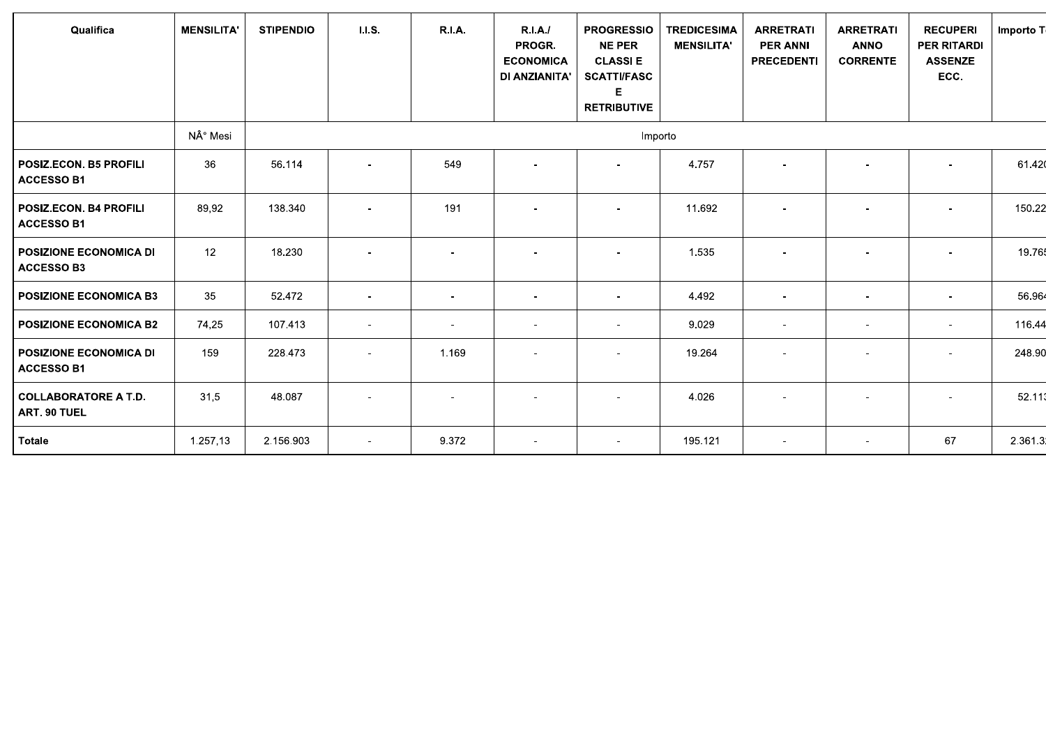| Qualifica | MENSILITA' | STIPENDIO | I.I.S. | R.I.A. | R.I.A./ PROGR. ECONOMICA DI ANZIANITA' | PROGRESSIONE PER CLASSI E SCATTI/FASCE RETRIBUTIVE | TREDICESIMA MENSILITA' | ARRETRATI PER ANNI PRECEDENTI | ARRETRATI ANNO CORRENTE | RECUPERI PER RITARDI ASSENZE ECC. | Importo T |
|---|---|---|---|---|---|---|---|---|---|---|---|
| | NÂ° Mesi | Importo | | | | | | | | | |
| POSIZ.ECON. B5 PROFILI ACCESSO B1 | 36 | 56.114 | - | 549 | - | - | 4.757 | - | - | - | 61.42 |
| POSIZ.ECON. B4 PROFILI ACCESSO B1 | 89,92 | 138.340 | - | 191 | - | - | 11.692 | - | - | - | 150.22 |
| POSIZIONE ECONOMICA DI ACCESSO B3 | 12 | 18.230 | - | - | - | - | 1.535 | - | - | - | 19.76 |
| POSIZIONE ECONOMICA B3 | 35 | 52.472 | - | - | - | - | 4.492 | - | - | - | 56.96 |
| POSIZIONE ECONOMICA B2 | 74,25 | 107.413 | - | - | - | - | 9.029 | - | - | - | 116.44 |
| POSIZIONE ECONOMICA DI ACCESSO B1 | 159 | 228.473 | - | 1.169 | - | - | 19.264 | - | - | - | 248.90 |
| COLLABORATORE A T.D. ART. 90 TUEL | 31,5 | 48.087 | - | - | - | - | 4.026 | - | - | - | 52.11 |
| Totale | 1.257,13 | 2.156.903 | - | 9.372 | - | - | 195.121 | - | - | 67 | 2.361.3 |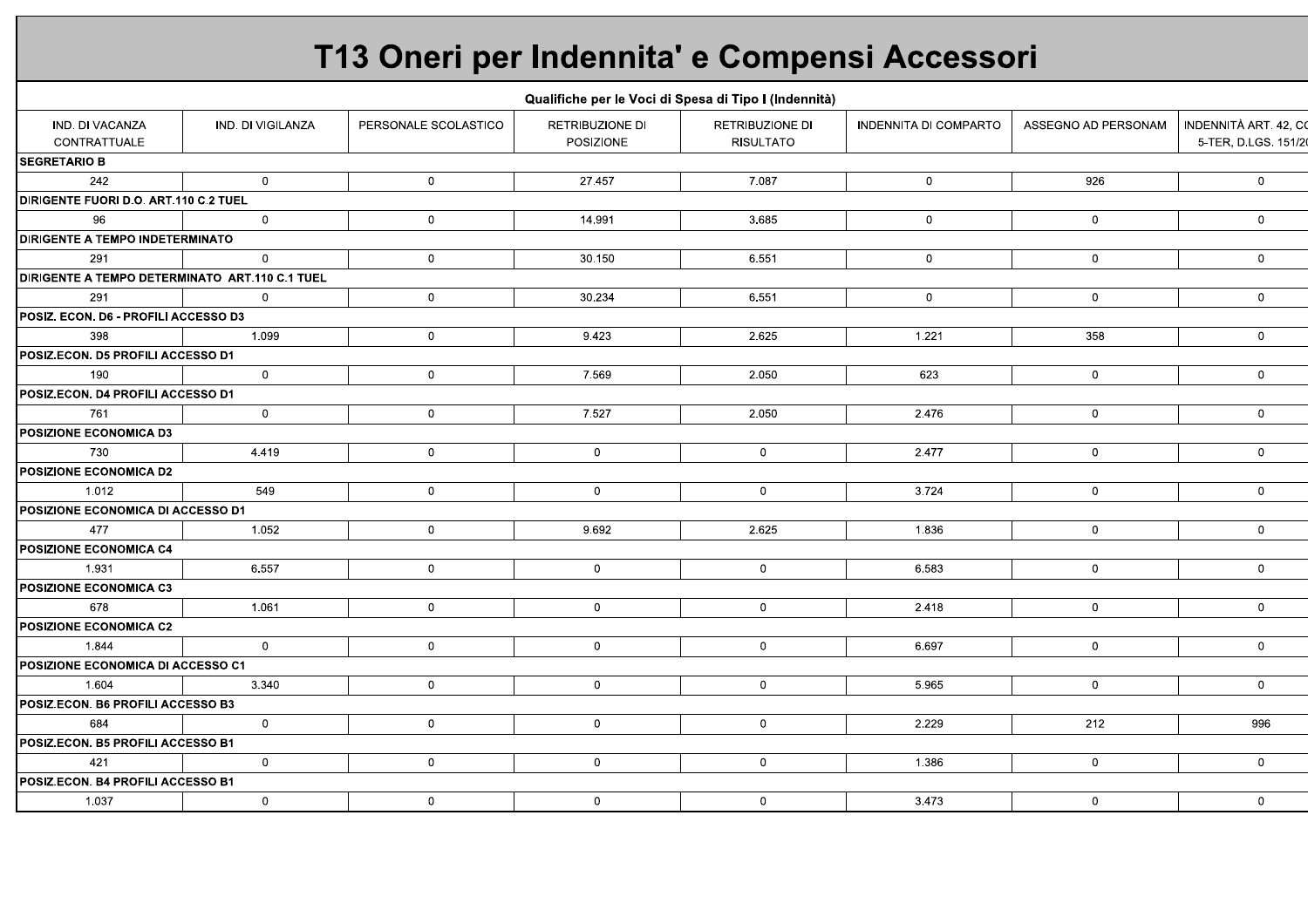# T13 Oneri per Indennita' e Compensi Accessori

Qualifiche per le Voci di Spesa di Tipo I (Indennità)

| IND. DI VACANZA CONTRATTUALE | IND. DI VIGILANZA | PERSONALE SCOLASTICO | RETRIBUZIONE DI POSIZIONE | RETRIBUZIONE DI RISULTATO | INDENNITA DI COMPARTO | ASSEGNO AD PERSONAM | INDENNITÀ ART. 42, C( 5-TER, D.LGS. 151/2( |
|---|---|---|---|---|---|---|---|
| **SEGRETARIO B** | | | | | | | |
| 242 | 0 | 0 | 27.457 | 7.087 | 0 | 926 | 0 |
| **DIRIGENTE FUORI D.O. ART.110 C.2 TUEL** | | | | | | | |
| 96 | 0 | 0 | 14.991 | 3.685 | 0 | 0 | 0 |
| **DIRIGENTE A TEMPO INDETERMINATO** | | | | | | | |
| 291 | 0 | 0 | 30.150 | 6.551 | 0 | 0 | 0 |
| **DIRIGENTE A TEMPO DETERMINATO ART.110 C.1 TUEL** | | | | | | | |
| 291 | 0 | 0 | 30.234 | 6.551 | 0 | 0 | 0 |
| **POSIZ. ECON. D6 - PROFILI ACCESSO D3** | | | | | | | |
| 398 | 1.099 | 0 | 9.423 | 2.625 | 1.221 | 358 | 0 |
| **POSIZ.ECON. D5 PROFILI ACCESSO D1** | | | | | | | |
| 190 | 0 | 0 | 7.569 | 2.050 | 623 | 0 | 0 |
| **POSIZ.ECON. D4 PROFILI ACCESSO D1** | | | | | | | |
| 761 | 0 | 0 | 7.527 | 2.050 | 2.476 | 0 | 0 |
| **POSIZIONE ECONOMICA D3** | | | | | | | |
| 730 | 4.419 | 0 | 0 | 0 | 2.477 | 0 | 0 |
| **POSIZIONE ECONOMICA D2** | | | | | | | |
| 1.012 | 549 | 0 | 0 | 0 | 3.724 | 0 | 0 |
| **POSIZIONE ECONOMICA DI ACCESSO D1** | | | | | | | |
| 477 | 1.052 | 0 | 9.692 | 2.625 | 1.836 | 0 | 0 |
| **POSIZIONE ECONOMICA C4** | | | | | | | |
| 1.931 | 6.557 | 0 | 0 | 0 | 6.583 | 0 | 0 |
| **POSIZIONE ECONOMICA C3** | | | | | | | |
| 678 | 1.061 | 0 | 0 | 0 | 2.418 | 0 | 0 |
| **POSIZIONE ECONOMICA C2** | | | | | | | |
| 1.844 | 0 | 0 | 0 | 0 | 6.697 | 0 | 0 |
| **POSIZIONE ECONOMICA DI ACCESSO C1** | | | | | | | |
| 1.604 | 3.340 | 0 | 0 | 0 | 5.965 | 0 | 0 |
| **POSIZ.ECON. B6 PROFILI ACCESSO B3** | | | | | | | |
| 684 | 0 | 0 | 0 | 0 | 2.229 | 212 | 996 |
| **POSIZ.ECON. B5 PROFILI ACCESSO B1** | | | | | | | |
| 421 | 0 | 0 | 0 | 0 | 1.386 | 0 | 0 |
| **POSIZ.ECON. B4 PROFILI ACCESSO B1** | | | | | | | |
| 1.037 | 0 | 0 | 0 | 0 | 3.473 | 0 | 0 |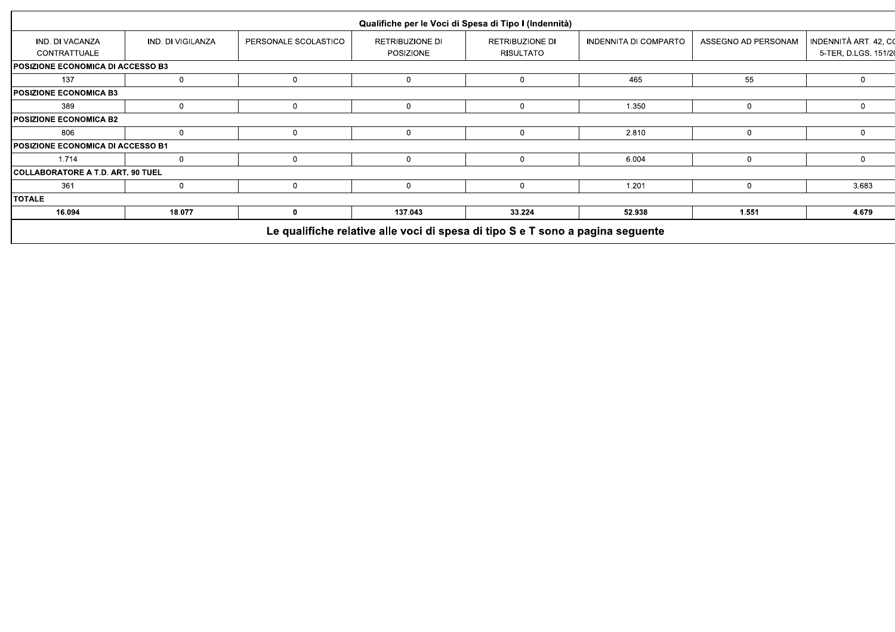| Qualifiche per le Voci di Spesa di Tipo I (Indennità) | | | | | | | |
|---|---|---|---|---|---|---|---|
| IND. DI VACANZA CONTRATTUALE | IND. DI VIGILANZA | PERSONALE SCOLASTICO | RETRIBUZIONE DI POSIZIONE | RETRIBUZIONE DI RISULTATO | INDENNITA DI COMPARTO | ASSEGNO AD PERSONAM | INDENNITÀ ART. 42, CO 5-TER, D.LGS. 151/20 |
| **POSIZIONE ECONOMICA DI ACCESSO B3** | | | | | | | |
| 137 | 0 | 0 | 0 | 0 | 465 | 55 | 0 |
| **POSIZIONE ECONOMICA B3** | | | | | | | |
| 389 | 0 | 0 | 0 | 0 | 1.350 | 0 | 0 |
| **POSIZIONE ECONOMICA B2** | | | | | | | |
| 806 | 0 | 0 | 0 | 0 | 2.810 | 0 | 0 |
| **POSIZIONE ECONOMICA DI ACCESSO B1** | | | | | | | |
| 1.714 | 0 | 0 | 0 | 0 | 6.004 | 0 | 0 |
| **COLLABORATORE A T.D. ART. 90 TUEL** | | | | | | | |
| 361 | 0 | 0 | 0 | 0 | 1.201 | 0 | 3.683 |
| **TOTALE** | | | | | | | |
| **16.094** | **18.077** | **0** | **137.043** | **33.224** | **52.938** | **1.551** | **4.679** |

**Le qualifiche relative alle voci di spesa di tipo S e T sono a pagina seguente**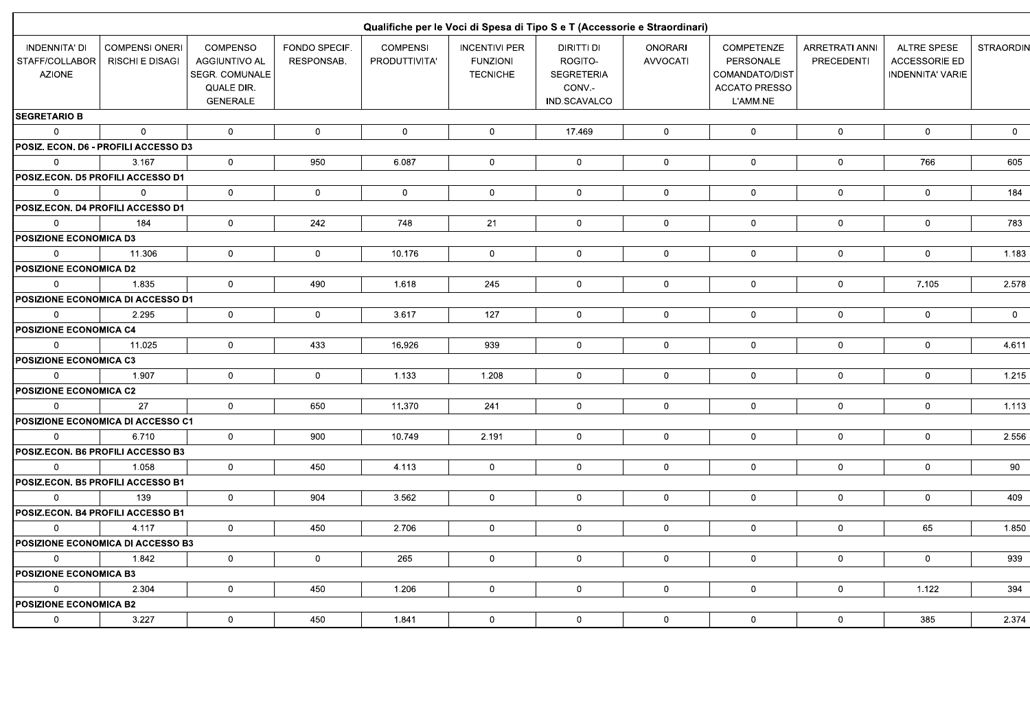| Qualifiche per le Voci di Spesa di Tipo S e T (Accessorie e Straordinari) | | | | | | | | | | | |
|---|---|---|---|---|---|---|---|---|---|---|---|
| INDENNITA' DI STAFF/COLLABORAZIONE | COMPENSI ONERI RISCHI E DISAGI | COMPENSO AGGIUNTIVO AL SEGR. COMUNALE QUALE DIR. GENERALE | FONDO SPECIF. RESPONSAB. | COMPENSI PRODUTTIVITA' | INCENTIVI PER FUNZIONI TECNICHE | DIRITTI DI ROGITO-SEGRETERIA CONV.-IND.SCAVALCO | ONORARI AVVOCATI | COMPETENZE PERSONALE COMANDATO/DISTACCATO PRESSO L'AMM.NE | ARRETRATI ANNI PRECEDENTI | ALTRE SPESE ACCESSORIE ED INDENNITA' VARIE | STRAORDIN |
| **SEGRETARIO B** | | | | | | | | | | | |
| 0 | 0 | 0 | 0 | 0 | 0 | 17.469 | 0 | 0 | 0 | 0 | 0 |
| **POSIZ. ECON. D6 - PROFILI ACCESSO D3** | | | | | | | | | | | |
| 0 | 3.167 | 0 | 950 | 6.087 | 0 | 0 | 0 | 0 | 0 | 766 | 605 |
| **POSIZ.ECON. D5 PROFILI ACCESSO D1** | | | | | | | | | | | |
| 0 | 0 | 0 | 0 | 0 | 0 | 0 | 0 | 0 | 0 | 0 | 184 |
| **POSIZ.ECON. D4 PROFILI ACCESSO D1** | | | | | | | | | | | |
| 0 | 184 | 0 | 242 | 748 | 21 | 0 | 0 | 0 | 0 | 0 | 783 |
| **POSIZIONE ECONOMICA D3** | | | | | | | | | | | |
| 0 | 11.306 | 0 | 0 | 10.176 | 0 | 0 | 0 | 0 | 0 | 0 | 1.183 |
| **POSIZIONE ECONOMICA D2** | | | | | | | | | | | |
| 0 | 1.835 | 0 | 490 | 1.618 | 245 | 0 | 0 | 0 | 0 | 7.105 | 2.578 |
| **POSIZIONE ECONOMICA DI ACCESSO D1** | | | | | | | | | | | |
| 0 | 2.295 | 0 | 0 | 3.617 | 127 | 0 | 0 | 0 | 0 | 0 | 0 |
| **POSIZIONE ECONOMICA C4** | | | | | | | | | | | |
| 0 | 11.025 | 0 | 433 | 16.926 | 939 | 0 | 0 | 0 | 0 | 0 | 4.611 |
| **POSIZIONE ECONOMICA C3** | | | | | | | | | | | |
| 0 | 1.907 | 0 | 0 | 1.133 | 1.208 | 0 | 0 | 0 | 0 | 0 | 1.215 |
| **POSIZIONE ECONOMICA C2** | | | | | | | | | | | |
| 0 | 27 | 0 | 650 | 11.370 | 241 | 0 | 0 | 0 | 0 | 0 | 1.113 |
| **POSIZIONE ECONOMICA DI ACCESSO C1** | | | | | | | | | | | |
| 0 | 6.710 | 0 | 900 | 10.749 | 2.191 | 0 | 0 | 0 | 0 | 0 | 2.556 |
| **POSIZ.ECON. B6 PROFILI ACCESSO B3** | | | | | | | | | | | |
| 0 | 1.058 | 0 | 450 | 4.113 | 0 | 0 | 0 | 0 | 0 | 0 | 90 |
| **POSIZ.ECON. B5 PROFILI ACCESSO B1** | | | | | | | | | | | |
| 0 | 139 | 0 | 904 | 3.562 | 0 | 0 | 0 | 0 | 0 | 0 | 409 |
| **POSIZ.ECON. B4 PROFILI ACCESSO B1** | | | | | | | | | | | |
| 0 | 4.117 | 0 | 450 | 2.706 | 0 | 0 | 0 | 0 | 0 | 65 | 1.850 |
| **POSIZIONE ECONOMICA DI ACCESSO B3** | | | | | | | | | | | |
| 0 | 1.842 | 0 | 0 | 265 | 0 | 0 | 0 | 0 | 0 | 0 | 939 |
| **POSIZIONE ECONOMICA B3** | | | | | | | | | | | |
| 0 | 2.304 | 0 | 450 | 1.206 | 0 | 0 | 0 | 0 | 0 | 1.122 | 394 |
| **POSIZIONE ECONOMICA B2** | | | | | | | | | | | |
| 0 | 3.227 | 0 | 450 | 1.841 | 0 | 0 | 0 | 0 | 0 | 385 | 2.374 |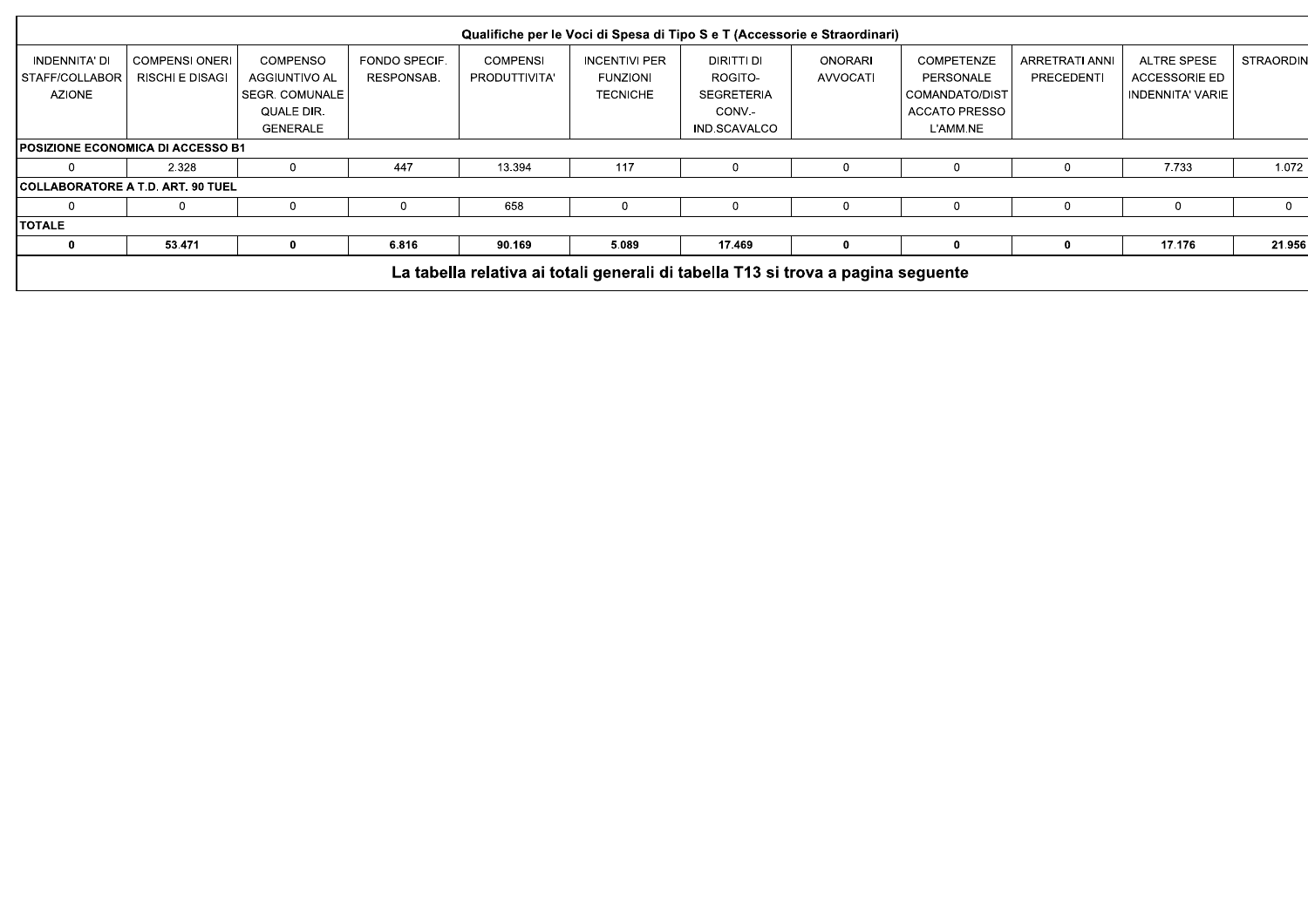| Qualifiche per le Voci di Spesa di Tipo S e T (Accessorie e Straordinari) | | | | | | | | | | | |
|---|---|---|---|---|---|---|---|---|---|---|---|
| INDENNITA' DI STAFF/COLLABORAZIONE | COMPENSI ONERI RISCHI E DISAGI | COMPENSO AGGIUNTIVO AL SEGR. COMUNALE QUALE DIR. GENERALE | FONDO SPECIF. RESPONSAB. | COMPENSI PRODUTTIVITA' | INCENTIVI PER FUNZIONI TECNICHE | DIRITTI DI ROGITO-SEGRETERIA CONV.-IND.SCAVALCO | ONORARI AVVOCATI | COMPETENZE PERSONALE COMANDATO/DISTACCATO PRESSO L'AMM.NE | ARRETRATI ANNI PRECEDENTI | ALTRE SPESE ACCESSORIE ED INDENNITA' VARIE | STRAORDIN |
| **POSIZIONE ECONOMICA DI ACCESSO B1** | | | | | | | | | | | |
| 0 | 2.328 | 0 | 447 | 13.394 | 117 | 0 | 0 | 0 | 0 | 7.733 | 1.072 |
| **COLLABORATORE A T.D. ART. 90 TUEL** | | | | | | | | | | | |
| 0 | 0 | 0 | 0 | 658 | 0 | 0 | 0 | 0 | 0 | 0 | 0 |
| **TOTALE** | | | | | | | | | | | |
| **0** | **53.471** | **0** | **6.816** | **90.169** | **5.089** | **17.469** | **0** | **0** | **0** | **17.176** | **21.956** |

**La tabella relativa ai totali generali di tabella T13 si trova a pagina seguente**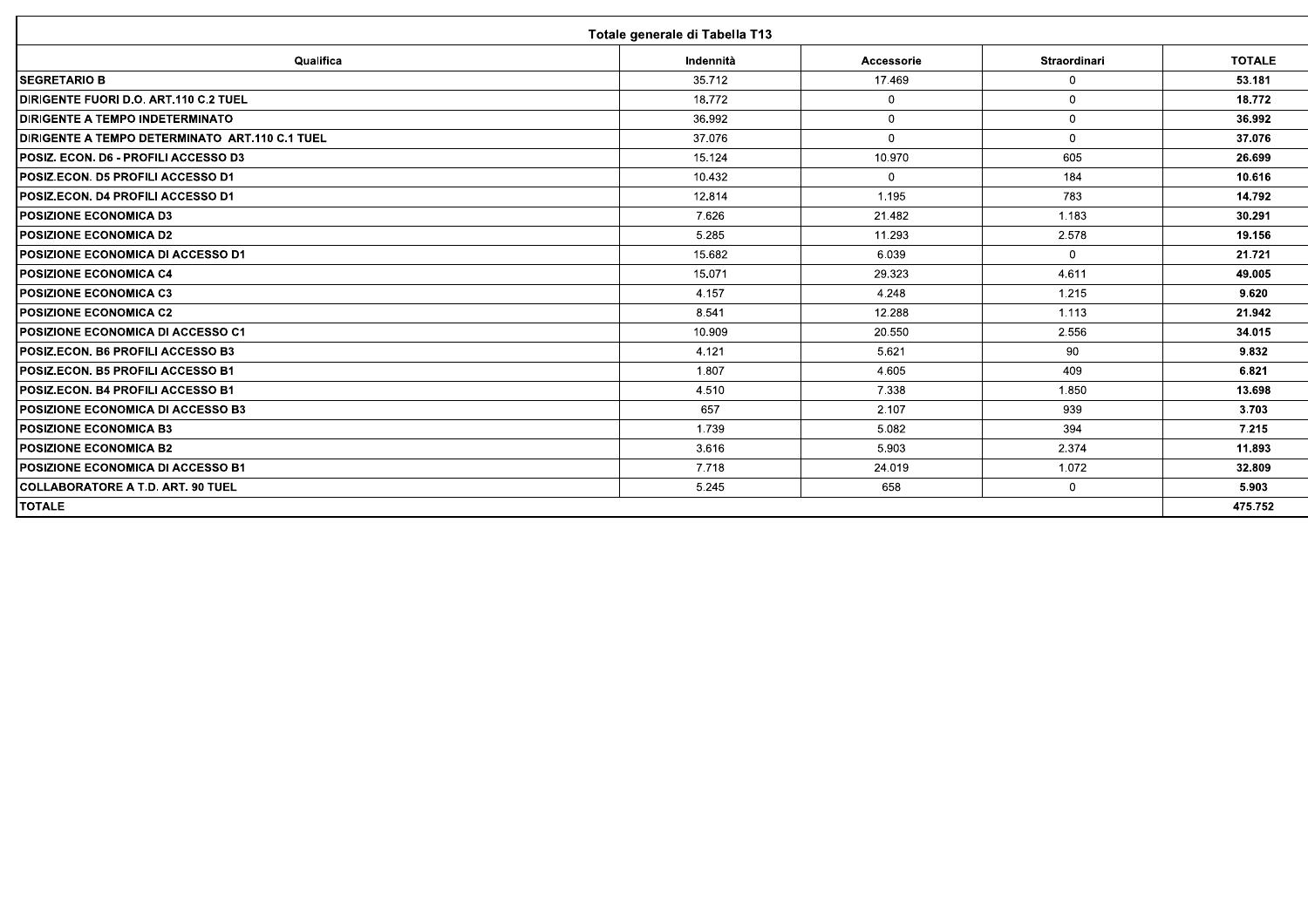| Totale generale di Tabella T13 | | | | |
|---|---|---|---|---|
| Qualifica | Indennità | Accessorie | Straordinari | TOTALE |
| **SEGRETARIO B** | 35.712 | 17.469 | 0 | **53.181** |
| **DIRIGENTE FUORI D.O. ART.110 C.2 TUEL** | 18.772 | 0 | 0 | **18.772** |
| **DIRIGENTE A TEMPO INDETERMINATO** | 36.992 | 0 | 0 | **36.992** |
| **DIRIGENTE A TEMPO DETERMINATO ART.110 C.1 TUEL** | 37.076 | 0 | 0 | **37.076** |
| **POSIZ. ECON. D6 - PROFILI ACCESSO D3** | 15.124 | 10.970 | 605 | **26.699** |
| **POSIZ.ECON. D5 PROFILI ACCESSO D1** | 10.432 | 0 | 184 | **10.616** |
| **POSIZ.ECON. D4 PROFILI ACCESSO D1** | 12.814 | 1.195 | 783 | **14.792** |
| **POSIZIONE ECONOMICA D3** | 7.626 | 21.482 | 1.183 | **30.291** |
| **POSIZIONE ECONOMICA D2** | 5.285 | 11.293 | 2.578 | **19.156** |
| **POSIZIONE ECONOMICA DI ACCESSO D1** | 15.682 | 6.039 | 0 | **21.721** |
| **POSIZIONE ECONOMICA C4** | 15.071 | 29.323 | 4.611 | **49.005** |
| **POSIZIONE ECONOMICA C3** | 4.157 | 4.248 | 1.215 | **9.620** |
| **POSIZIONE ECONOMICA C2** | 8.541 | 12.288 | 1.113 | **21.942** |
| **POSIZIONE ECONOMICA DI ACCESSO C1** | 10.909 | 20.550 | 2.556 | **34.015** |
| **POSIZ.ECON. B6 PROFILI ACCESSO B3** | 4.121 | 5.621 | 90 | **9.832** |
| **POSIZ.ECON. B5 PROFILI ACCESSO B1** | 1.807 | 4.605 | 409 | **6.821** |
| **POSIZ.ECON. B4 PROFILI ACCESSO B1** | 4.510 | 7.338 | 1.850 | **13.698** |
| **POSIZIONE ECONOMICA DI ACCESSO B3** | 657 | 2.107 | 939 | **3.703** |
| **POSIZIONE ECONOMICA B3** | 1.739 | 5.082 | 394 | **7.215** |
| **POSIZIONE ECONOMICA B2** | 3.616 | 5.903 | 2.374 | **11.893** |
| **POSIZIONE ECONOMICA DI ACCESSO B1** | 7.718 | 24.019 | 1.072 | **32.809** |
| **COLLABORATORE A T.D. ART. 90 TUEL** | 5.245 | 658 | 0 | **5.903** |
| **TOTALE** | | | | **475.752** |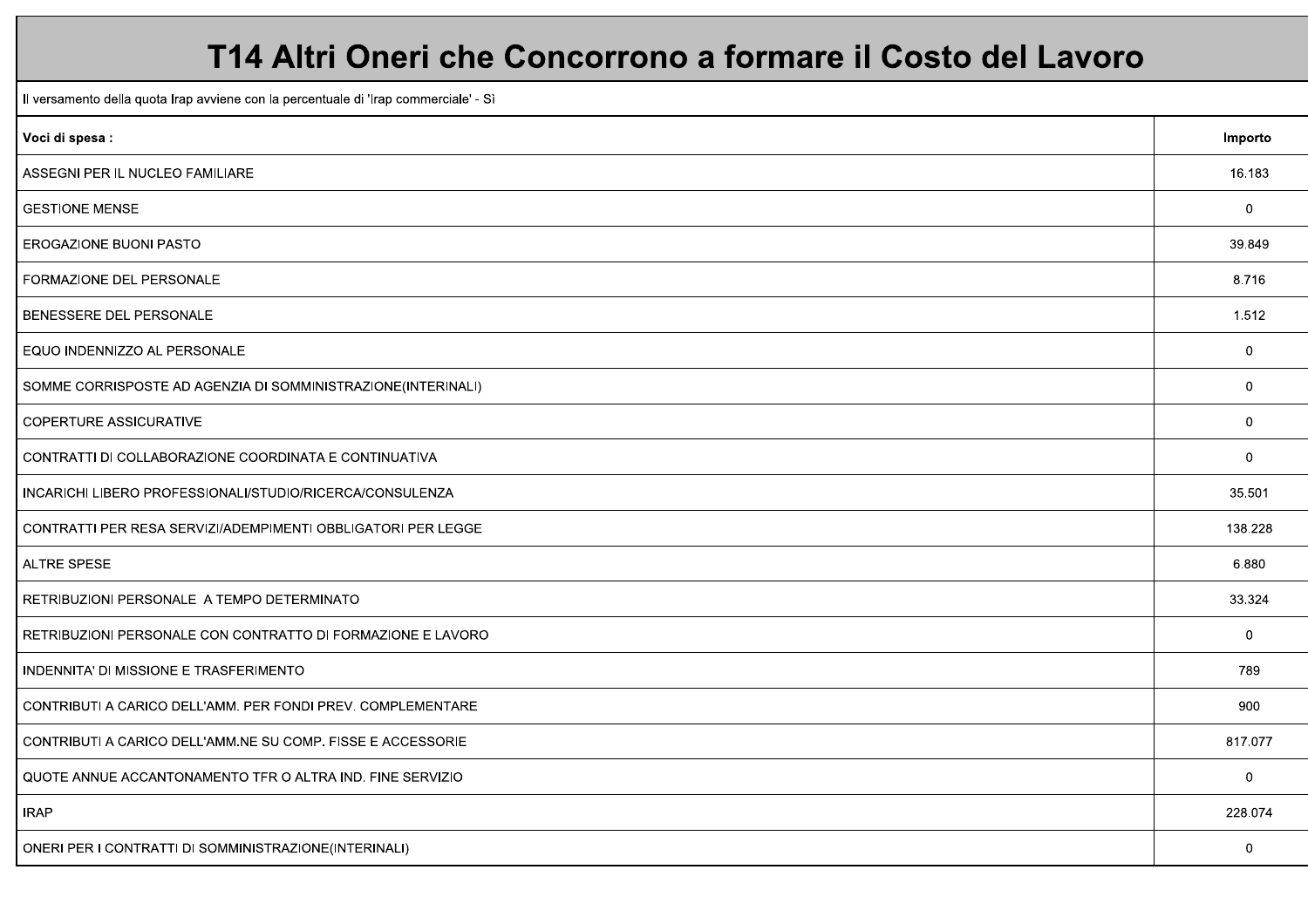# T14 Altri Oneri che Concorrono a formare il Costo del Lavoro

Il versamento della quota Irap avviene con la percentuale di 'Irap commerciale' - Sì

| Voci di spesa : | Importo |
|---|---|
| ASSEGNI PER IL NUCLEO FAMILIARE | 16.183 |
| GESTIONE MENSE | 0 |
| EROGAZIONE BUONI PASTO | 39.849 |
| FORMAZIONE DEL PERSONALE | 8.716 |
| BENESSERE DEL PERSONALE | 1.512 |
| EQUO INDENNIZZO AL PERSONALE | 0 |
| SOMME CORRISPOSTE AD AGENZIA DI SOMMINISTRAZIONE(INTERINALI) | 0 |
| COPERTURE ASSICURATIVE | 0 |
| CONTRATTI DI COLLABORAZIONE COORDINATA E CONTINUATIVA | 0 |
| INCARICHI LIBERO PROFESSIONALI/STUDIO/RICERCA/CONSULENZA | 35.501 |
| CONTRATTI PER RESA SERVIZI/ADEMPIMENTI OBBLIGATORI PER LEGGE | 138.228 |
| ALTRE SPESE | 6.880 |
| RETRIBUZIONI PERSONALE A TEMPO DETERMINATO | 33.324 |
| RETRIBUZIONI PERSONALE CON CONTRATTO DI FORMAZIONE E LAVORO | 0 |
| INDENNITA' DI MISSIONE E TRASFERIMENTO | 789 |
| CONTRIBUTI A CARICO DELL'AMM. PER FONDI PREV. COMPLEMENTARE | 900 |
| CONTRIBUTI A CARICO DELL'AMM.NE SU COMP. FISSE E ACCESSORIE | 817.077 |
| QUOTE ANNUE ACCANTONAMENTO TFR O ALTRA IND. FINE SERVIZIO | 0 |
| IRAP | 228.074 |
| ONERI PER I CONTRATTI DI SOMMINISTRAZIONE(INTERINALI) | 0 |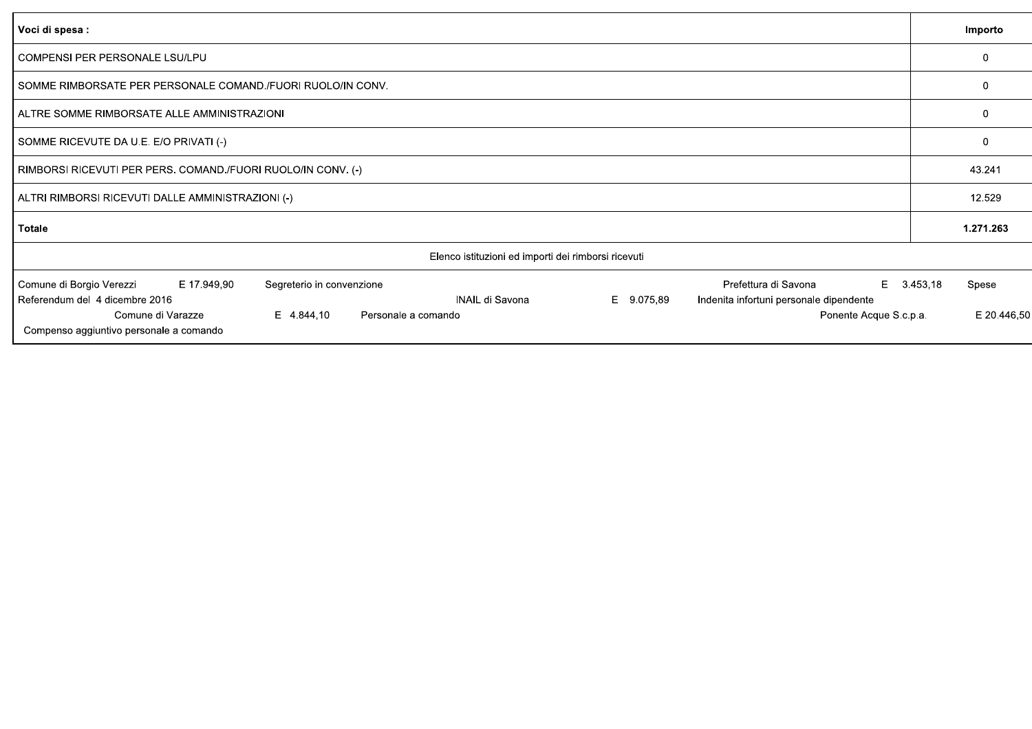| Voci di spesa : | Importo |
|---|---|
| COMPENSI PER PERSONALE LSU/LPU | 0 |
| SOMME RIMBORSATE PER PERSONALE COMAND./FUORI RUOLO/IN CONV. | 0 |
| ALTRE SOMME RIMBORSATE ALLE AMMINISTRAZIONI | 0 |
| SOMME RICEVUTE DA U.E. E/O PRIVATI (-) | 0 |
| RIMBORSI RICEVUTI PER PERS. COMAND./FUORI RUOLO/IN CONV. (-) | 43.241 |
| ALTRI RIMBORSI RICEVUTI DALLE AMMINISTRAZIONI (-) | 12.529 |
| **Totale** | **1.271.263** |

Elenco istituzioni ed importi dei rimborsi ricevuti

Comune di Borgio Verezzi E 17.949,90 Segreterio in convenzione Prefettura di Savona E 3.453,18 Spese Referendum del 4 dicembre 2016 INAIL di Savona E 9.075,89 Indenita infortuni personale dipendente Comune di Varazze E 4.844,10 Personale a comando Ponente Acque S.c.p.a. E 20.446,50 Compenso aggiuntivo personale a comando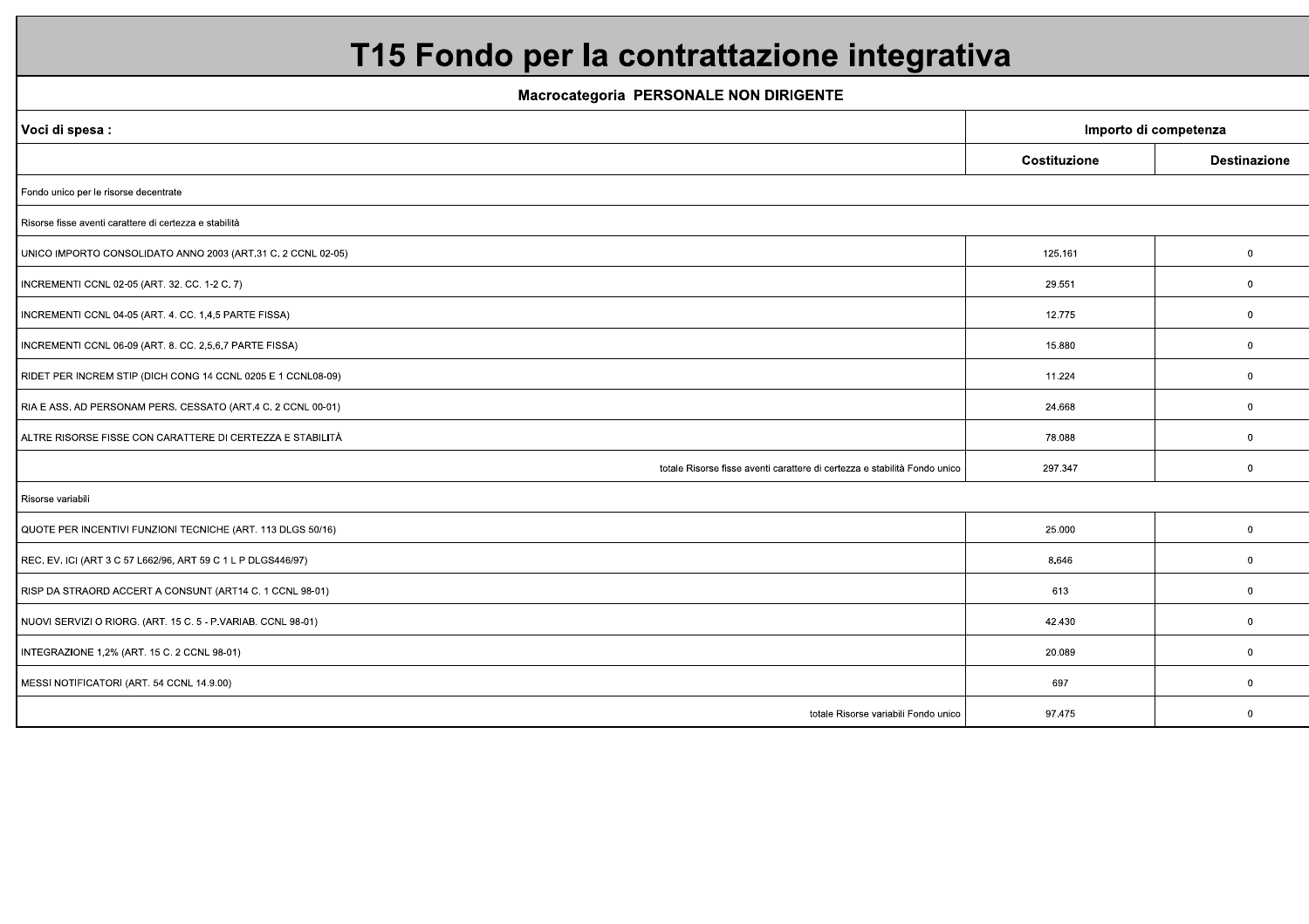# T15 Fondo per la contrattazione integrativa

**Macrocategoria PERSONALE NON DIRIGENTE**

| Voci di spesa : | Importo di competenza | |
|---|---|---|
| | Costituzione | Destinazione |
| Fondo unico per le risorse decentrate | | |
| Risorse fisse aventi carattere di certezza e stabilità | | |
| UNICO IMPORTO CONSOLIDATO ANNO 2003 (ART.31 C. 2 CCNL 02-05) | 125.161 | 0 |
| INCREMENTI CCNL 02-05 (ART. 32. CC. 1-2 C. 7) | 29.551 | 0 |
| INCREMENTI CCNL 04-05 (ART. 4. CC. 1,4,5 PARTE FISSA) | 12.775 | 0 |
| INCREMENTI CCNL 06-09 (ART. 8. CC. 2,5,6,7 PARTE FISSA) | 15.880 | 0 |
| RIDET PER INCREM STIP (DICH CONG 14 CCNL 0205 E 1 CCNL08-09) | 11.224 | 0 |
| RIA E ASS. AD PERSONAM PERS. CESSATO (ART.4 C. 2 CCNL 00-01) | 24.668 | 0 |
| ALTRE RISORSE FISSE CON CARATTERE DI CERTEZZA E STABILITÀ | 78.088 | 0 |
| totale Risorse fisse aventi carattere di certezza e stabilità Fondo unico | 297.347 | 0 |
| Risorse variabili | | |
| QUOTE PER INCENTIVI FUNZIONI TECNICHE (ART. 113 DLGS 50/16) | 25.000 | 0 |
| REC. EV. ICI (ART 3 C 57 L662/96, ART 59 C 1 L P DLGS446/97) | 8.646 | 0 |
| RISP DA STRAORD ACCERT A CONSUNT (ART14 C. 1 CCNL 98-01) | 613 | 0 |
| NUOVI SERVIZI O RIORG. (ART. 15 C. 5 - P.VARIAB. CCNL 98-01) | 42.430 | 0 |
| INTEGRAZIONE 1,2% (ART. 15 C. 2 CCNL 98-01) | 20.089 | 0 |
| MESSI NOTIFICATORI (ART. 54 CCNL 14.9.00) | 697 | 0 |
| totale Risorse variabili Fondo unico | 97.475 | 0 |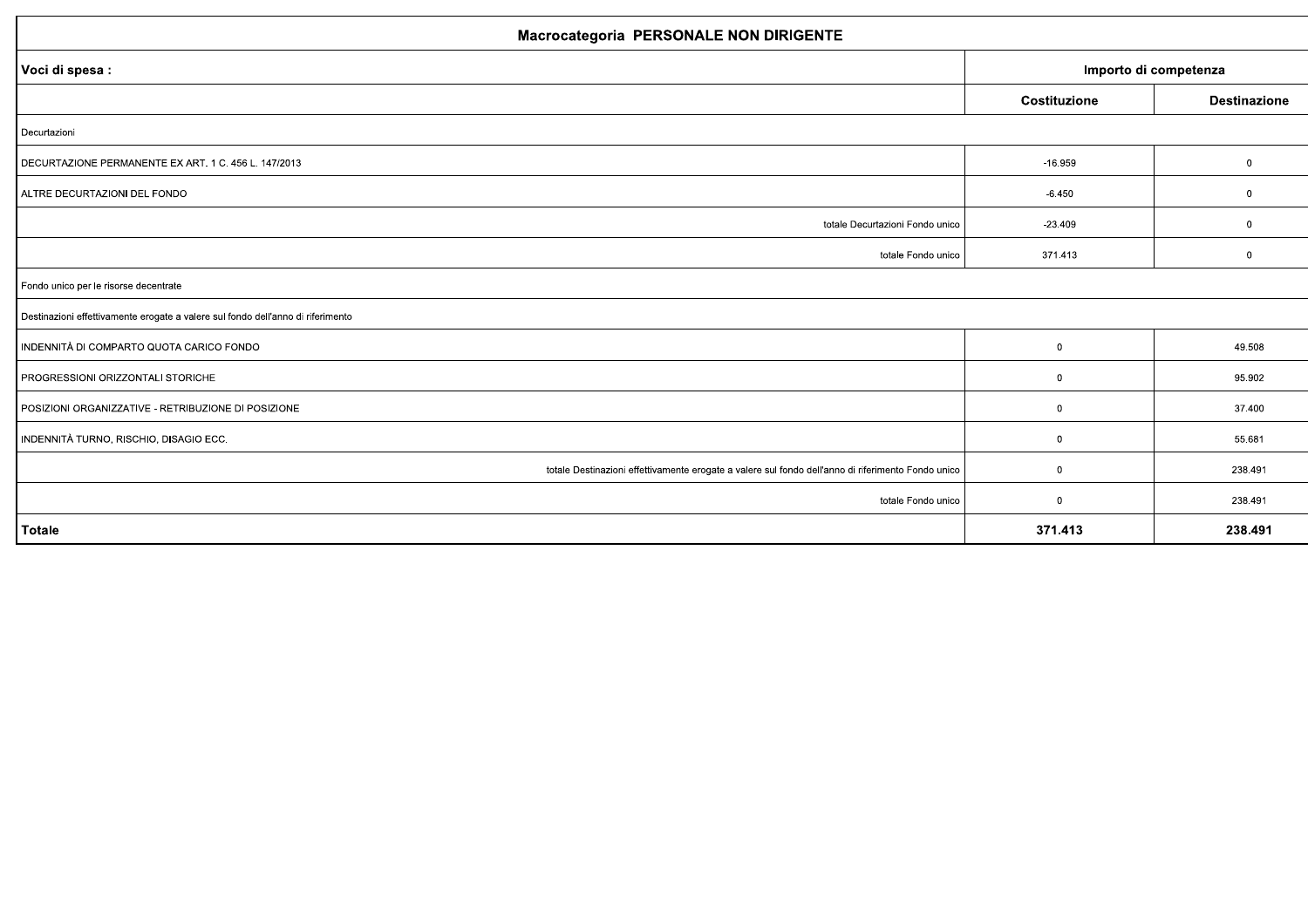| Macrocategoria PERSONALE NON DIRIGENTE | | |
|---|---|---|
| **Voci di spesa :** | **Importo di competenza** | |
| | **Costituzione** | **Destinazione** |
| Decurtazioni | | |
| DECURTAZIONE PERMANENTE EX ART. 1 C. 456 L. 147/2013 | -16.959 | 0 |
| ALTRE DECURTAZIONI DEL FONDO | -6.450 | 0 |
| totale Decurtazioni Fondo unico | -23.409 | 0 |
| totale Fondo unico | 371.413 | 0 |
| Fondo unico per le risorse decentrate | | |
| Destinazioni effettivamente erogate a valere sul fondo dell'anno di riferimento | | |
| INDENNITÀ DI COMPARTO QUOTA CARICO FONDO | 0 | 49.508 |
| PROGRESSIONI ORIZZONTALI STORICHE | 0 | 95.902 |
| POSIZIONI ORGANIZZATIVE - RETRIBUZIONE DI POSIZIONE | 0 | 37.400 |
| INDENNITÀ TURNO, RISCHIO, DISAGIO ECC. | 0 | 55.681 |
| totale Destinazioni effettivamente erogate a valere sul fondo dell'anno di riferimento Fondo unico | 0 | 238.491 |
| totale Fondo unico | 0 | 238.491 |
| **Totale** | **371.413** | **238.491** |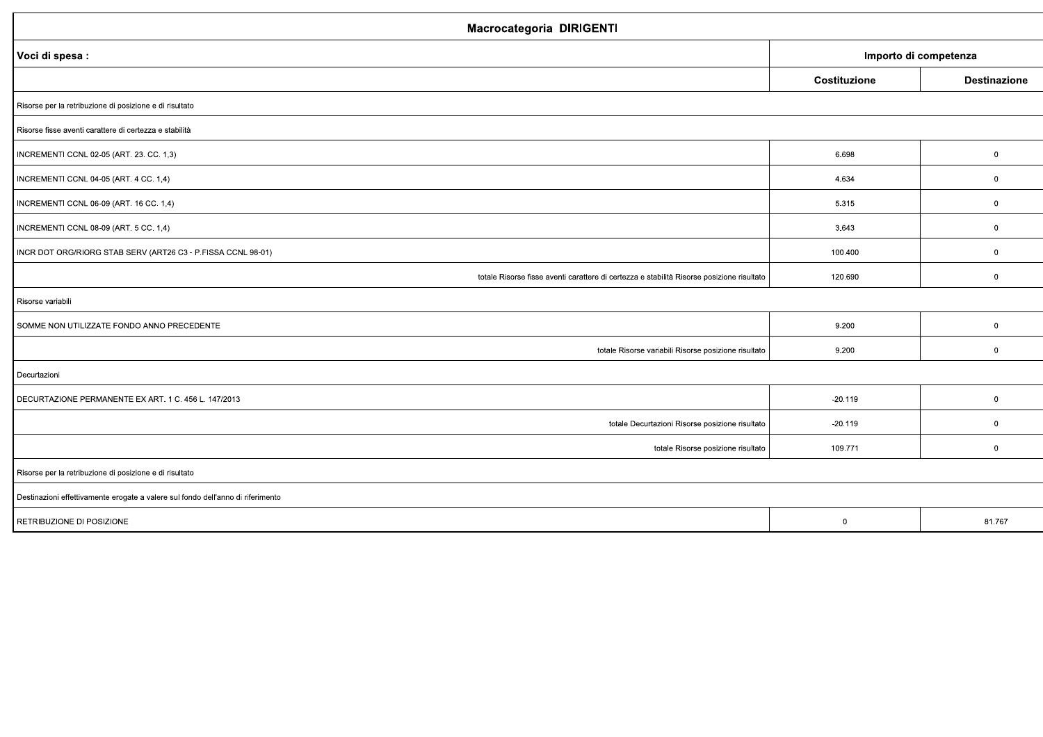| Macrocategoria DIRIGENTI | | |
|---|---|---|
| **Voci di spesa :** | **Importo di competenza** | |
| | **Costituzione** | **Destinazione** |
| Risorse per la retribuzione di posizione e di risultato | | |
| Risorse fisse aventi carattere di certezza e stabilità | | |
| INCREMENTI CCNL 02-05 (ART. 23. CC. 1,3) | 6.698 | 0 |
| INCREMENTI CCNL 04-05 (ART. 4 CC. 1,4) | 4.634 | 0 |
| INCREMENTI CCNL 06-09 (ART. 16 CC. 1,4) | 5.315 | 0 |
| INCREMENTI CCNL 08-09 (ART. 5 CC. 1,4) | 3.643 | 0 |
| INCR DOT ORG/RIORG STAB SERV (ART26 C3 - P.FISSA CCNL 98-01) | 100.400 | 0 |
| totale Risorse fisse aventi carattere di certezza e stabilità Risorse posizione risultato | 120.690 | 0 |
| Risorse variabili | | |
| SOMME NON UTILIZZATE FONDO ANNO PRECEDENTE | 9.200 | 0 |
| totale Risorse variabili Risorse posizione risultato | 9.200 | 0 |
| Decurtazioni | | |
| DECURTAZIONE PERMANENTE EX ART. 1 C. 456 L. 147/2013 | -20.119 | 0 |
| totale Decurtazioni Risorse posizione risultato | -20.119 | 0 |
| totale Risorse posizione risultato | 109.771 | 0 |
| Risorse per la retribuzione di posizione e di risultato | | |
| Destinazioni effettivamente erogate a valere sul fondo dell'anno di riferimento | | |
| RETRIBUZIONE DI POSIZIONE | 0 | 81.767 |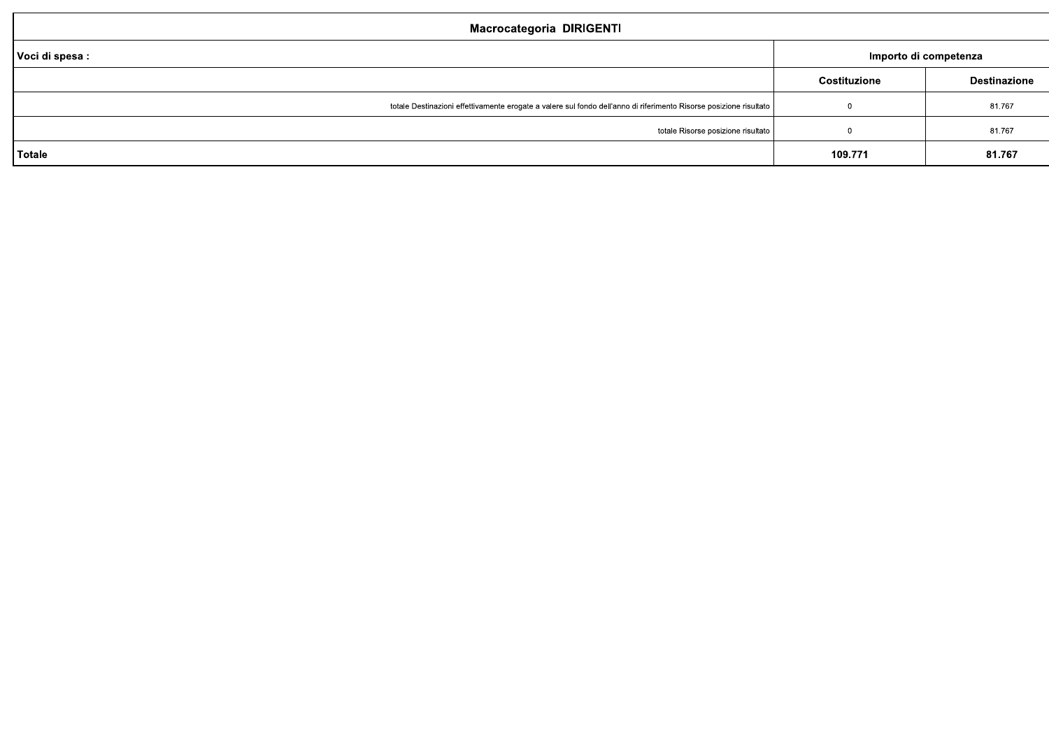| Macrocategoria DIRIGENTI | | |
|---|---|---|
| Voci di spesa : | Importo di competenza | |
| | Costituzione | Destinazione |
| totale Destinazioni effettivamente erogate a valere sul fondo dell'anno di riferimento Risorse posizione risultato | 0 | 81.767 |
| totale Risorse posizione risultato | 0 | 81.767 |
| **Totale** | **109.771** | **81.767** |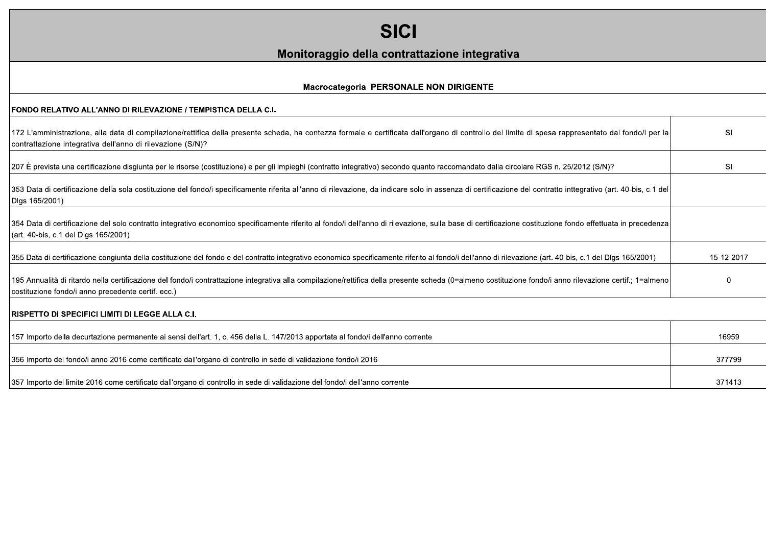# SICI

## Monitoraggio della contrattazione integrativa

### Macrocategoria PERSONALE NON DIRIGENTE

**FONDO RELATIVO ALL'ANNO DI RILEVAZIONE / TEMPISTICA DELLA C.I.**

| | |
|---|---|
| 172 L'amministrazione, alla data di compilazione/rettifica della presente scheda, ha contezza formale e certificata dall'organo di controllo del limite di spesa rappresentato dal fondo/i per la contrattazione integrativa dell'anno di rilevazione (S/N)? | SI |
| 207 È prevista una certificazione disgiunta per le risorse (costituzione) e per gli impieghi (contratto integrativo) secondo quanto raccomandato dalla circolare RGS n. 25/2012 (S/N)? | SI |
| 353 Data di certificazione della sola costituzione del fondo/i specificamente riferita all'anno di rilevazione, da indicare solo in assenza di certificazione del contratto inttegrativo (art. 40-bis, c.1 del Dlgs 165/2001) | |
| 354 Data di certificazione del solo contratto integrativo economico specificamente riferito al fondo/i dell'anno di rilevazione, sulla base di certificazione costituzione fondo effettuata in precedenza (art. 40-bis, c.1 del Dlgs 165/2001) | |
| 355 Data di certificazione congiunta della costituzione del fondo e del contratto integrativo economico specificamente riferito al fondo/i dell'anno di rilevazione (art. 40-bis, c.1 del Dlgs 165/2001) | 15-12-2017 |
| 195 Annualità di ritardo nella certificazione del fondo/i contrattazione integrativa alla compilazione/rettifica della presente scheda (0=almeno costituzione fondo/i anno rilevazione certif.; 1=almeno costituzione fondo/i anno precedente certif. ecc.) | 0 |

**RISPETTO DI SPECIFICI LIMITI DI LEGGE ALLA C.I.**

| | |
|---|---|
| 157 Importo della decurtazione permanente ai sensi dell'art. 1, c. 456 della L. 147/2013 apportata al fondo/i dell'anno corrente | 16959 |
| 356 Importo del fondo/i anno 2016 come certificato dall'organo di controllo in sede di validazione fondo/i 2016 | 377799 |
| 357 Importo del limite 2016 come certificato dall'organo di controllo in sede di validazione del fondo/i dell'anno corrente | 371413 |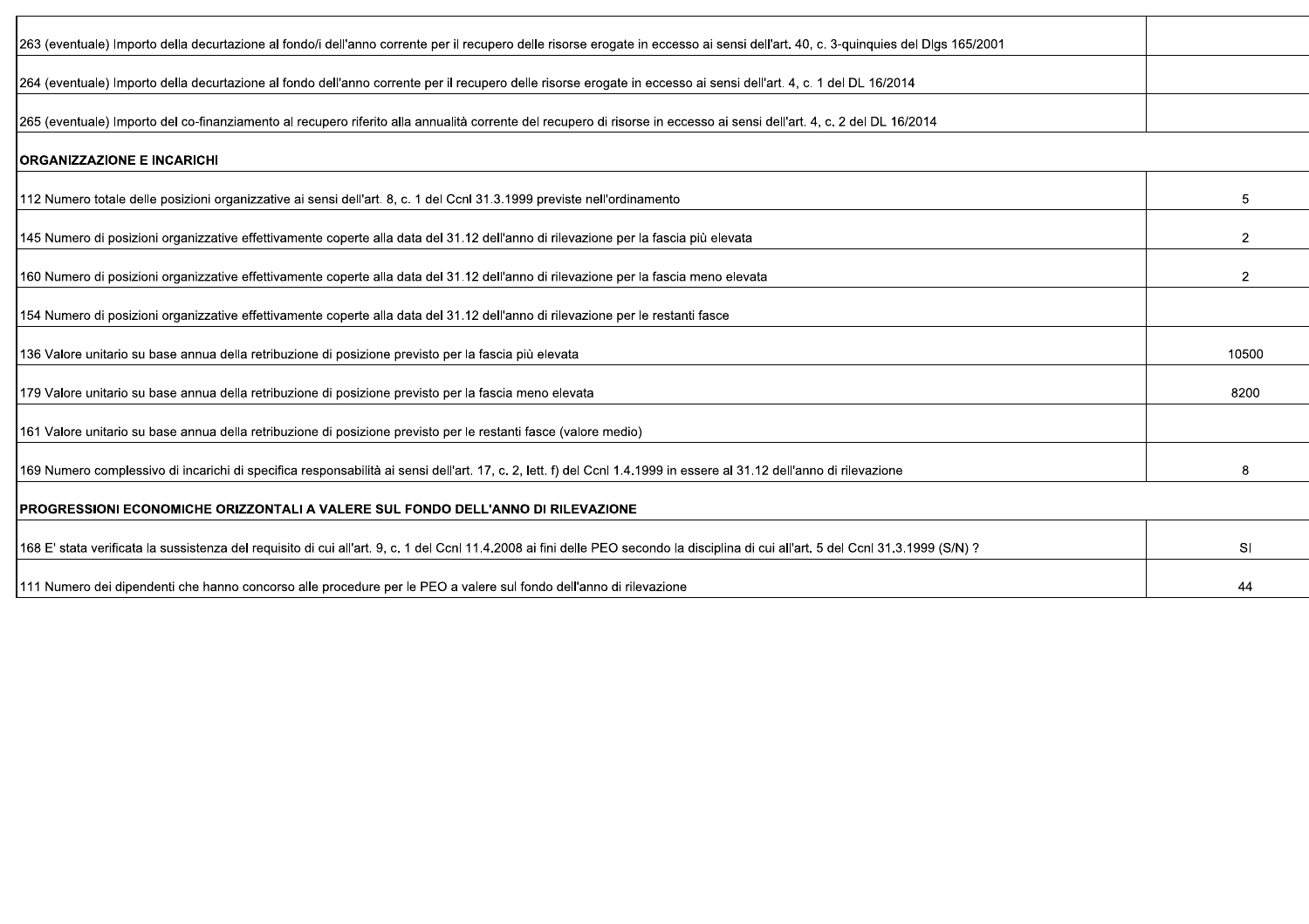| | |
|---|---|
| 263 (eventuale) Importo della decurtazione al fondo/i dell'anno corrente per il recupero delle risorse erogate in eccesso ai sensi dell'art. 40, c. 3-quinquies del Dlgs 165/2001 | |
| 264 (eventuale) Importo della decurtazione al fondo dell'anno corrente per il recupero delle risorse erogate in eccesso ai sensi dell'art. 4, c. 1 del DL 16/2014 | |
| 265 (eventuale) Importo del co-finanziamento al recupero riferito alla annualità corrente del recupero di risorse in eccesso ai sensi dell'art. 4, c. 2 del DL 16/2014 | |
| **ORGANIZZAZIONE E INCARICHI** | |
| 112 Numero totale delle posizioni organizzative ai sensi dell'art. 8, c. 1 del Ccnl 31.3.1999 previste nell'ordinamento | 5 |
| 145 Numero di posizioni organizzative effettivamente coperte alla data del 31.12 dell'anno di rilevazione per la fascia più elevata | 2 |
| 160 Numero di posizioni organizzative effettivamente coperte alla data del 31.12 dell'anno di rilevazione per la fascia meno elevata | 2 |
| 154 Numero di posizioni organizzative effettivamente coperte alla data del 31.12 dell'anno di rilevazione per le restanti fasce | |
| 136 Valore unitario su base annua della retribuzione di posizione previsto per la fascia più elevata | 10500 |
| 179 Valore unitario su base annua della retribuzione di posizione previsto per la fascia meno elevata | 8200 |
| 161 Valore unitario su base annua della retribuzione di posizione previsto per le restanti fasce (valore medio) | |
| 169 Numero complessivo di incarichi di specifica responsabilità ai sensi dell'art. 17, c. 2, lett. f) del Ccnl 1.4.1999 in essere al 31.12 dell'anno di rilevazione | 8 |
| **PROGRESSIONI ECONOMICHE ORIZZONTALI A VALERE SUL FONDO DELL'ANNO DI RILEVAZIONE** | |
| 168 E' stata verificata la sussistenza del requisito di cui all'art. 9, c. 1 del Ccnl 11.4.2008 ai fini delle PEO secondo la disciplina di cui all'art. 5 del Ccnl 31.3.1999 (S/N) ? | SI |
| 111 Numero dei dipendenti che hanno concorso alle procedure per le PEO a valere sul fondo dell'anno di rilevazione | 44 |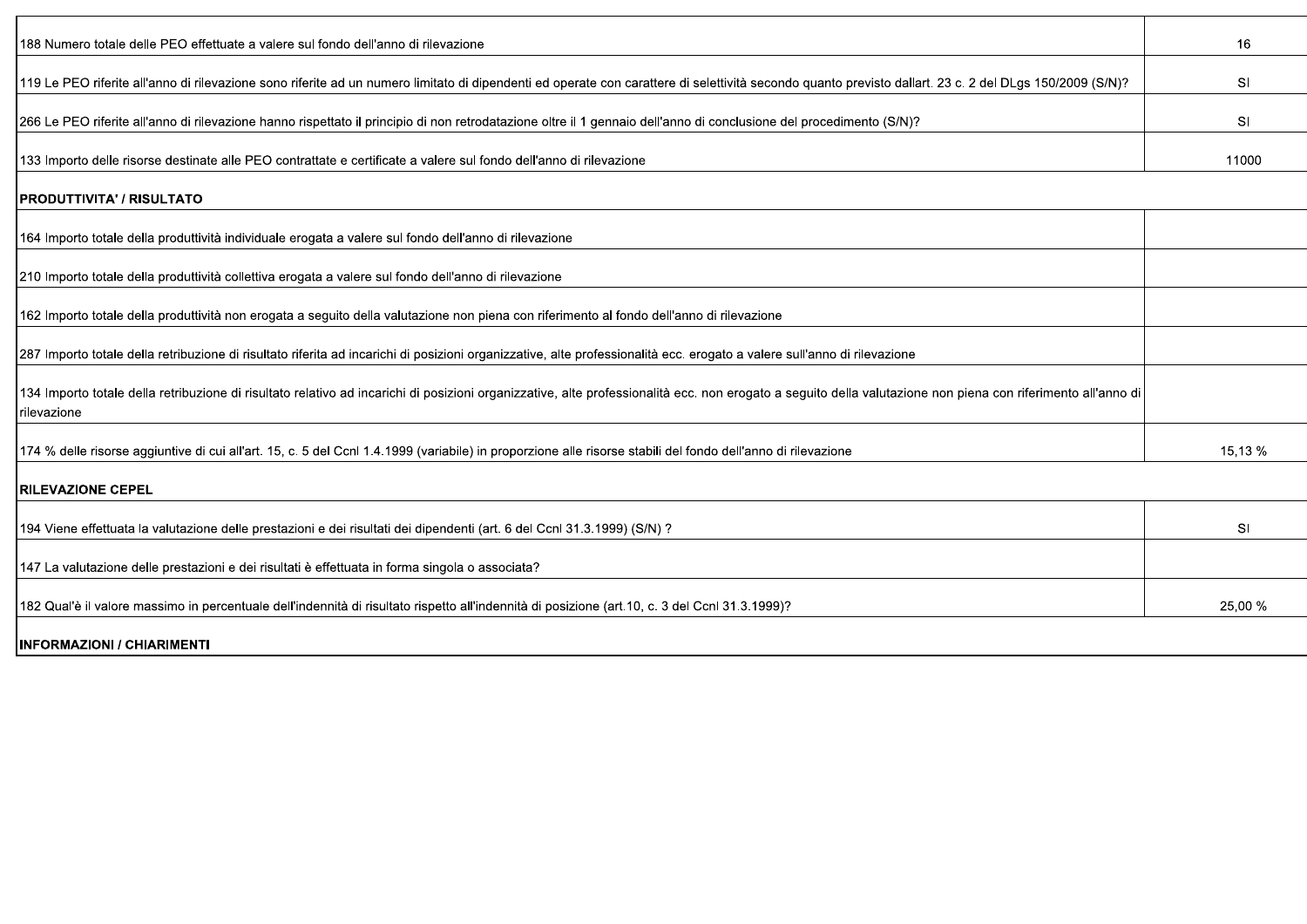| | |
|---|---|
| 188 Numero totale delle PEO effettuate a valere sul fondo dell'anno di rilevazione | 16 |
| 119 Le PEO riferite all'anno di rilevazione sono riferite ad un numero limitato di dipendenti ed operate con carattere di selettività secondo quanto previsto dallart. 23 c. 2 del DLgs 150/2009 (S/N)? | SI |
| 266 Le PEO riferite all'anno di rilevazione hanno rispettato il principio di non retrodatazione oltre il 1 gennaio dell'anno di conclusione del procedimento (S/N)? | SI |
| 133 Importo delle risorse destinate alle PEO contrattate e certificate a valere sul fondo dell'anno di rilevazione | 11000 |
| **PRODUTTIVITA' / RISULTATO** | |
| 164 Importo totale della produttività individuale erogata a valere sul fondo dell'anno di rilevazione | |
| 210 Importo totale della produttività collettiva erogata a valere sul fondo dell'anno di rilevazione | |
| 162 Importo totale della produttività non erogata a seguito della valutazione non piena con riferimento al fondo dell'anno di rilevazione | |
| 287 Importo totale della retribuzione di risultato riferita ad incarichi di posizioni organizzative, alte professionalità ecc. erogato a valere sull'anno di rilevazione | |
| 134 Importo totale della retribuzione di risultato relativo ad incarichi di posizioni organizzative, alte professionalità ecc. non erogato a seguito della valutazione non piena con riferimento all'anno di rilevazione | |
| 174 % delle risorse aggiuntive di cui all'art. 15, c. 5 del Ccnl 1.4.1999 (variabile) in proporzione alle risorse stabili del fondo dell'anno di rilevazione | 15,13 % |
| **RILEVAZIONE CEPEL** | |
| 194 Viene effettuata la valutazione delle prestazioni e dei risultati dei dipendenti (art. 6 del Ccnl 31.3.1999) (S/N) ? | SI |
| 147 La valutazione delle prestazioni e dei risultati è effettuata in forma singola o associata? | |
| 182 Qual'è il valore massimo in percentuale dell'indennità di risultato rispetto all'indennità di posizione (art.10, c. 3 del Ccnl 31.3.1999)? | 25,00 % |
| **INFORMAZIONI / CHIARIMENTI** | |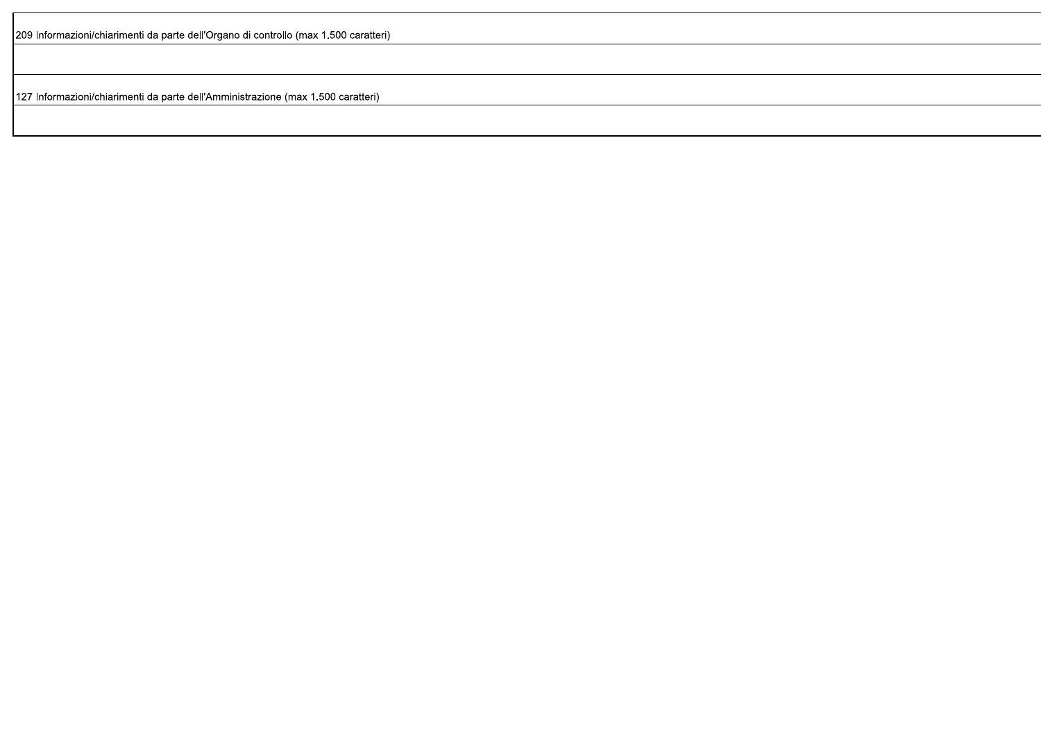| 209 Informazioni/chiarimenti da parte dell'Organo di controllo (max 1.500 caratteri) |
| --- |
| |
| 127 Informazioni/chiarimenti da parte dell'Amministrazione (max 1.500 caratteri) |
| |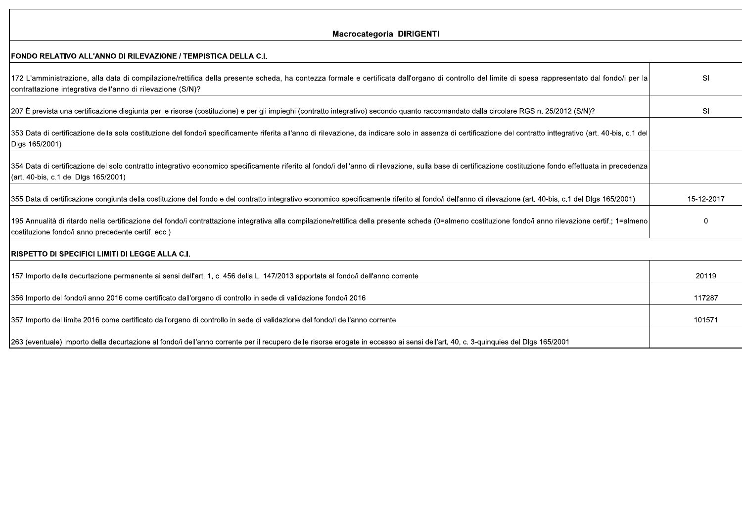| Macrocategoria DIRIGENTI | |
|---|---|
| **FONDO RELATIVO ALL'ANNO DI RILEVAZIONE / TEMPISTICA DELLA C.I.** | |
| 172 L'amministrazione, alla data di compilazione/rettifica della presente scheda, ha contezza formale e certificata dall'organo di controllo del limite di spesa rappresentato dal fondo/i per la contrattazione integrativa dell'anno di rilevazione (S/N)? | SI |
| 207 È prevista una certificazione disgiunta per le risorse (costituzione) e per gli impieghi (contratto integrativo) secondo quanto raccomandato dalla circolare RGS n. 25/2012 (S/N)? | SI |
| 353 Data di certificazione della sola costituzione del fondo/i specificamente riferita all'anno di rilevazione, da indicare solo in assenza di certificazione del contratto inttegrativo (art. 40-bis, c.1 del Dlgs 165/2001) | |
| 354 Data di certificazione del solo contratto integrativo economico specificamente riferito al fondo/i dell'anno di rilevazione, sulla base di certificazione costituzione fondo effettuata in precedenza (art. 40-bis, c.1 del Dlgs 165/2001) | |
| 355 Data di certificazione congiunta della costituzione del fondo e del contratto integrativo economico specificamente riferito al fondo/i dell'anno di rilevazione (art. 40-bis, c.1 del Dlgs 165/2001) | 15-12-2017 |
| 195 Annualità di ritardo nella certificazione del fondo/i contrattazione integrativa alla compilazione/rettifica della presente scheda (0=almeno costituzione fondo/i anno rilevazione certif.; 1=almeno costituzione fondo/i anno precedente certif. ecc.) | 0 |
| **RISPETTO DI SPECIFICI LIMITI DI LEGGE ALLA C.I.** | |
| 157 Importo della decurtazione permanente ai sensi dell'art. 1, c. 456 della L. 147/2013 apportata al fondo/i dell'anno corrente | 20119 |
| 356 Importo del fondo/i anno 2016 come certificato dall'organo di controllo in sede di validazione fondo/i 2016 | 117287 |
| 357 Importo del limite 2016 come certificato dall'organo di controllo in sede di validazione del fondo/i dell'anno corrente | 101571 |
| 263 (eventuale) Importo della decurtazione al fondo/i dell'anno corrente per il recupero delle risorse erogate in eccesso ai sensi dell'art. 40, c. 3-quinquies del Dlgs 165/2001 | |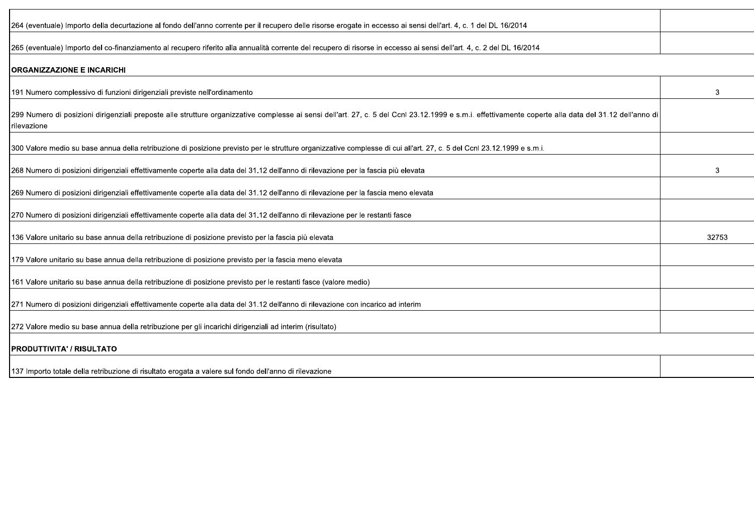| | |
|---|---|
| 264 (eventuale) Importo della decurtazione al fondo dell'anno corrente per il recupero delle risorse erogate in eccesso ai sensi dell'art. 4, c. 1 del DL 16/2014 | |
| 265 (eventuale) Importo del co-finanziamento al recupero riferito alla annualità corrente del recupero di risorse in eccesso ai sensi dell'art. 4, c. 2 del DL 16/2014 | |
| **ORGANIZZAZIONE E INCARICHI** | |
| 191 Numero complessivo di funzioni dirigenziali previste nell'ordinamento | 3 |
| 299 Numero di posizioni dirigenziali preposte alle strutture organizzative complesse ai sensi dell'art. 27, c. 5 del Ccnl 23.12.1999 e s.m.i. effettivamente coperte alla data del 31.12 dell'anno di rilevazione | |
| 300 Valore medio su base annua della retribuzione di posizione previsto per le strutture organizzative complesse di cui all'art. 27, c. 5 del Ccnl 23.12.1999 e s.m.i. | |
| 268 Numero di posizioni dirigenziali effettivamente coperte alla data del 31.12 dell'anno di rilevazione per la fascia più elevata | 3 |
| 269 Numero di posizioni dirigenziali effettivamente coperte alla data del 31.12 dell'anno di rilevazione per la fascia meno elevata | |
| 270 Numero di posizioni dirigenziali effettivamente coperte alla data del 31.12 dell'anno di rilevazione per le restanti fasce | |
| 136 Valore unitario su base annua della retribuzione di posizione previsto per la fascia più elevata | 32753 |
| 179 Valore unitario su base annua della retribuzione di posizione previsto per la fascia meno elevata | |
| 161 Valore unitario su base annua della retribuzione di posizione previsto per le restanti fasce (valore medio) | |
| 271 Numero di posizioni dirigenziali effettivamente coperte alla data del 31.12 dell'anno di rilevazione con incarico ad interim | |
| 272 Valore medio su base annua della retribuzione per gli incarichi dirigenziali ad interim (risultato) | |
| **PRODUTTIVITA' / RISULTATO** | |
| 137 Importo totale della retribuzione di risultato erogata a valere sul fondo dell'anno di rilevazione | |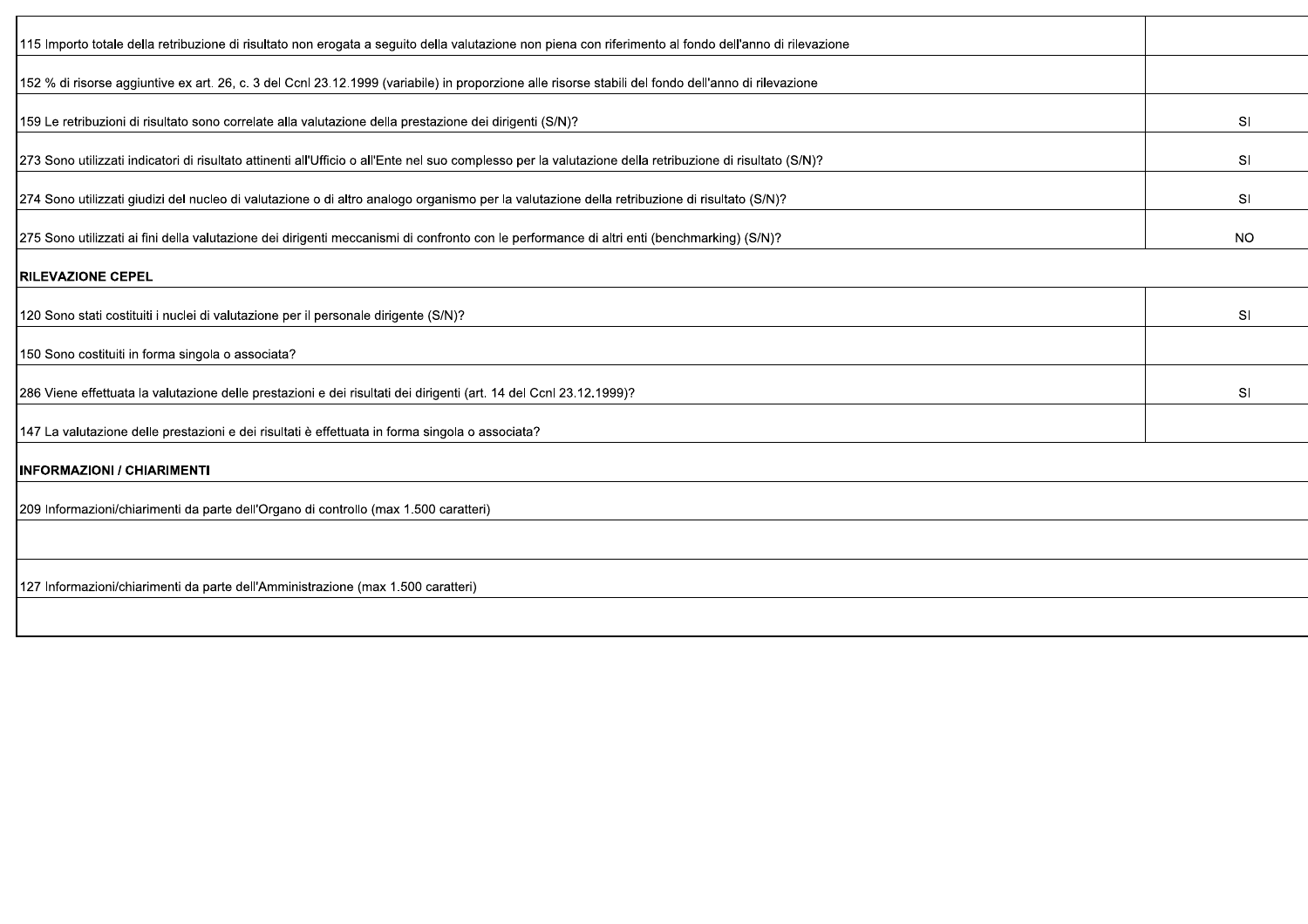| | |
|---|---|
| 115 Importo totale della retribuzione di risultato non erogata a seguito della valutazione non piena con riferimento al fondo dell'anno di rilevazione | |
| 152 % di risorse aggiuntive ex art. 26, c. 3 del Ccnl 23.12.1999 (variabile) in proporzione alle risorse stabili del fondo dell'anno di rilevazione | |
| 159 Le retribuzioni di risultato sono correlate alla valutazione della prestazione dei dirigenti (S/N)? | SI |
| 273 Sono utilizzati indicatori di risultato attinenti all'Ufficio o all'Ente nel suo complesso per la valutazione della retribuzione di risultato (S/N)? | SI |
| 274 Sono utilizzati giudizi del nucleo di valutazione o di altro analogo organismo per la valutazione della retribuzione di risultato (S/N)? | SI |
| 275 Sono utilizzati ai fini della valutazione dei dirigenti meccanismi di confronto con le performance di altri enti (benchmarking) (S/N)? | NO |
| **RILEVAZIONE CEPEL** | |
| 120 Sono stati costituiti i nuclei di valutazione per il personale dirigente (S/N)? | SI |
| 150 Sono costituiti in forma singola o associata? | |
| 286 Viene effettuata la valutazione delle prestazioni e dei risultati dei dirigenti (art. 14 del Ccnl 23.12.1999)? | SI |
| 147 La valutazione delle prestazioni e dei risultati è effettuata in forma singola o associata? | |
| **INFORMAZIONI / CHIARIMENTI** | |
| 209 Informazioni/chiarimenti da parte dell'Organo di controllo (max 1.500 caratteri) | |
| | |
| 127 Informazioni/chiarimenti da parte dell'Amministrazione (max 1.500 caratteri) | |
| | |